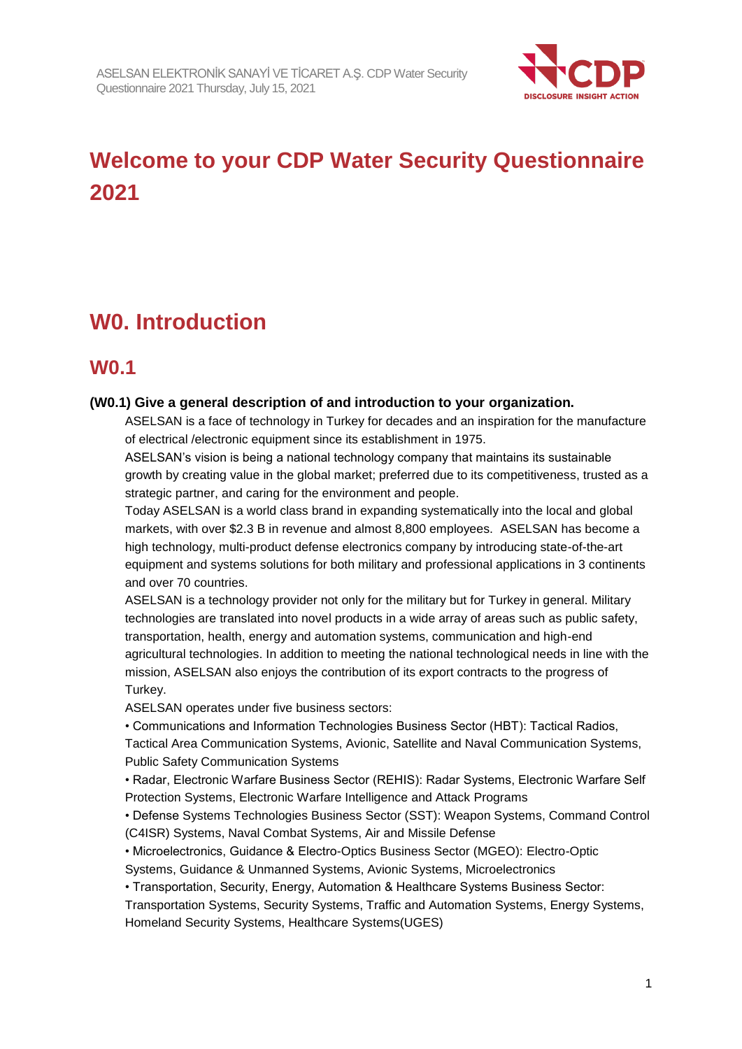# Welcome to your CDP Water Security Questionnaire 2021

# W0. Introduction

## W0.1

### (W0.1) Give a general description of and introduction to your organization.

ASELSAN is a face of technology in Turkey for decades and an inspiration for the manufacture of electrical /electronic equipment since its establishment in 1975.

ASELSAN's vision is being a national technology company that maintains its sustainable growth by creating value in the global market; preferred due to its competitiveness, trusted as a strategic partner, and caring for the environment and people.

Today ASELSAN is a world class brand in expanding systematically into the local and global markets, with over $2.3 B in revenue and almost 8,800 employees. ASELSAN has become a high technology, multi-product defense electronics company by introducing state-of-the-art equipment and systems solutions for both military and professional applications in 3 continents and over 70 countries.

ASELSAN is a technology provider not only for the military but for Turkey in general. Military technologies are translated into novel products in a wide array of areas such as public safety, transportation, health, energy and automation systems, communication and high-end agricultural technologies. In addition to meeting the national technological needs in line with the mission, ASELSAN also enjoys the contribution of its export contracts to the progress of Turkey.

ASELSAN operates under five business sectors:

- Communications and Information Technologies Business Sector (HBT): Tactical Radios, Tactical Area Communication Systems, Avionic, Satellite and Naval Communication Systems, Public Safety Communication Systems
- Radar, Electronic Warfare Business Sector (REHIS): Radar Systems, Electronic Warfare Self Protection Systems, Electronic Warfare Intelligence and Attack Programs
- Defense Systems Technologies Business Sector (SST): Weapon Systems, Command Control (C4ISR) Systems, Naval Combat Systems, Air and Missile Defense
- Microelectronics, Guidance & Electro-Optics Business Sector (MGEO): Electro-Optic Systems, Guidance & Unmanned Systems, Avionic Systems, Microelectronics
- Transportation, Security, Energy, Automation & Healthcare Systems Business Sector: Transportation Systems, Security Systems, Traffic and Automation Systems, Energy Systems, Homeland Security Systems, Healthcare Systems(UGES)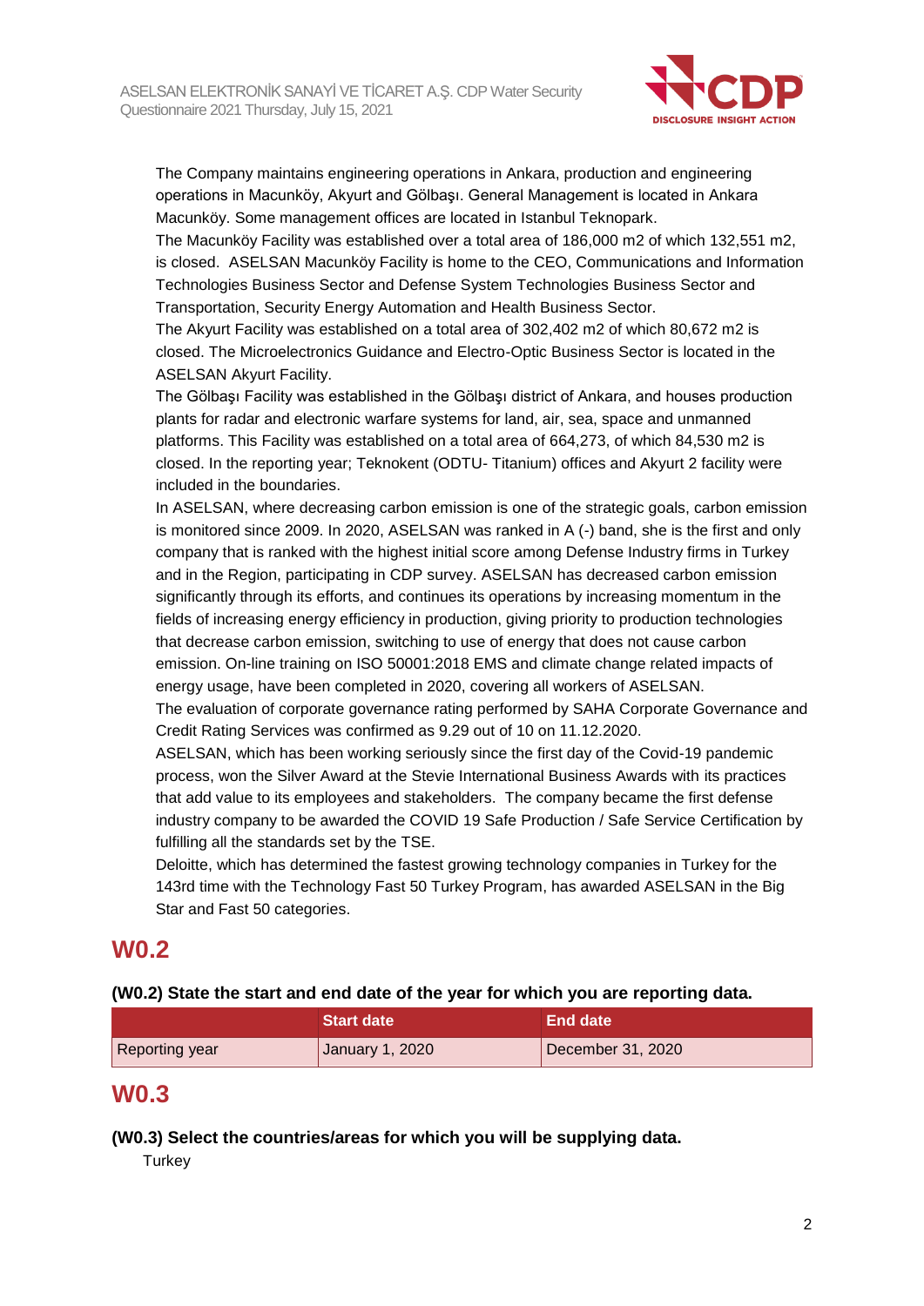The Company maintains engineering operations in Ankara, production and engineering operations in Macunköy, Akyurt and Gölbaşı. General Management is located in Ankara Macunköy. Some management offices are located in Istanbul Teknopark.

The Macunköy Facility was established over a total area of 186,000 m2 of which 132,551 m2, is closed. ASELSAN Macunköy Facility is home to the CEO, Communications and Information Technologies Business Sector and Defense System Technologies Business Sector and Transportation, Security Energy Automation and Health Business Sector.

The Akyurt Facility was established on a total area of 302,402 m2 of which 80,672 m2 is closed. The Microelectronics Guidance and Electro-Optic Business Sector is located in the ASELSAN Akyurt Facility.

The Gölbaşı Facility was established in the Gölbaşı district of Ankara, and houses production plants for radar and electronic warfare systems for land, air, sea, space and unmanned platforms. This Facility was established on a total area of 664,273, of which 84,530 m2 is closed. In the reporting year; Teknokent (ODTU- Titanium) offices and Akyurt 2 facility were included in the boundaries.

In ASELSAN, where decreasing carbon emission is one of the strategic goals, carbon emission is monitored since 2009. In 2020, ASELSAN was ranked in A (-) band, she is the first and only company that is ranked with the highest initial score among Defense Industry firms in Turkey and in the Region, participating in CDP survey. ASELSAN has decreased carbon emission significantly through its efforts, and continues its operations by increasing momentum in the fields of increasing energy efficiency in production, giving priority to production technologies that decrease carbon emission, switching to use of energy that does not cause carbon emission. On-line training on ISO 50001:2018 EMS and climate change related impacts of energy usage, have been completed in 2020, covering all workers of ASELSAN.

The evaluation of corporate governance rating performed by SAHA Corporate Governance and Credit Rating Services was confirmed as 9.29 out of 10 on 11.12.2020.

ASELSAN, which has been working seriously since the first day of the Covid-19 pandemic process, won the Silver Award at the Stevie International Business Awards with its practices that add value to its employees and stakeholders. The company became the first defense industry company to be awarded the COVID 19 Safe Production / Safe Service Certification by fulfilling all the standards set by the TSE.

Deloitte, which has determined the fastest growing technology companies in Turkey for the 143rd time with the Technology Fast 50 Turkey Program, has awarded ASELSAN in the Big Star and Fast 50 categories.

# W0.2

**(W0.2) State the start and end date of the year for which you are reporting data.**

| | Start date | End date |
|---|---|---|
| Reporting year | January 1, 2020 | December 31, 2020 |

# W0.3

**(W0.3) Select the countries/areas for which you will be supplying data.**

Turkey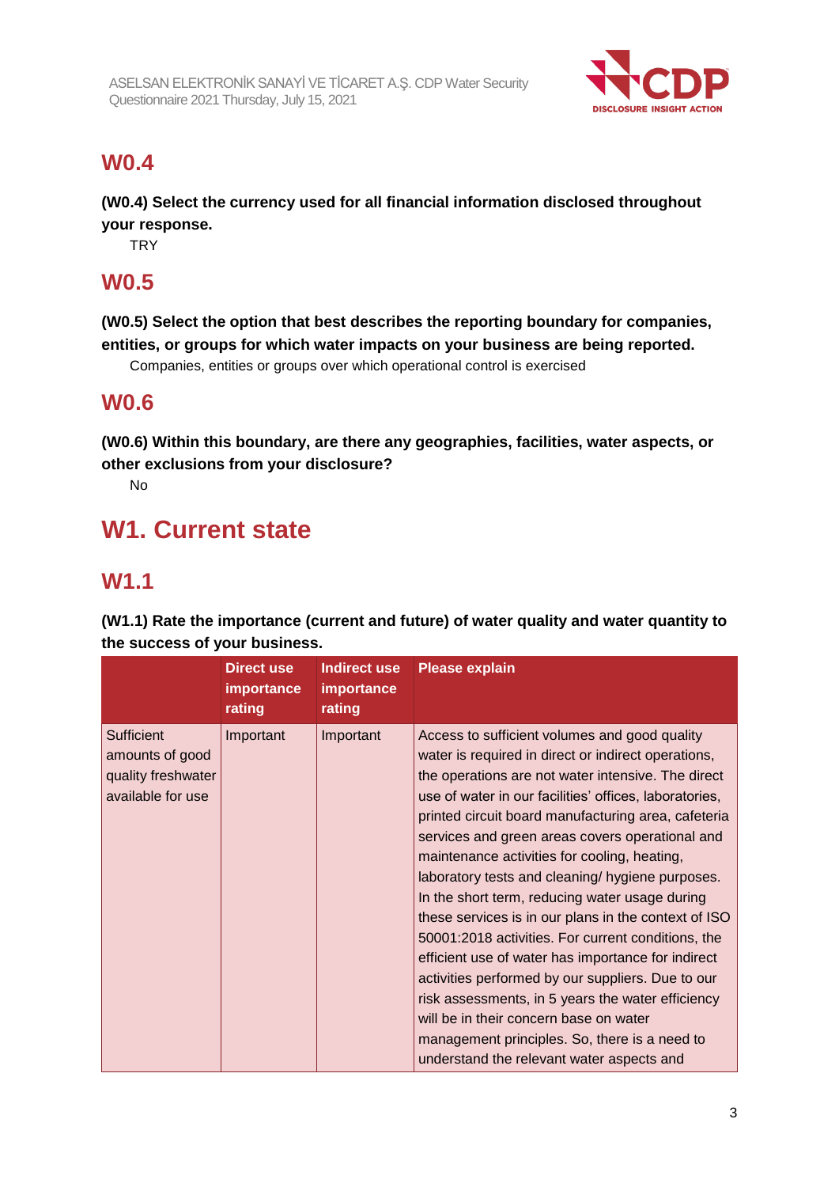## W0.4

**(W0.4) Select the currency used for all financial information disclosed throughout your response.**

TRY

## W0.5

**(W0.5) Select the option that best describes the reporting boundary for companies, entities, or groups for which water impacts on your business are being reported.**

Companies, entities or groups over which operational control is exercised

## W0.6

**(W0.6) Within this boundary, are there any geographies, facilities, water aspects, or other exclusions from your disclosure?**

No

# W1. Current state

## W1.1

**(W1.1) Rate the importance (current and future) of water quality and water quantity to the success of your business.**

| | Direct use importance rating | Indirect use importance rating | Please explain |
|---|---|---|---|
| Sufficient amounts of good quality freshwater available for use | Important | Important | Access to sufficient volumes and good quality water is required in direct or indirect operations, the operations are not water intensive. The direct use of water in our facilities' offices, laboratories, printed circuit board manufacturing area, cafeteria services and green areas covers operational and maintenance activities for cooling, heating, laboratory tests and cleaning/ hygiene purposes. In the short term, reducing water usage during these services is in our plans in the context of ISO 50001:2018 activities. For current conditions, the efficient use of water has importance for indirect activities performed by our suppliers. Due to our risk assessments, in 5 years the water efficiency will be in their concern base on water management principles. So, there is a need to understand the relevant water aspects and |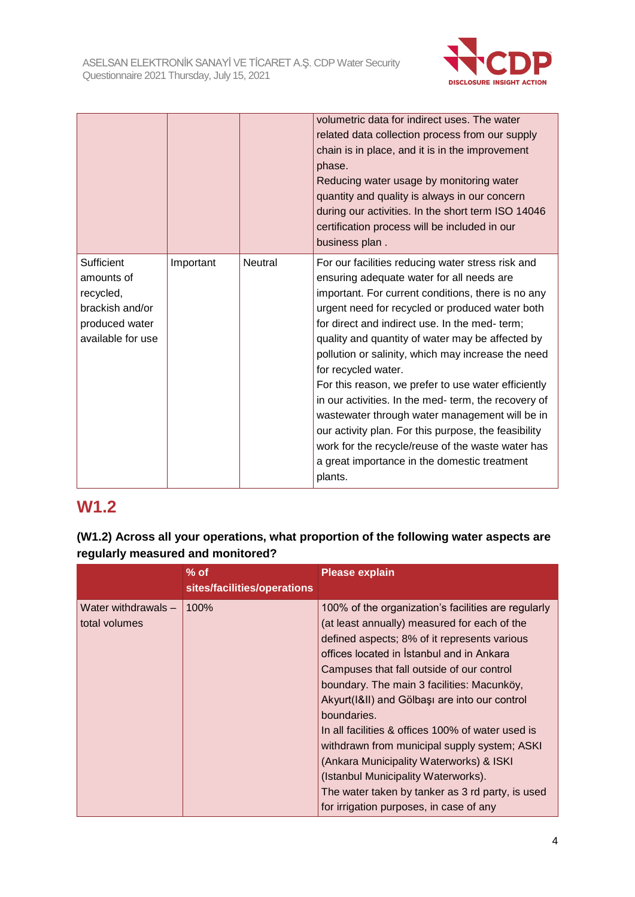|  |  |  | volumetric data for indirect uses. The water related data collection process from our supply chain is in place, and it is in the improvement phase.<br>Reducing water usage by monitoring water quantity and quality is always in our concern during our activities. In the short term ISO 14046 certification process will be included in our business plan . |
|---|---|---|---|
| Sufficient amounts of recycled, brackish and/or produced water available for use | Important | Neutral | For our facilities reducing water stress risk and ensuring adequate water for all needs are important. For current conditions, there is no any urgent need for recycled or produced water both for direct and indirect use. In the med- term; quality and quantity of water may be affected by pollution or salinity, which may increase the need for recycled water.<br>For this reason, we prefer to use water efficiently in our activities. In the med- term, the recovery of wastewater through water management will be in our activity plan. For this purpose, the feasibility work for the recycle/reuse of the waste water has a great importance in the domestic treatment plants. |

## W1.2

**(W1.2) Across all your operations, what proportion of the following water aspects are regularly measured and monitored?**

|  | % of sites/facilities/operations | Please explain |
|---|---|---|
| Water withdrawals – total volumes | 100% | 100% of the organization's facilities are regularly (at least annually) measured for each of the defined aspects; 8% of it represents various offices located in İstanbul and in Ankara Campuses that fall outside of our control boundary. The main 3 facilities: Macunköy, Akyurt(I&II) and Gölbaşı are into our control boundaries.<br>In all facilities & offices 100% of water used is withdrawn from municipal supply system; ASKI (Ankara Municipality Waterworks) & ISKI (Istanbul Municipality Waterworks).<br>The water taken by tanker as 3 rd party, is used for irrigation purposes, in case of any |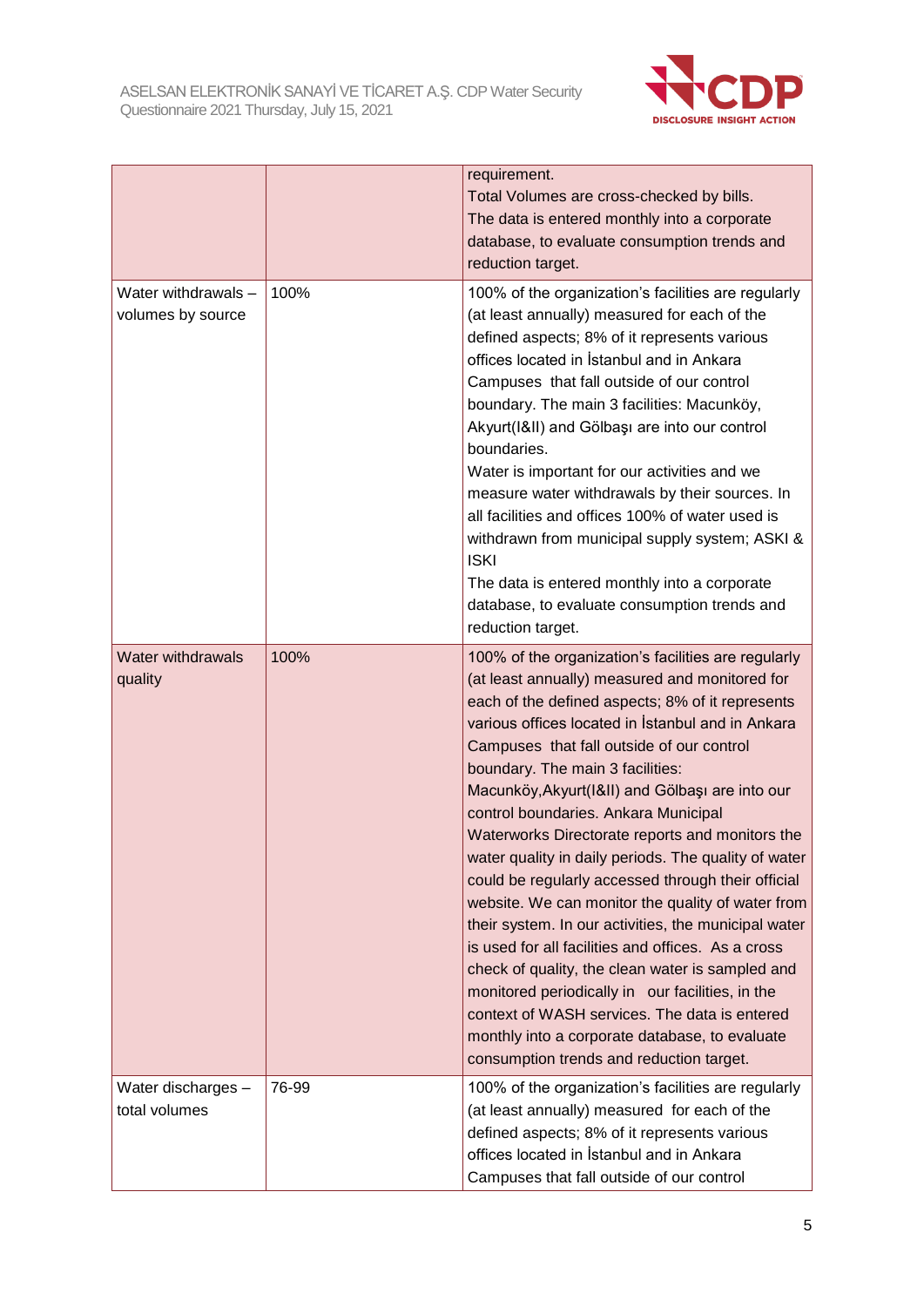| | | |
|---|---|---|
| | | requirement.<br>Total Volumes are cross-checked by bills.<br>The data is entered monthly into a corporate database, to evaluate consumption trends and reduction target. |
| Water withdrawals – volumes by source | 100% | 100% of the organization's facilities are regularly (at least annually) measured for each of the defined aspects; 8% of it represents various offices located in İstanbul and in Ankara Campuses that fall outside of our control boundary. The main 3 facilities: Macunköy, Akyurt(I&II) and Gölbaşı are into our control boundaries.<br>Water is important for our activities and we measure water withdrawals by their sources. In all facilities and offices 100% of water used is withdrawn from municipal supply system; ASKI & ISKI<br>The data is entered monthly into a corporate database, to evaluate consumption trends and reduction target. |
| Water withdrawals quality | 100% | 100% of the organization's facilities are regularly (at least annually) measured and monitored for each of the defined aspects; 8% of it represents various offices located in İstanbul and in Ankara Campuses that fall outside of our control boundary. The main 3 facilities: Macunköy,Akyurt(I&II) and Gölbaşı are into our control boundaries. Ankara Municipal Waterworks Directorate reports and monitors the water quality in daily periods. The quality of water could be regularly accessed through their official website. We can monitor the quality of water from their system. In our activities, the municipal water is used for all facilities and offices. As a cross check of quality, the clean water is sampled and monitored periodically in our facilities, in the context of WASH services. The data is entered monthly into a corporate database, to evaluate consumption trends and reduction target. |
| Water discharges – total volumes | 76-99 | 100% of the organization's facilities are regularly (at least annually) measured for each of the defined aspects; 8% of it represents various offices located in İstanbul and in Ankara Campuses that fall outside of our control |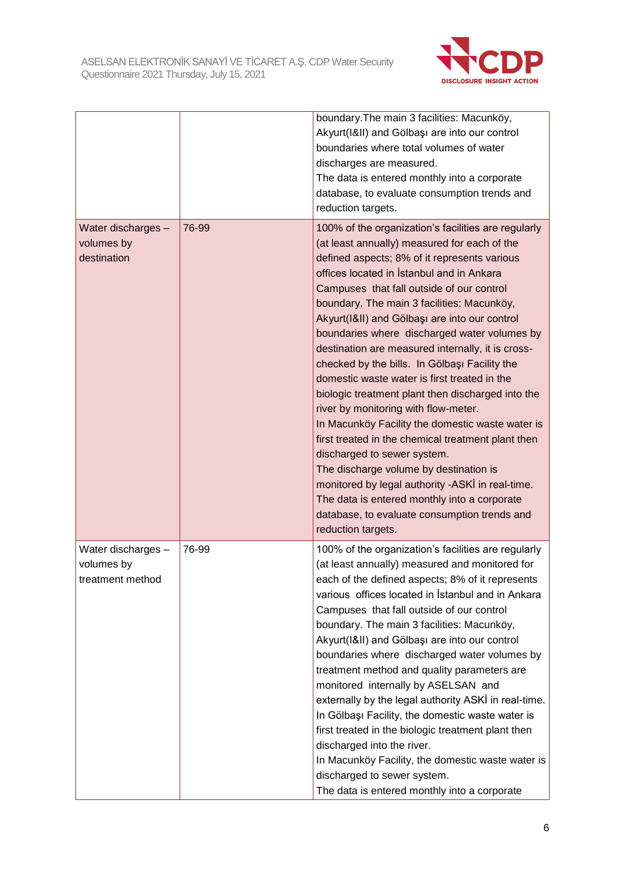| | | |
|---|---|---|
| | | boundary.The main 3 facilities: Macunköy, Akyurt(I&II) and Gölbaşı are into our control boundaries where total volumes of water discharges are measured.<br>The data is entered monthly into a corporate database, to evaluate consumption trends and reduction targets. |
| Water discharges – volumes by destination | 76-99 | 100% of the organization's facilities are regularly (at least annually) measured for each of the defined aspects; 8% of it represents various offices located in İstanbul and in Ankara Campuses that fall outside of our control boundary. The main 3 facilities: Macunköy, Akyurt(I&II) and Gölbaşı are into our control boundaries where discharged water volumes by destination are measured internally, it is cross-checked by the bills. In Gölbaşı Facility the domestic waste water is first treated in the biologic treatment plant then discharged into the river by monitoring with flow-meter.<br>In Macunköy Facility the domestic waste water is first treated in the chemical treatment plant then discharged to sewer system.<br>The discharge volume by destination is monitored by legal authority -ASKİ in real-time.<br>The data is entered monthly into a corporate database, to evaluate consumption trends and reduction targets. |
| Water discharges – volumes by treatment method | 76-99 | 100% of the organization's facilities are regularly (at least annually) measured and monitored for each of the defined aspects; 8% of it represents various offices located in İstanbul and in Ankara Campuses that fall outside of our control boundary. The main 3 facilities: Macunköy, Akyurt(I&II) and Gölbaşı are into our control boundaries where discharged water volumes by treatment method and quality parameters are monitored internally by ASELSAN and externally by the legal authority ASKİ in real-time.<br>In Gölbaşı Facility, the domestic waste water is first treated in the biologic treatment plant then discharged into the river.<br>In Macunköy Facility, the domestic waste water is discharged to sewer system.<br>The data is entered monthly into a corporate |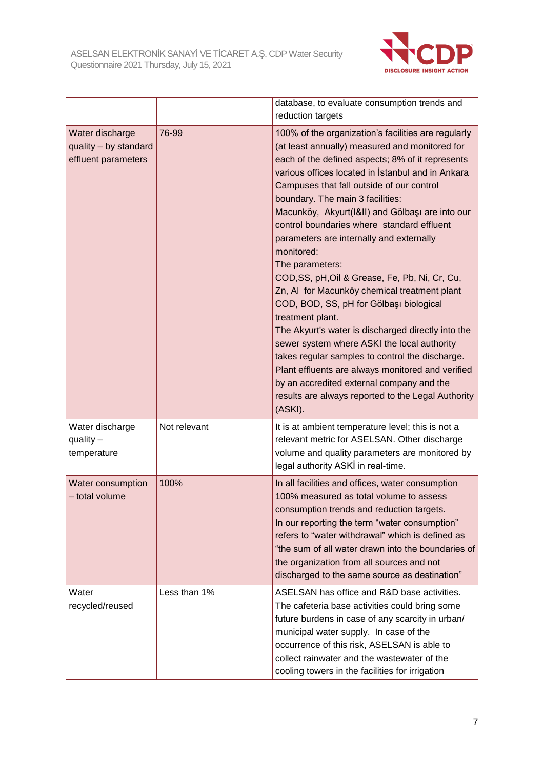| | | |
|---|---|---|
| | | database, to evaluate consumption trends and reduction targets |
| Water discharge quality – by standard effluent parameters | 76-99 | 100% of the organization's facilities are regularly (at least annually) measured and monitored for each of the defined aspects; 8% of it represents various offices located in İstanbul and in Ankara Campuses that fall outside of our control boundary. The main 3 facilities: Macunköy, Akyurt(I&II) and Gölbaşı are into our control boundaries where standard effluent parameters are internally and externally monitored: The parameters: COD,SS, pH,Oil & Grease, Fe, Pb, Ni, Cr, Cu, Zn, Al for Macunköy chemical treatment plant COD, BOD, SS, pH for Gölbaşı biological treatment plant. The Akyurt's water is discharged directly into the sewer system where ASKI the local authority takes regular samples to control the discharge. Plant effluents are always monitored and verified by an accredited external company and the results are always reported to the Legal Authority (ASKI). |
| Water discharge quality – temperature | Not relevant | It is at ambient temperature level; this is not a relevant metric for ASELSAN. Other discharge volume and quality parameters are monitored by legal authority ASKİ in real-time. |
| Water consumption – total volume | 100% | In all facilities and offices, water consumption 100% measured as total volume to assess consumption trends and reduction targets. In our reporting the term "water consumption" refers to "water withdrawal" which is defined as "the sum of all water drawn into the boundaries of the organization from all sources and not discharged to the same source as destination" |
| Water recycled/reused | Less than 1% | ASELSAN has office and R&D base activities. The cafeteria base activities could bring some future burdens in case of any scarcity in urban/ municipal water supply. In case of the occurrence of this risk, ASELSAN is able to collect rainwater and the wastewater of the cooling towers in the facilities for irrigation |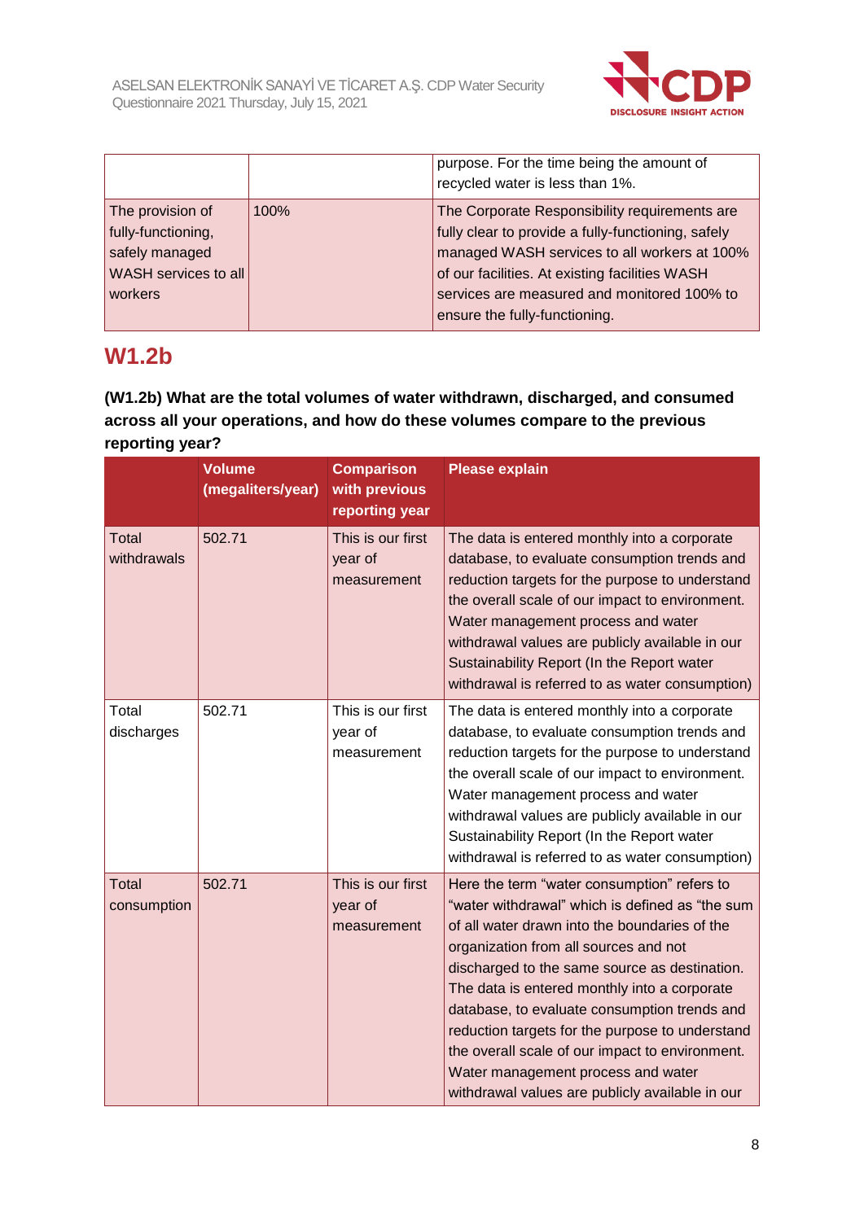|  |  | purpose. For the time being the amount of recycled water is less than 1%. |
| --- | --- | --- |
| The provision of fully-functioning, safely managed WASH services to all workers | 100% | The Corporate Responsibility requirements are fully clear to provide a fully-functioning, safely managed WASH services to all workers at 100% of our facilities. At existing facilities WASH services are measured and monitored 100% to ensure the fully-functioning. |

## W1.2b

**(W1.2b) What are the total volumes of water withdrawn, discharged, and consumed across all your operations, and how do these volumes compare to the previous reporting year?**

|  | Volume (megaliters/year) | Comparison with previous reporting year | Please explain |
| --- | --- | --- | --- |
| Total withdrawals | 502.71 | This is our first year of measurement | The data is entered monthly into a corporate database, to evaluate consumption trends and reduction targets for the purpose to understand the overall scale of our impact to environment. Water management process and water withdrawal values are publicly available in our Sustainability Report (In the Report water withdrawal is referred to as water consumption) |
| Total discharges | 502.71 | This is our first year of measurement | The data is entered monthly into a corporate database, to evaluate consumption trends and reduction targets for the purpose to understand the overall scale of our impact to environment. Water management process and water withdrawal values are publicly available in our Sustainability Report (In the Report water withdrawal is referred to as water consumption) |
| Total consumption | 502.71 | This is our first year of measurement | Here the term “water consumption” refers to “water withdrawal” which is defined as “the sum of all water drawn into the boundaries of the organization from all sources and not discharged to the same source as destination. The data is entered monthly into a corporate database, to evaluate consumption trends and reduction targets for the purpose to understand the overall scale of our impact to environment. Water management process and water withdrawal values are publicly available in our |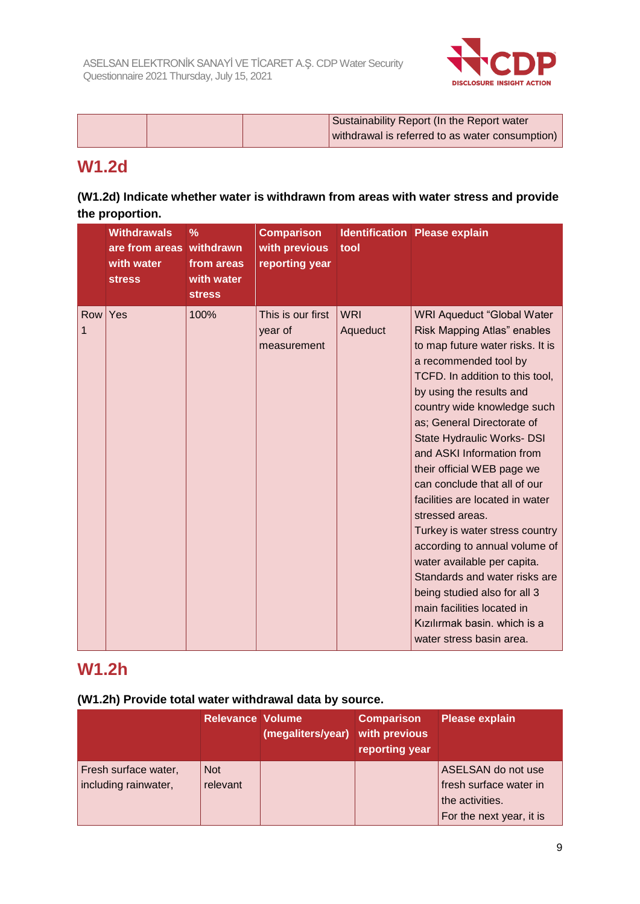| | | | Sustainability Report (In the Report water withdrawal is referred to as water consumption) |
|---|---|---|---|

## W1.2d

**(W1.2d) Indicate whether water is withdrawn from areas with water stress and provide the proportion.**

| | Withdrawals are from areas with water stress | % withdrawn from areas with water stress | Comparison with previous reporting year | Identification tool | Please explain |
|---|---|---|---|---|---|
| Row 1 | Yes | 100% | This is our first year of measurement | WRI Aqueduct | WRI Aqueduct "Global Water Risk Mapping Atlas" enables to map future water risks. It is a recommended tool by TCFD. In addition to this tool, by using the results and country wide knowledge such as; General Directorate of State Hydraulic Works- DSI and ASKI Information from their official WEB page we can conclude that all of our facilities are located in water stressed areas.<br>Turkey is water stress country according to annual volume of water available per capita. Standards and water risks are being studied also for all 3 main facilities located in Kızılırmak basin. which is a water stress basin area. |

## W1.2h

**(W1.2h) Provide total water withdrawal data by source.**

| | Relevance | Volume (megaliters/year) | Comparison with previous reporting year | Please explain |
|---|---|---|---|---|
| Fresh surface water, including rainwater, | Not relevant | | | ASELSAN do not use fresh surface water in the activities.<br>For the next year, it is |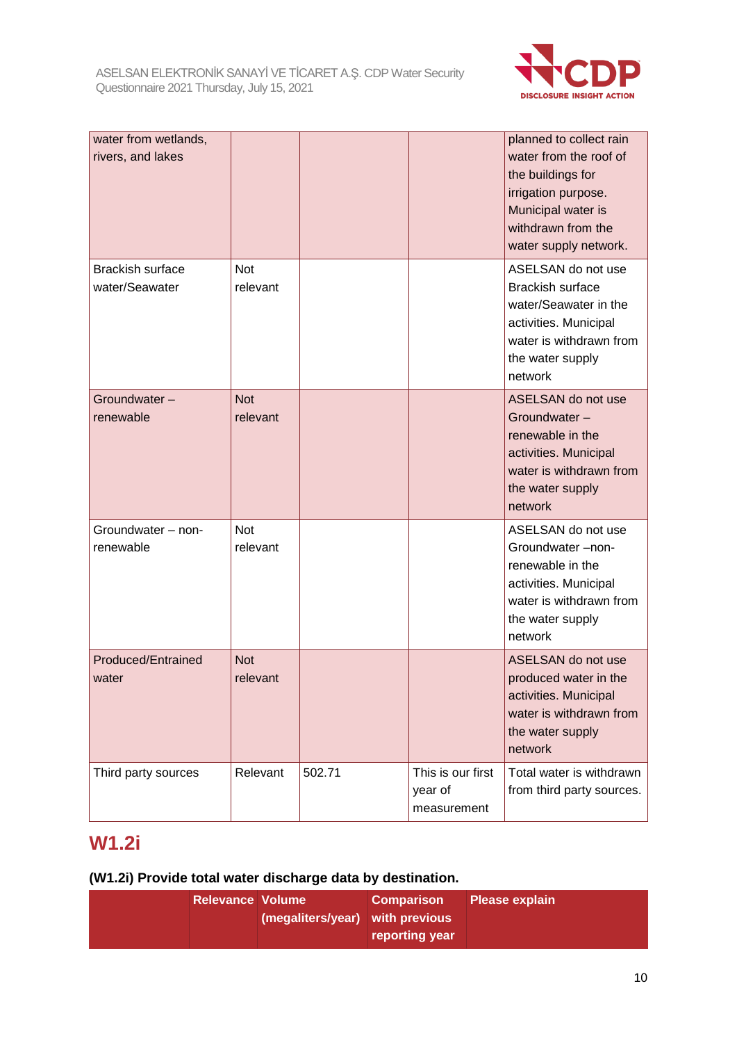| | | | | |
|---|---|---|---|---|
| water from wetlands, rivers, and lakes | | | | planned to collect rain water from the roof of the buildings for irrigation purpose. Municipal water is withdrawn from the water supply network. |
| Brackish surface water/Seawater | Not relevant | | | ASELSAN do not use Brackish surface water/Seawater in the activities. Municipal water is withdrawn from the water supply network |
| Groundwater – renewable | Not relevant | | | ASELSAN do not use Groundwater – renewable in the activities. Municipal water is withdrawn from the water supply network |
| Groundwater – non-renewable | Not relevant | | | ASELSAN do not use Groundwater –non-renewable in the activities. Municipal water is withdrawn from the water supply network |
| Produced/Entrained water | Not relevant | | | ASELSAN do not use produced water in the activities. Municipal water is withdrawn from the water supply network |
| Third party sources | Relevant | 502.71 | This is our first year of measurement | Total water is withdrawn from third party sources. |

## W1.2i

**(W1.2i) Provide total water discharge data by destination.**

| | Relevance | Volume (megaliters/year) | Comparison with previous reporting year | Please explain |
|---|---|---|---|---|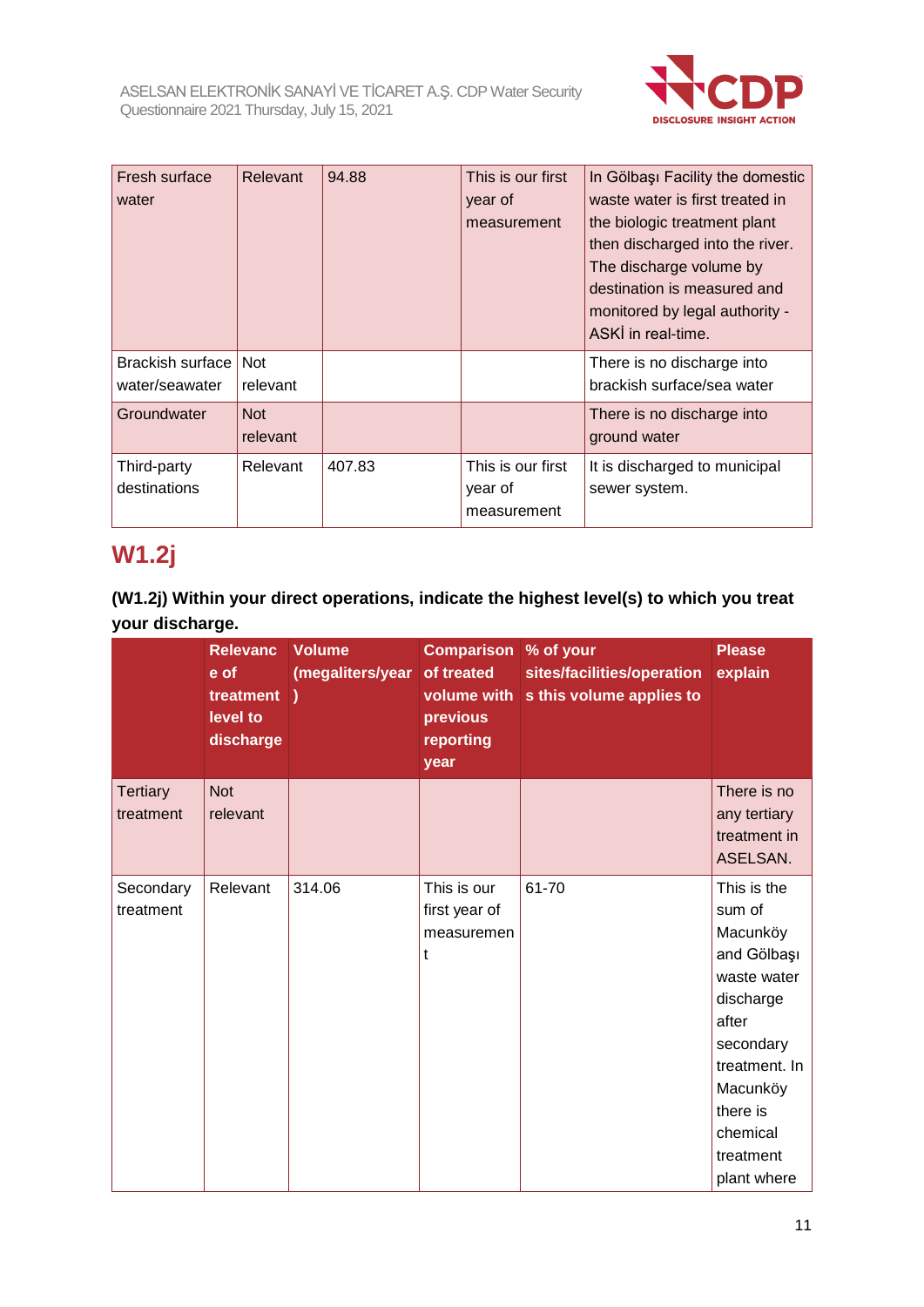| Fresh surface water | Relevant | 94.88 | This is our first year of measurement | In Gölbaşı Facility the domestic waste water is first treated in the biologic treatment plant then discharged into the river. The discharge volume by destination is measured and monitored by legal authority - ASKİ in real-time. |
|---|---|---|---|---|
| Brackish surface water/seawater | Not relevant | | | There is no discharge into brackish surface/sea water |
| Groundwater | Not relevant | | | There is no discharge into ground water |
| Third-party destinations | Relevant | 407.83 | This is our first year of measurement | It is discharged to municipal sewer system. |

## W1.2j

**(W1.2j) Within your direct operations, indicate the highest level(s) to which you treat your discharge.**

| | Relevance of treatment level to discharge | Volume (megaliters/year) | Comparison of treated volume with previous reporting year | % of your sites/facilities/operations this volume applies to | Please explain |
|---|---|---|---|---|---|
| Tertiary treatment | Not relevant | | | | There is no any tertiary treatment in ASELSAN. |
| Secondary treatment | Relevant | 314.06 | This is our first year of measurement | 61-70 | This is the sum of Macunköy and Gölbaşı waste water discharge after secondary treatment. In Macunköy there is chemical treatment plant where |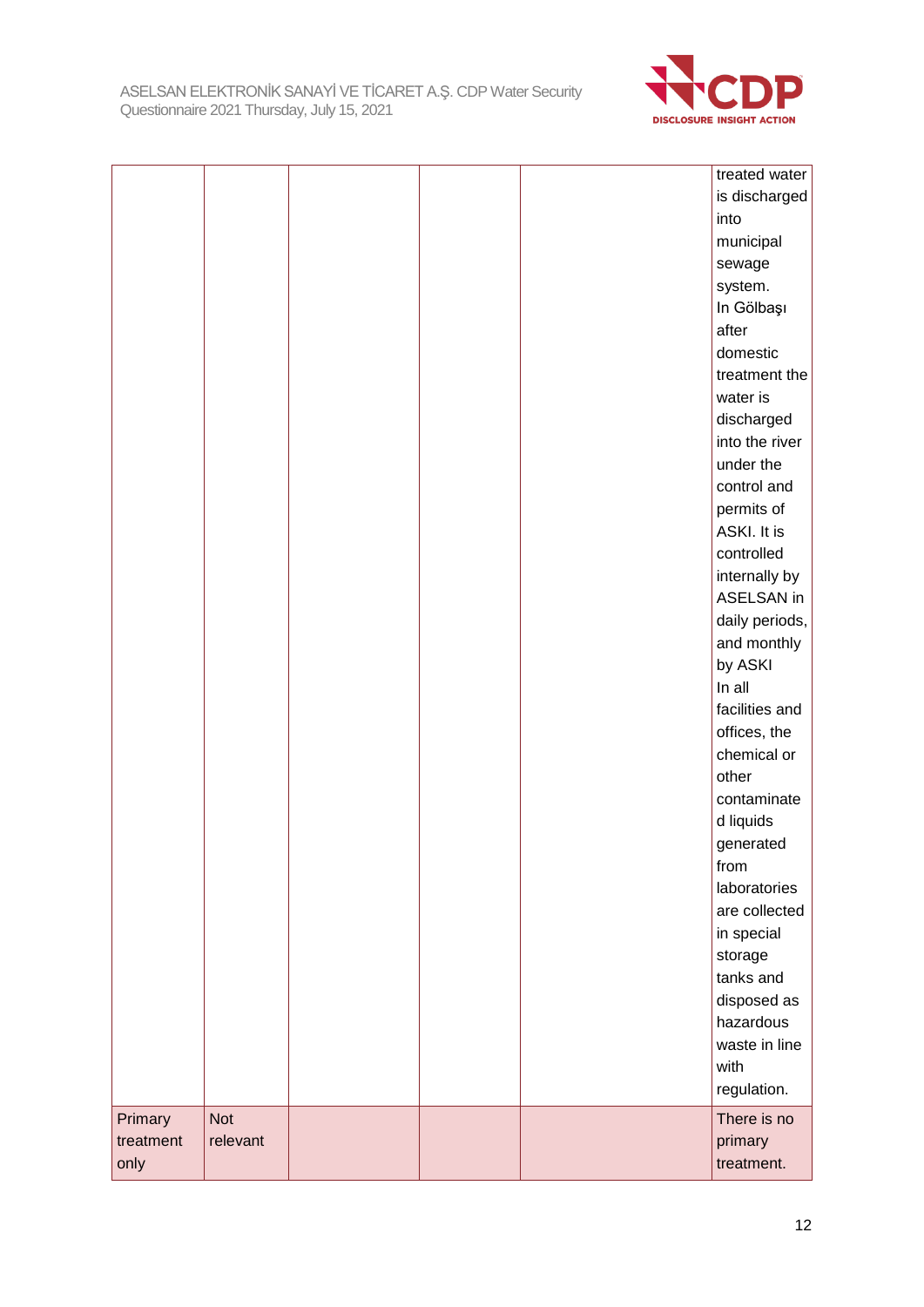| | | | | | |
|---|---|---|---|---|---|
| | | | | | treated water is discharged into municipal sewage system. In Gölbaşı after domestic treatment the water is discharged into the river under the control and permits of ASKI. It is controlled internally by ASELSAN in daily periods, and monthly by ASKI In all facilities and offices, the chemical or other contaminated liquids generated from laboratories are collected in special storage tanks and disposed as hazardous waste in line with regulation. |
| Primary treatment only | Not relevant | | | | There is no primary treatment. |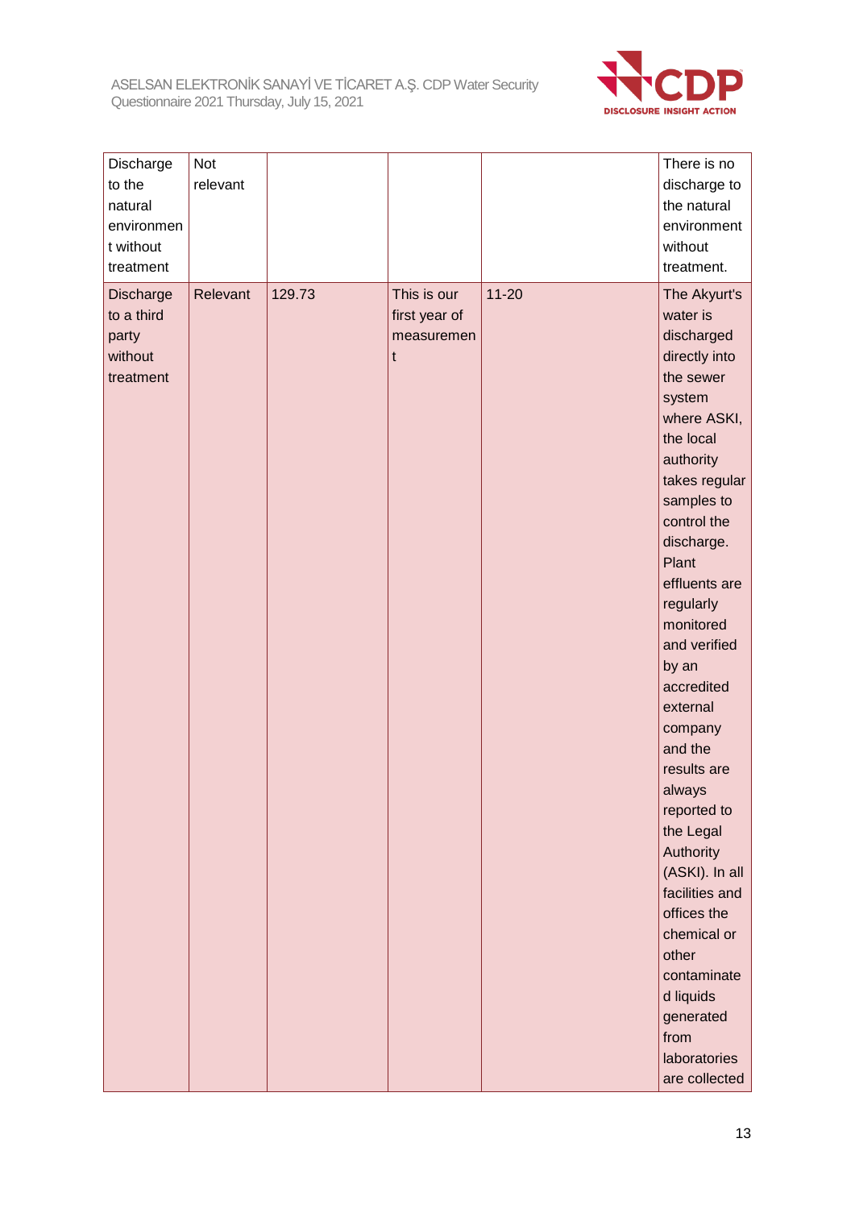| | | | | | |
|---|---|---|---|---|---|
| Discharge to the natural environment without treatment | Not relevant | | | | There is no discharge to the natural environment without treatment. |
| Discharge to a third party without treatment | Relevant | 129.73 | This is our first year of measurement | 11-20 | The Akyurt's water is discharged directly into the sewer system where ASKI, the local authority takes regular samples to control the discharge. Plant effluents are regularly monitored and verified by an accredited external company and the results are always reported to the Legal Authority (ASKI). In all facilities and offices the chemical or other contaminated liquids generated from laboratories are collected |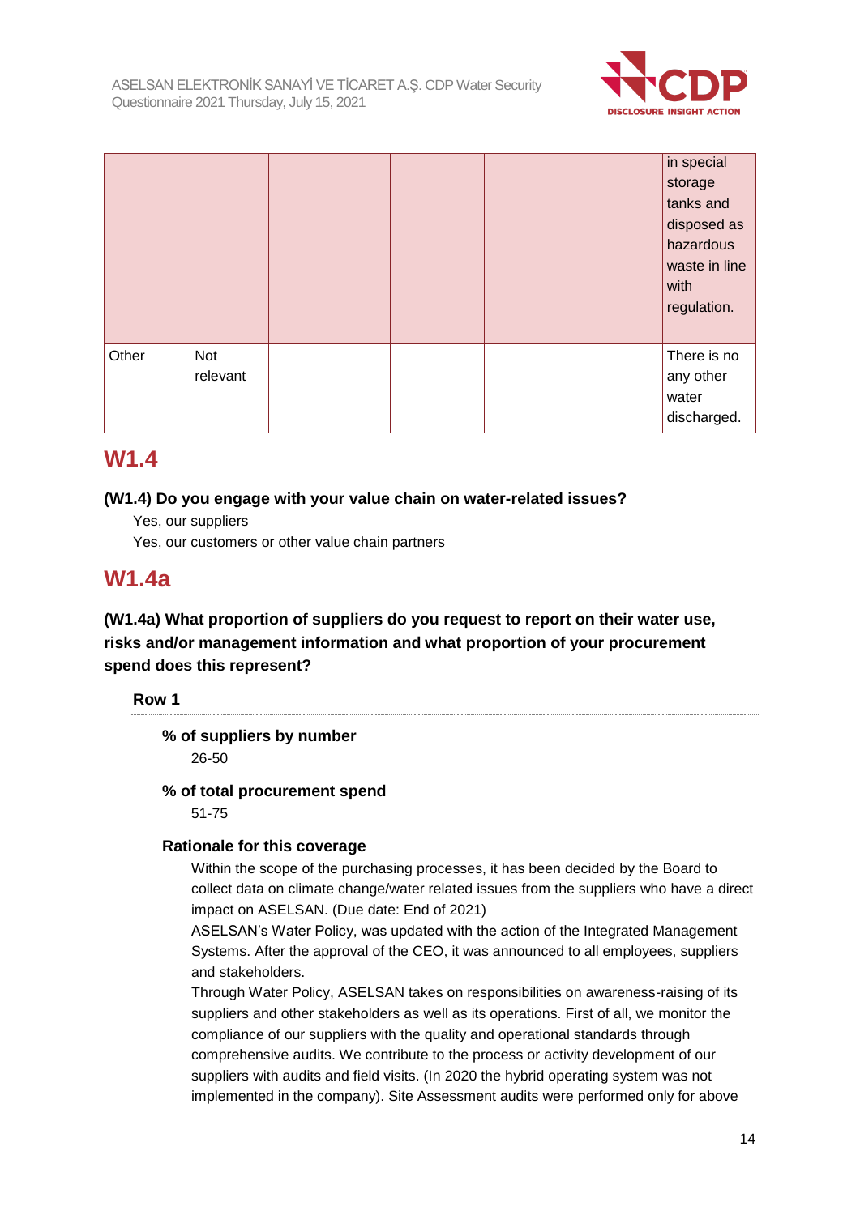| | | | | | in special storage tanks and disposed as hazardous waste in line with regulation. |
|---|---|---|---|---|---|
| Other | Not relevant | | | | There is no any other water discharged. |

## W1.4

**(W1.4) Do you engage with your value chain on water-related issues?**

Yes, our suppliers

Yes, our customers or other value chain partners

## W1.4a

**(W1.4a) What proportion of suppliers do you request to report on their water use, risks and/or management information and what proportion of your procurement spend does this represent?**

**Row 1**

**% of suppliers by number**

26-50

**% of total procurement spend**

51-75

**Rationale for this coverage**

Within the scope of the purchasing processes, it has been decided by the Board to collect data on climate change/water related issues from the suppliers who have a direct impact on ASELSAN. (Due date: End of 2021)

ASELSAN's Water Policy, was updated with the action of the Integrated Management Systems. After the approval of the CEO, it was announced to all employees, suppliers and stakeholders.

Through Water Policy, ASELSAN takes on responsibilities on awareness-raising of its suppliers and other stakeholders as well as its operations. First of all, we monitor the compliance of our suppliers with the quality and operational standards through comprehensive audits. We contribute to the process or activity development of our suppliers with audits and field visits. (In 2020 the hybrid operating system was not implemented in the company). Site Assessment audits were performed only for above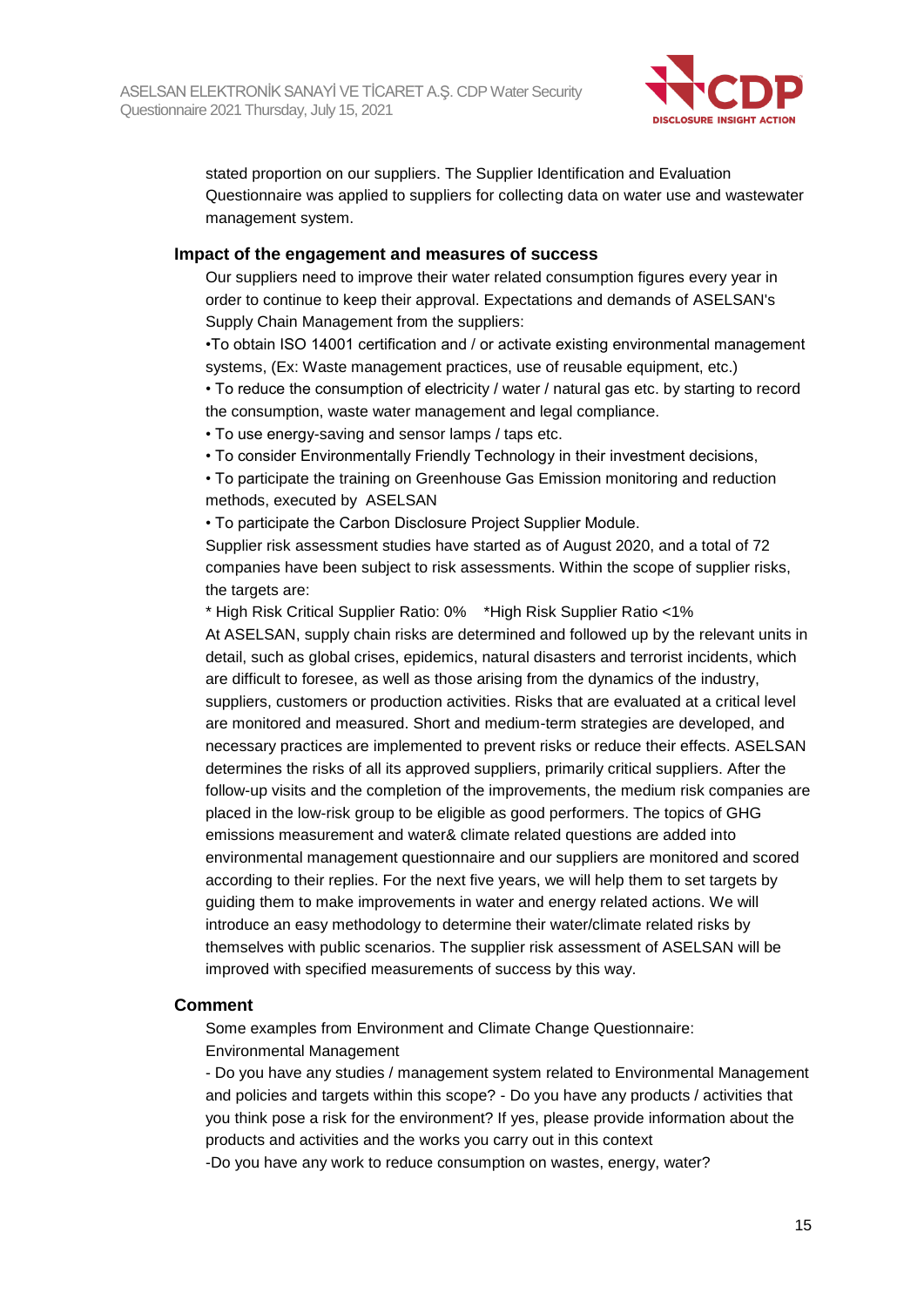stated proportion on our suppliers. The Supplier Identification and Evaluation Questionnaire was applied to suppliers for collecting data on water use and wastewater management system.

### Impact of the engagement and measures of success

Our suppliers need to improve their water related consumption figures every year in order to continue to keep their approval. Expectations and demands of ASELSAN's Supply Chain Management from the suppliers:

•To obtain ISO 14001 certification and / or activate existing environmental management systems, (Ex: Waste management practices, use of reusable equipment, etc.)

• To reduce the consumption of electricity / water / natural gas etc. by starting to record the consumption, waste water management and legal compliance.

• To use energy-saving and sensor lamps / taps etc.

• To consider Environmentally Friendly Technology in their investment decisions,

• To participate the training on Greenhouse Gas Emission monitoring and reduction methods, executed by ASELSAN

• To participate the Carbon Disclosure Project Supplier Module.

Supplier risk assessment studies have started as of August 2020, and a total of 72 companies have been subject to risk assessments. Within the scope of supplier risks, the targets are:

* High Risk Critical Supplier Ratio: 0% *High Risk Supplier Ratio <1%

At ASELSAN, supply chain risks are determined and followed up by the relevant units in detail, such as global crises, epidemics, natural disasters and terrorist incidents, which are difficult to foresee, as well as those arising from the dynamics of the industry, suppliers, customers or production activities. Risks that are evaluated at a critical level are monitored and measured. Short and medium-term strategies are developed, and necessary practices are implemented to prevent risks or reduce their effects. ASELSAN determines the risks of all its approved suppliers, primarily critical suppliers. After the follow-up visits and the completion of the improvements, the medium risk companies are placed in the low-risk group to be eligible as good performers. The topics of GHG emissions measurement and water& climate related questions are added into environmental management questionnaire and our suppliers are monitored and scored according to their replies. For the next five years, we will help them to set targets by guiding them to make improvements in water and energy related actions. We will introduce an easy methodology to determine their water/climate related risks by themselves with public scenarios. The supplier risk assessment of ASELSAN will be improved with specified measurements of success by this way.

### Comment

Some examples from Environment and Climate Change Questionnaire:

Environmental Management

- Do you have any studies / management system related to Environmental Management and policies and targets within this scope? - Do you have any products / activities that you think pose a risk for the environment? If yes, please provide information about the products and activities and the works you carry out in this context

-Do you have any work to reduce consumption on wastes, energy, water?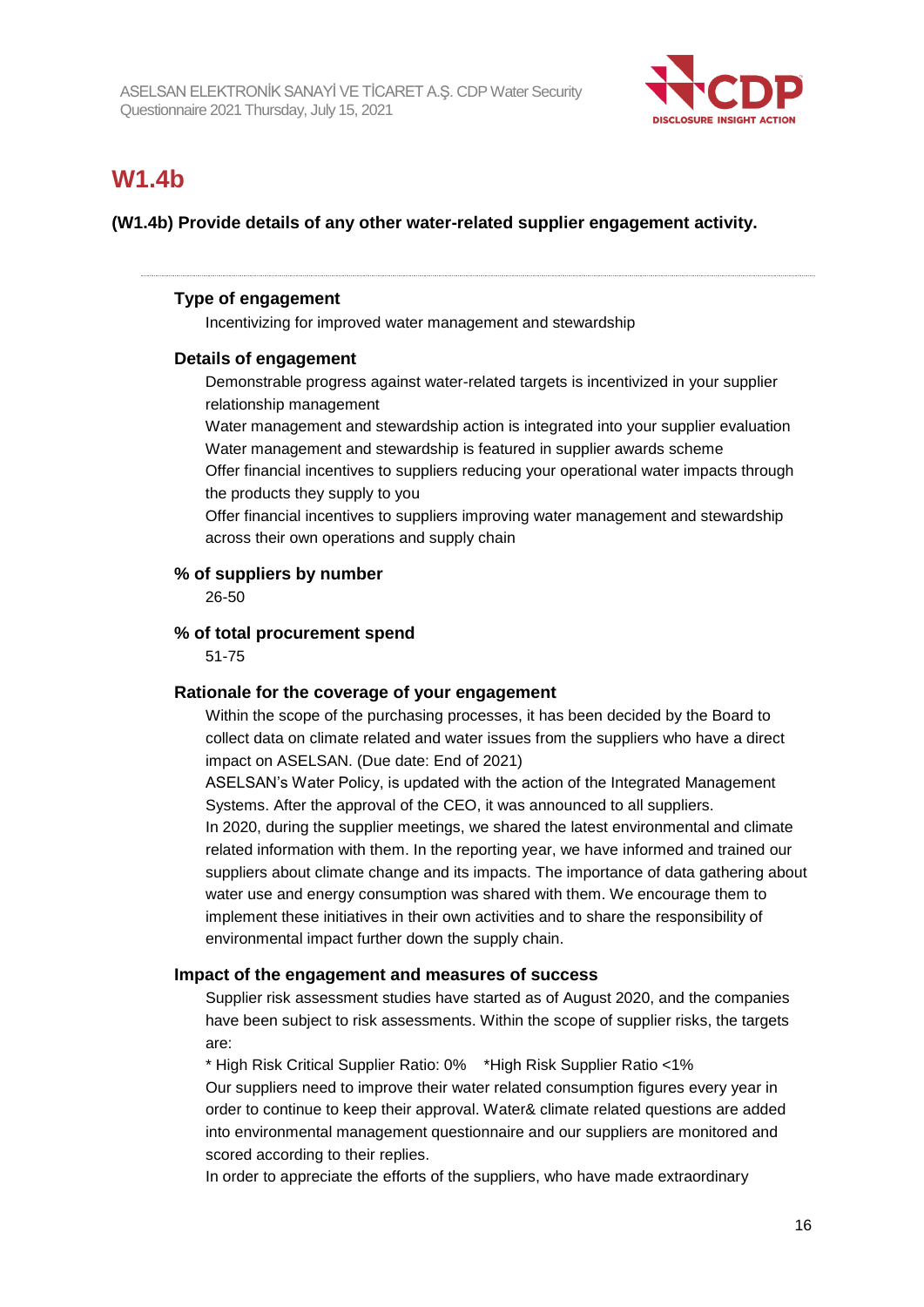## W1.4b

**(W1.4b) Provide details of any other water-related supplier engagement activity.**

---

**Type of engagement**

Incentivizing for improved water management and stewardship

**Details of engagement**

Demonstrable progress against water-related targets is incentivized in your supplier relationship management

Water management and stewardship action is integrated into your supplier evaluation

Water management and stewardship is featured in supplier awards scheme

Offer financial incentives to suppliers reducing your operational water impacts through the products they supply to you

Offer financial incentives to suppliers improving water management and stewardship across their own operations and supply chain

**% of suppliers by number**

26-50

**% of total procurement spend**

51-75

**Rationale for the coverage of your engagement**

Within the scope of the purchasing processes, it has been decided by the Board to collect data on climate related and water issues from the suppliers who have a direct impact on ASELSAN. (Due date: End of 2021)

ASELSAN's Water Policy, is updated with the action of the Integrated Management Systems. After the approval of the CEO, it was announced to all suppliers.

In 2020, during the supplier meetings, we shared the latest environmental and climate related information with them. In the reporting year, we have informed and trained our suppliers about climate change and its impacts. The importance of data gathering about water use and energy consumption was shared with them. We encourage them to implement these initiatives in their own activities and to share the responsibility of environmental impact further down the supply chain.

**Impact of the engagement and measures of success**

Supplier risk assessment studies have started as of August 2020, and the companies have been subject to risk assessments. Within the scope of supplier risks, the targets are:

* High Risk Critical Supplier Ratio: 0%   *High Risk Supplier Ratio <1%

Our suppliers need to improve their water related consumption figures every year in order to continue to keep their approval. Water& climate related questions are added into environmental management questionnaire and our suppliers are monitored and scored according to their replies.

In order to appreciate the efforts of the suppliers, who have made extraordinary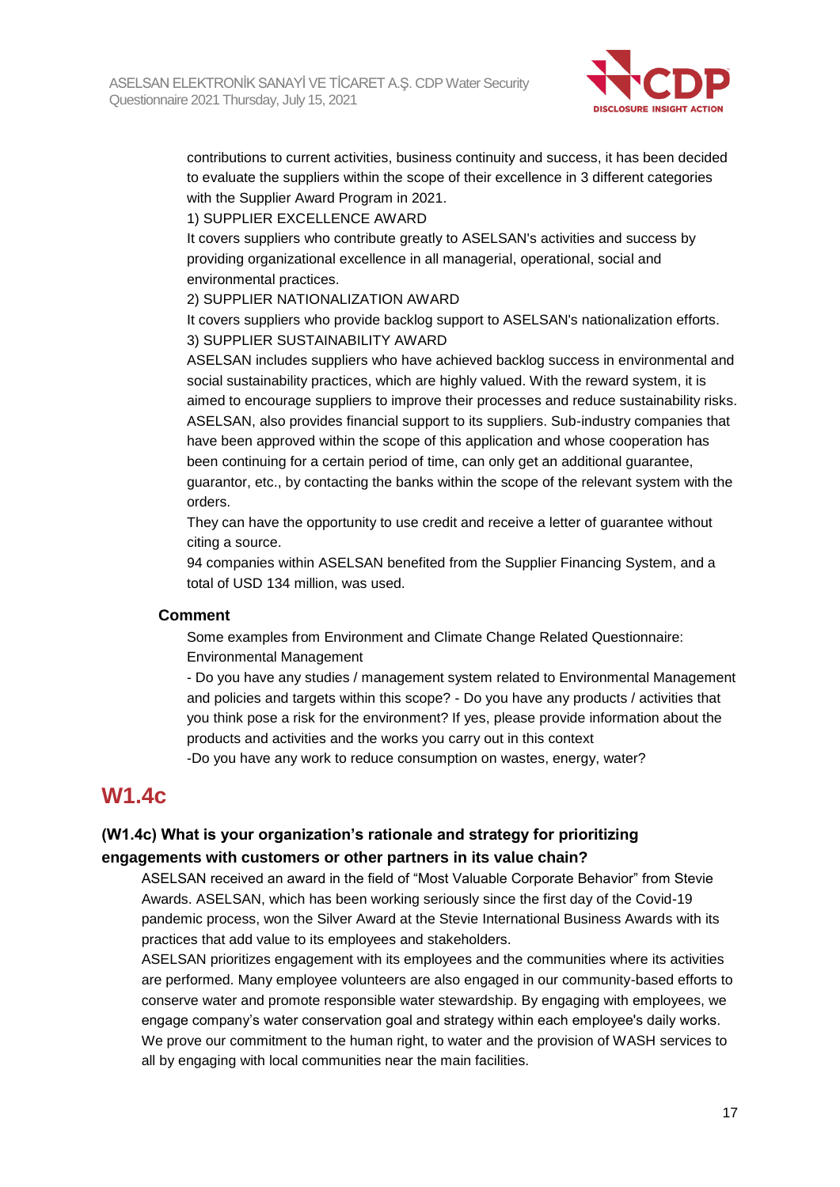contributions to current activities, business continuity and success, it has been decided to evaluate the suppliers within the scope of their excellence in 3 different categories with the Supplier Award Program in 2021.

1) SUPPLIER EXCELLENCE AWARD

It covers suppliers who contribute greatly to ASELSAN's activities and success by providing organizational excellence in all managerial, operational, social and environmental practices.

2) SUPPLIER NATIONALIZATION AWARD

It covers suppliers who provide backlog support to ASELSAN's nationalization efforts.

3) SUPPLIER SUSTAINABILITY AWARD

ASELSAN includes suppliers who have achieved backlog success in environmental and social sustainability practices, which are highly valued. With the reward system, it is aimed to encourage suppliers to improve their processes and reduce sustainability risks. ASELSAN, also provides financial support to its suppliers. Sub-industry companies that have been approved within the scope of this application and whose cooperation has been continuing for a certain period of time, can only get an additional guarantee, guarantor, etc., by contacting the banks within the scope of the relevant system with the orders.

They can have the opportunity to use credit and receive a letter of guarantee without citing a source.

94 companies within ASELSAN benefited from the Supplier Financing System, and a total of USD 134 million, was used.

**Comment**

Some examples from Environment and Climate Change Related Questionnaire:
Environmental Management

- Do you have any studies / management system related to Environmental Management and policies and targets within this scope? - Do you have any products / activities that you think pose a risk for the environment? If yes, please provide information about the products and activities and the works you carry out in this context

-Do you have any work to reduce consumption on wastes, energy, water?

## W1.4c

### (W1.4c) What is your organization's rationale and strategy for prioritizing engagements with customers or other partners in its value chain?

ASELSAN received an award in the field of "Most Valuable Corporate Behavior" from Stevie Awards. ASELSAN, which has been working seriously since the first day of the Covid-19 pandemic process, won the Silver Award at the Stevie International Business Awards with its practices that add value to its employees and stakeholders.

ASELSAN prioritizes engagement with its employees and the communities where its activities are performed. Many employee volunteers are also engaged in our community-based efforts to conserve water and promote responsible water stewardship. By engaging with employees, we engage company's water conservation goal and strategy within each employee's daily works. We prove our commitment to the human right, to water and the provision of WASH services to all by engaging with local communities near the main facilities.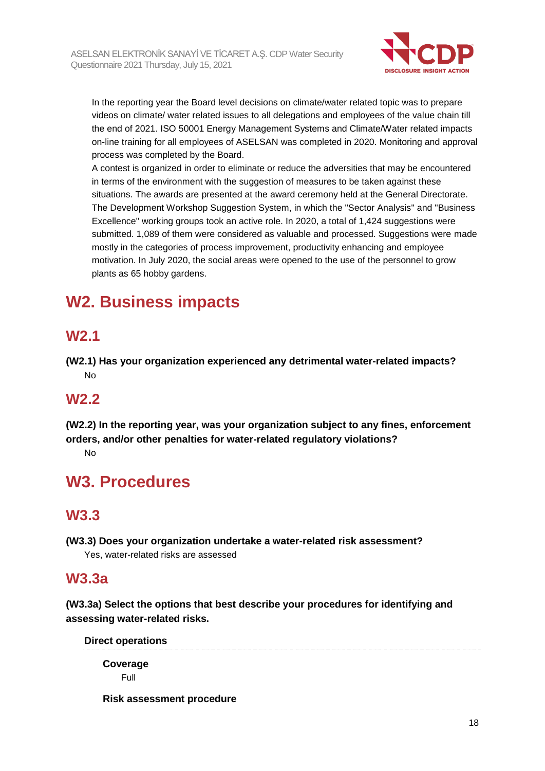In the reporting year the Board level decisions on climate/water related topic was to prepare videos on climate/ water related issues to all delegations and employees of the value chain till the end of 2021. ISO 50001 Energy Management Systems and Climate/Water related impacts on-line training for all employees of ASELSAN was completed in 2020. Monitoring and approval process was completed by the Board.
A contest is organized in order to eliminate or reduce the adversities that may be encountered in terms of the environment with the suggestion of measures to be taken against these situations. The awards are presented at the award ceremony held at the General Directorate. The Development Workshop Suggestion System, in which the "Sector Analysis" and "Business Excellence" working groups took an active role. In 2020, a total of 1,424 suggestions were submitted. 1,089 of them were considered as valuable and processed. Suggestions were made mostly in the categories of process improvement, productivity enhancing and employee motivation. In July 2020, the social areas were opened to the use of the personnel to grow plants as 65 hobby gardens.

# W2. Business impacts

## W2.1

**(W2.1) Has your organization experienced any detrimental water-related impacts?**

No

## W2.2

**(W2.2) In the reporting year, was your organization subject to any fines, enforcement orders, and/or other penalties for water-related regulatory violations?**

No

# W3. Procedures

## W3.3

**(W3.3) Does your organization undertake a water-related risk assessment?**

Yes, water-related risks are assessed

## W3.3a

**(W3.3a) Select the options that best describe your procedures for identifying and assessing water-related risks.**

**Direct operations**

**Coverage**

Full

**Risk assessment procedure**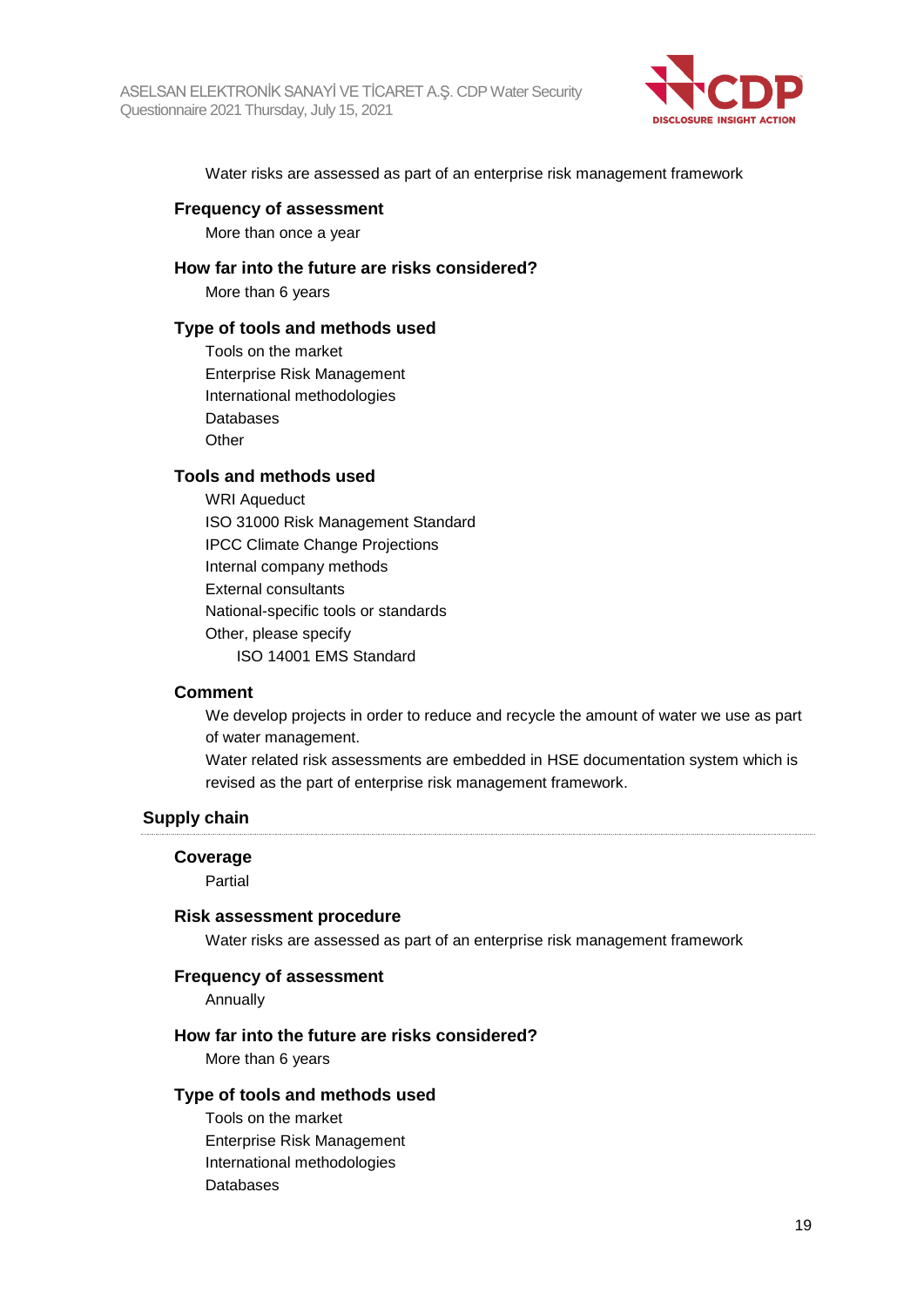Water risks are assessed as part of an enterprise risk management framework

#### Frequency of assessment

More than once a year

#### How far into the future are risks considered?

More than 6 years

#### Type of tools and methods used

Tools on the market
Enterprise Risk Management
International methodologies
Databases
Other

#### Tools and methods used

WRI Aqueduct
ISO 31000 Risk Management Standard
IPCC Climate Change Projections
Internal company methods
External consultants
National-specific tools or standards
Other, please specify
ISO 14001 EMS Standard

#### Comment

We develop projects in order to reduce and recycle the amount of water we use as part of water management.
Water related risk assessments are embedded in HSE documentation system which is revised as the part of enterprise risk management framework.

### Supply chain

#### Coverage

Partial

#### Risk assessment procedure

Water risks are assessed as part of an enterprise risk management framework

#### Frequency of assessment

Annually

#### How far into the future are risks considered?

More than 6 years

#### Type of tools and methods used

Tools on the market
Enterprise Risk Management
International methodologies
Databases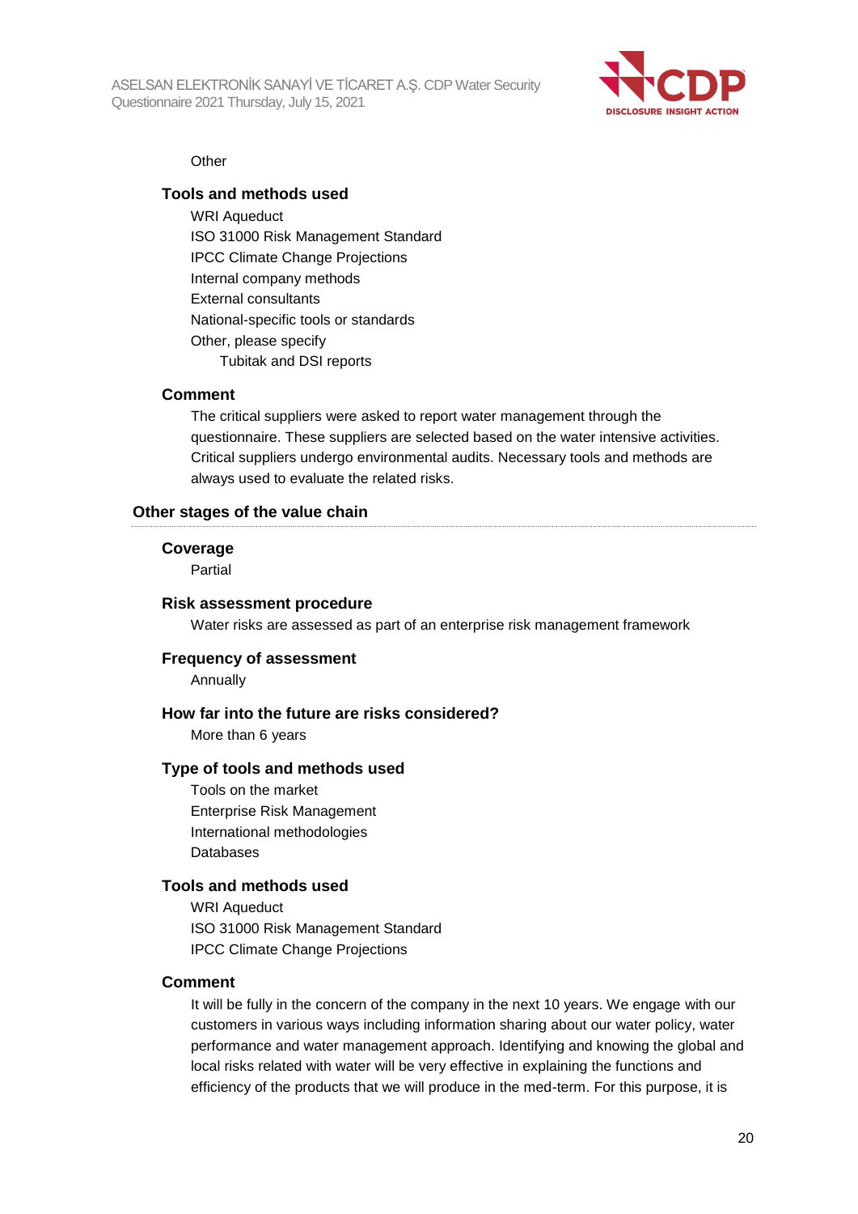Other

### Tools and methods used

WRI Aqueduct
ISO 31000 Risk Management Standard
IPCC Climate Change Projections
Internal company methods
External consultants
National-specific tools or standards
Other, please specify
Tubitak and DSI reports

### Comment

The critical suppliers were asked to report water management through the questionnaire. These suppliers are selected based on the water intensive activities. Critical suppliers undergo environmental audits. Necessary tools and methods are always used to evaluate the related risks.

## Other stages of the value chain

### Coverage

Partial

### Risk assessment procedure

Water risks are assessed as part of an enterprise risk management framework

### Frequency of assessment

Annually

### How far into the future are risks considered?

More than 6 years

### Type of tools and methods used

Tools on the market
Enterprise Risk Management
International methodologies
Databases

### Tools and methods used

WRI Aqueduct
ISO 31000 Risk Management Standard
IPCC Climate Change Projections

### Comment

It will be fully in the concern of the company in the next 10 years. We engage with our customers in various ways including information sharing about our water policy, water performance and water management approach. Identifying and knowing the global and local risks related with water will be very effective in explaining the functions and efficiency of the products that we will produce in the med-term. For this purpose, it is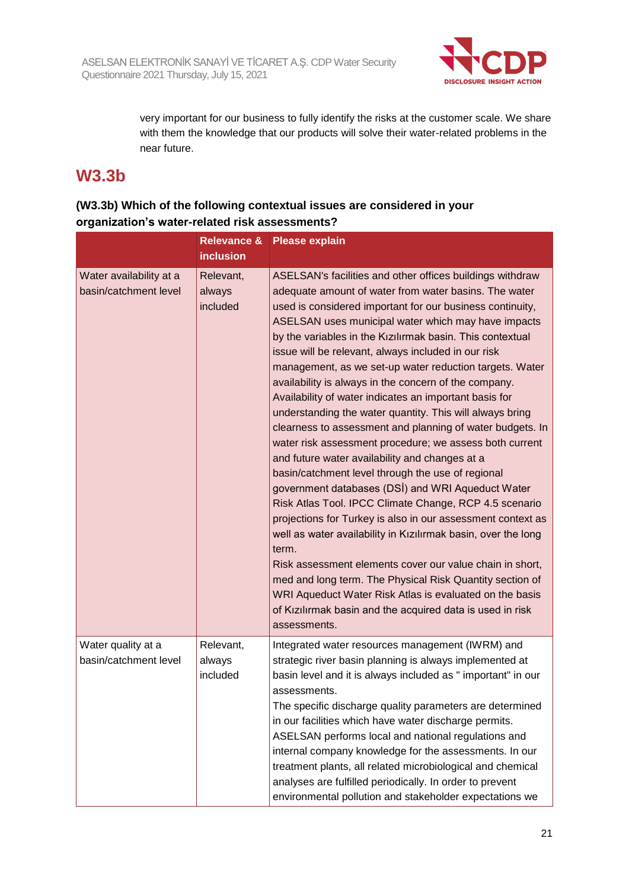very important for our business to fully identify the risks at the customer scale. We share with them the knowledge that our products will solve their water-related problems in the near future.

## W3.3b

### (W3.3b) Which of the following contextual issues are considered in your organization's water-related risk assessments?

| | Relevance & inclusion | Please explain |
|---|---|---|
| Water availability at a basin/catchment level | Relevant, always included | ASELSAN's facilities and other offices buildings withdraw adequate amount of water from water basins. The water used is considered important for our business continuity, ASELSAN uses municipal water which may have impacts by the variables in the Kızılırmak basin. This contextual issue will be relevant, always included in our risk management, as we set-up water reduction targets. Water availability is always in the concern of the company. Availability of water indicates an important basis for understanding the water quantity. This will always bring clearness to assessment and planning of water budgets. In water risk assessment procedure; we assess both current and future water availability and changes at a basin/catchment level through the use of regional government databases (DSİ) and WRI Aqueduct Water Risk Atlas Tool. IPCC Climate Change, RCP 4.5 scenario projections for Turkey is also in our assessment context as well as water availability in Kızılırmak basin, over the long term.<br>Risk assessment elements cover our value chain in short, med and long term. The Physical Risk Quantity section of WRI Aqueduct Water Risk Atlas is evaluated on the basis of Kızılırmak basin and the acquired data is used in risk assessments. |
| Water quality at a basin/catchment level | Relevant, always included | Integrated water resources management (IWRM) and strategic river basin planning is always implemented at basin level and it is always included as " important" in our assessments.<br>The specific discharge quality parameters are determined in our facilities which have water discharge permits. ASELSAN performs local and national regulations and internal company knowledge for the assessments. In our treatment plants, all related microbiological and chemical analyses are fulfilled periodically. In order to prevent environmental pollution and stakeholder expectations we |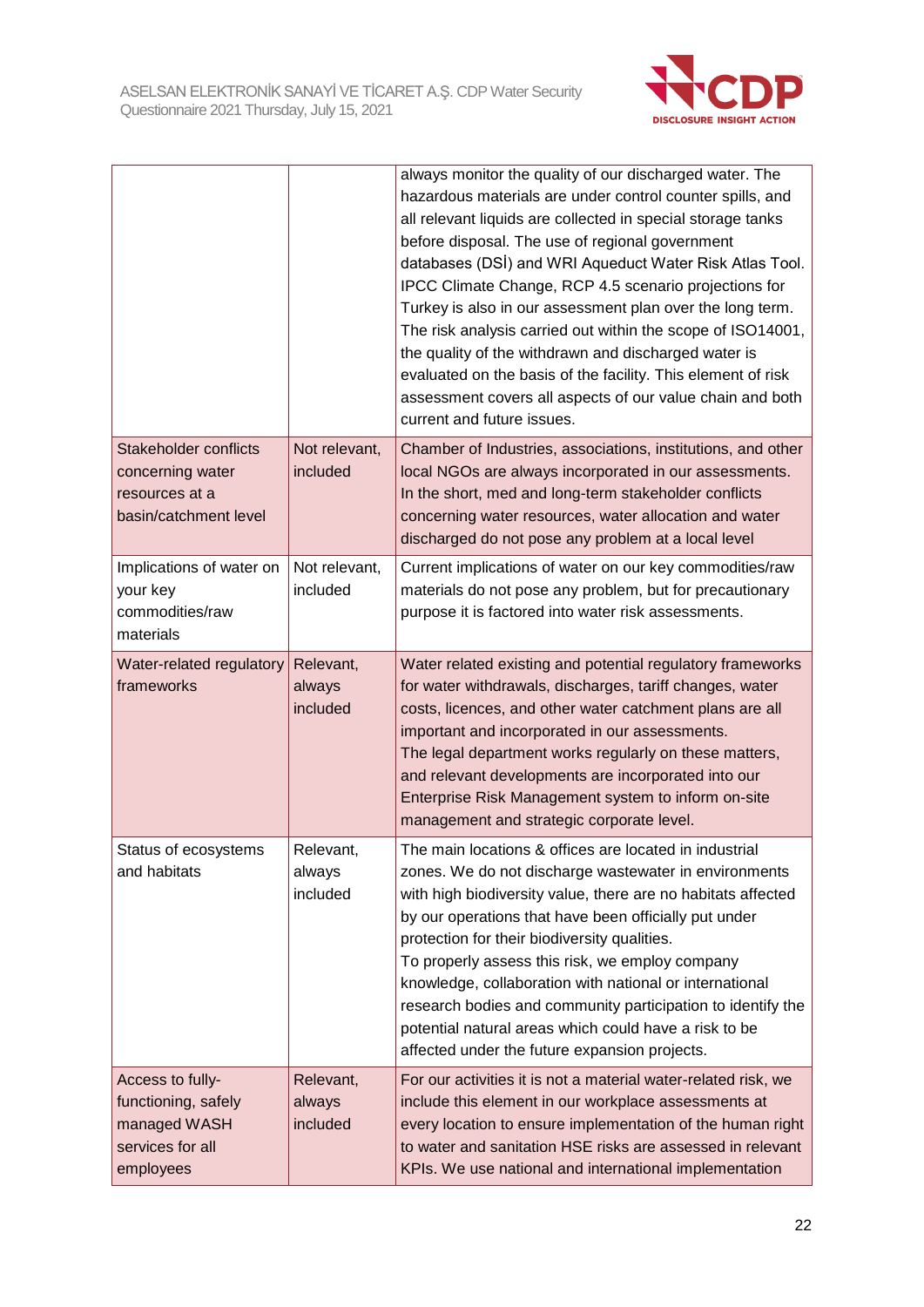| | | |
|---|---|---|
| | | always monitor the quality of our discharged water. The hazardous materials are under control counter spills, and all relevant liquids are collected in special storage tanks before disposal. The use of regional government databases (DSİ) and WRI Aqueduct Water Risk Atlas Tool. IPCC Climate Change, RCP 4.5 scenario projections for Turkey is also in our assessment plan over the long term. The risk analysis carried out within the scope of ISO14001, the quality of the withdrawn and discharged water is evaluated on the basis of the facility. This element of risk assessment covers all aspects of our value chain and both current and future issues. |
| Stakeholder conflicts concerning water resources at a basin/catchment level | Not relevant, included | Chamber of Industries, associations, institutions, and other local NGOs are always incorporated in our assessments. In the short, med and long-term stakeholder conflicts concerning water resources, water allocation and water discharged do not pose any problem at a local level |
| Implications of water on your key commodities/raw materials | Not relevant, included | Current implications of water on our key commodities/raw materials do not pose any problem, but for precautionary purpose it is factored into water risk assessments. |
| Water-related regulatory frameworks | Relevant, always included | Water related existing and potential regulatory frameworks for water withdrawals, discharges, tariff changes, water costs, licences, and other water catchment plans are all important and incorporated in our assessments.<br>The legal department works regularly on these matters, and relevant developments are incorporated into our Enterprise Risk Management system to inform on-site management and strategic corporate level. |
| Status of ecosystems and habitats | Relevant, always included | The main locations & offices are located in industrial zones. We do not discharge wastewater in environments with high biodiversity value, there are no habitats affected by our operations that have been officially put under protection for their biodiversity qualities.<br>To properly assess this risk, we employ company knowledge, collaboration with national or international research bodies and community participation to identify the potential natural areas which could have a risk to be affected under the future expansion projects. |
| Access to fully-functioning, safely managed WASH services for all employees | Relevant, always included | For our activities it is not a material water-related risk, we include this element in our workplace assessments at every location to ensure implementation of the human right to water and sanitation HSE risks are assessed in relevant KPIs. We use national and international implementation |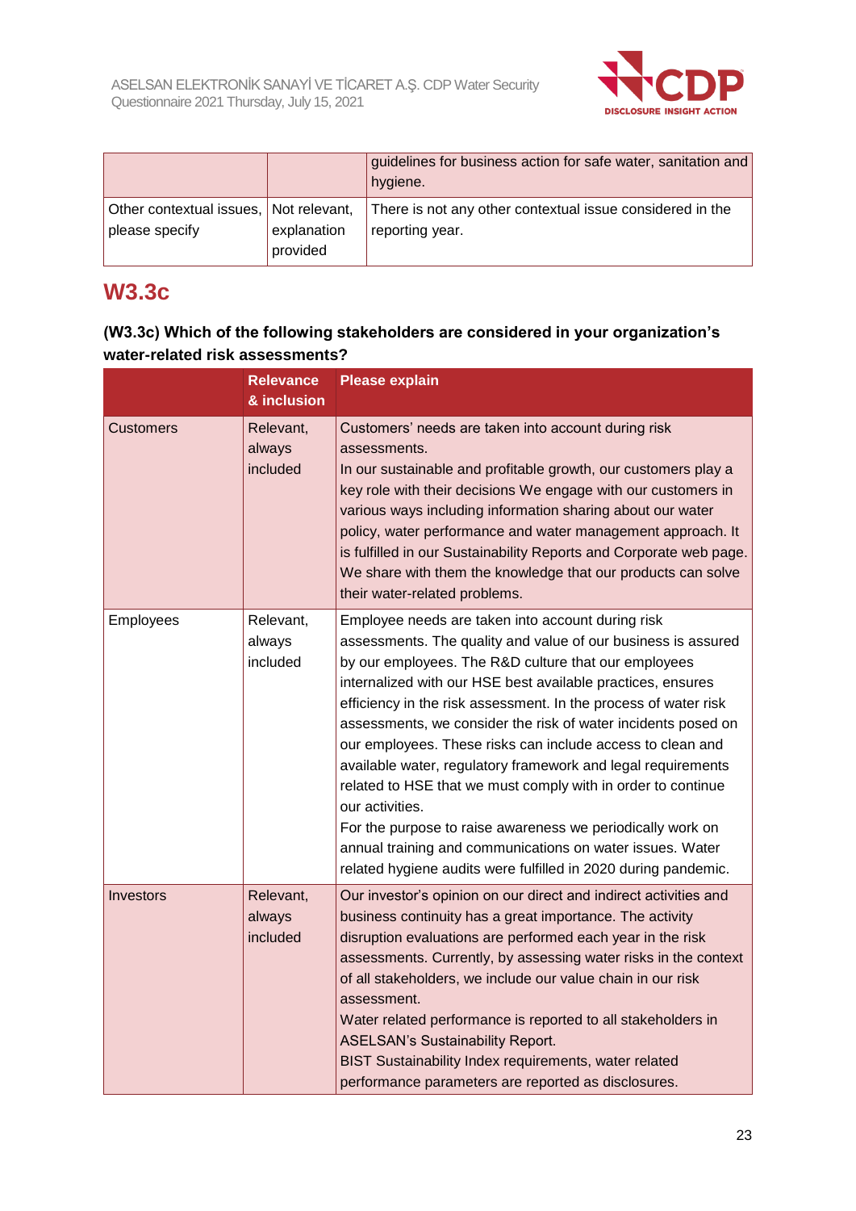| | | |
|---|---|---|
| | | guidelines for business action for safe water, sanitation and hygiene. |
| Other contextual issues, please specify | Not relevant, explanation provided | There is not any other contextual issue considered in the reporting year. |

## W3.3c

**(W3.3c) Which of the following stakeholders are considered in your organization's water-related risk assessments?**

| | Relevance & inclusion | Please explain |
|---|---|---|
| Customers | Relevant, always included | Customers' needs are taken into account during risk assessments.<br>In our sustainable and profitable growth, our customers play a key role with their decisions We engage with our customers in various ways including information sharing about our water policy, water performance and water management approach. It is fulfilled in our Sustainability Reports and Corporate web page. We share with them the knowledge that our products can solve their water-related problems. |
| Employees | Relevant, always included | Employee needs are taken into account during risk assessments. The quality and value of our business is assured by our employees. The R&D culture that our employees internalized with our HSE best available practices, ensures efficiency in the risk assessment. In the process of water risk assessments, we consider the risk of water incidents posed on our employees. These risks can include access to clean and available water, regulatory framework and legal requirements related to HSE that we must comply with in order to continue our activities.<br>For the purpose to raise awareness we periodically work on annual training and communications on water issues. Water related hygiene audits were fulfilled in 2020 during pandemic. |
| Investors | Relevant, always included | Our investor's opinion on our direct and indirect activities and business continuity has a great importance. The activity disruption evaluations are performed each year in the risk assessments. Currently, by assessing water risks in the context of all stakeholders, we include our value chain in our risk assessment.<br>Water related performance is reported to all stakeholders in ASELSAN's Sustainability Report.<br>BIST Sustainability Index requirements, water related performance parameters are reported as disclosures. |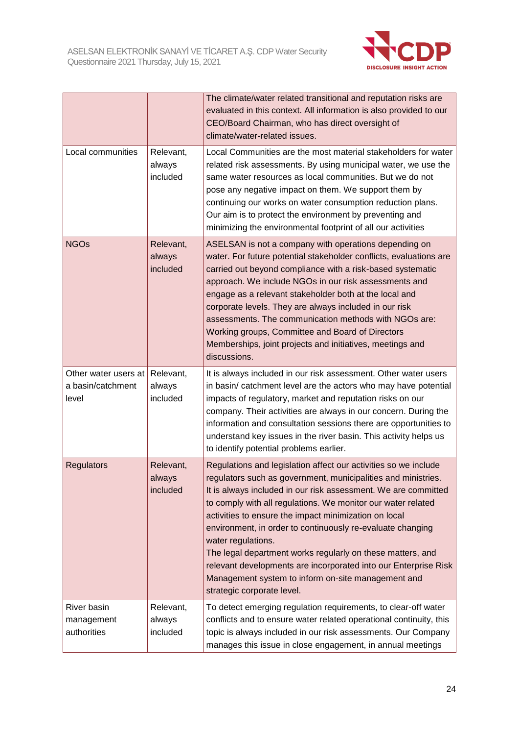| | | |
|---|---|---|
| | | The climate/water related transitional and reputation risks are evaluated in this context. All information is also provided to our CEO/Board Chairman, who has direct oversight of climate/water-related issues. |
| Local communities | Relevant, always included | Local Communities are the most material stakeholders for water related risk assessments. By using municipal water, we use the same water resources as local communities. But we do not pose any negative impact on them. We support them by continuing our works on water consumption reduction plans. Our aim is to protect the environment by preventing and minimizing the environmental footprint of all our activities |
| NGOs | Relevant, always included | ASELSAN is not a company with operations depending on water. For future potential stakeholder conflicts, evaluations are carried out beyond compliance with a risk-based systematic approach. We include NGOs in our risk assessments and engage as a relevant stakeholder both at the local and corporate levels. They are always included in our risk assessments. The communication methods with NGOs are: Working groups, Committee and Board of Directors Memberships, joint projects and initiatives, meetings and discussions. |
| Other water users at a basin/catchment level | Relevant, always included | It is always included in our risk assessment. Other water users in basin/ catchment level are the actors who may have potential impacts of regulatory, market and reputation risks on our company. Their activities are always in our concern. During the information and consultation sessions there are opportunities to understand key issues in the river basin. This activity helps us to identify potential problems earlier. |
| Regulators | Relevant, always included | Regulations and legislation affect our activities so we include regulators such as government, municipalities and ministries. It is always included in our risk assessment. We are committed to comply with all regulations. We monitor our water related activities to ensure the impact minimization on local environment, in order to continuously re-evaluate changing water regulations.<br>The legal department works regularly on these matters, and relevant developments are incorporated into our Enterprise Risk Management system to inform on-site management and strategic corporate level. |
| River basin management authorities | Relevant, always included | To detect emerging regulation requirements, to clear-off water conflicts and to ensure water related operational continuity, this topic is always included in our risk assessments. Our Company manages this issue in close engagement, in annual meetings |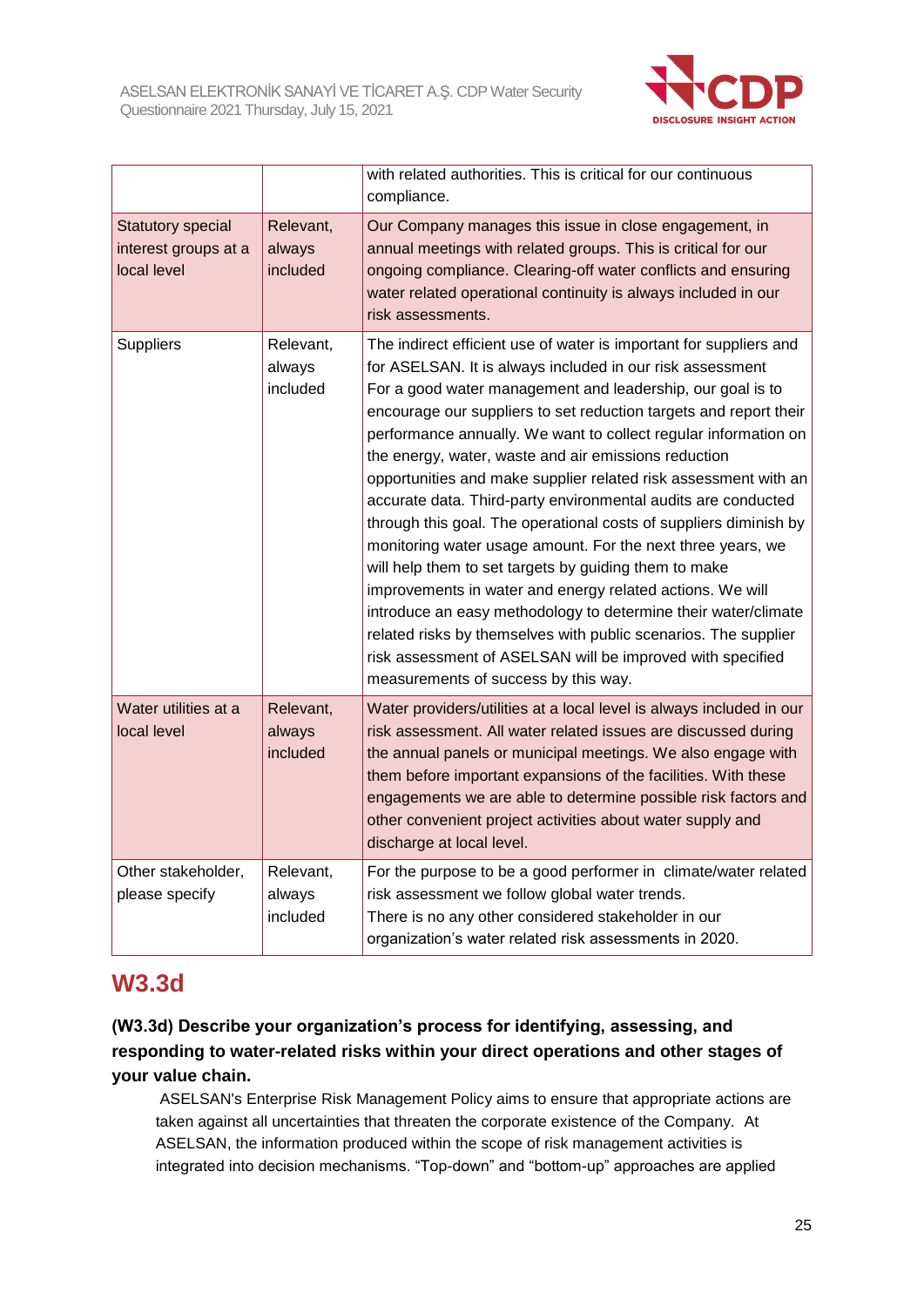| | | |
|---|---|---|
| | | with related authorities. This is critical for our continuous compliance. |
| Statutory special interest groups at a local level | Relevant, always included | Our Company manages this issue in close engagement, in annual meetings with related groups. This is critical for our ongoing compliance. Clearing-off water conflicts and ensuring water related operational continuity is always included in our risk assessments. |
| Suppliers | Relevant, always included | The indirect efficient use of water is important for suppliers and for ASELSAN. It is always included in our risk assessment For a good water management and leadership, our goal is to encourage our suppliers to set reduction targets and report their performance annually. We want to collect regular information on the energy, water, waste and air emissions reduction opportunities and make supplier related risk assessment with an accurate data. Third-party environmental audits are conducted through this goal. The operational costs of suppliers diminish by monitoring water usage amount. For the next three years, we will help them to set targets by guiding them to make improvements in water and energy related actions. We will introduce an easy methodology to determine their water/climate related risks by themselves with public scenarios. The supplier risk assessment of ASELSAN will be improved with specified measurements of success by this way. |
| Water utilities at a local level | Relevant, always included | Water providers/utilities at a local level is always included in our risk assessment. All water related issues are discussed during the annual panels or municipal meetings. We also engage with them before important expansions of the facilities. With these engagements we are able to determine possible risk factors and other convenient project activities about water supply and discharge at local level. |
| Other stakeholder, please specify | Relevant, always included | For the purpose to be a good performer in climate/water related risk assessment we follow global water trends. There is no any other considered stakeholder in our organization's water related risk assessments in 2020. |

## W3.3d

**(W3.3d) Describe your organization's process for identifying, assessing, and responding to water-related risks within your direct operations and other stages of your value chain.**

ASELSAN's Enterprise Risk Management Policy aims to ensure that appropriate actions are taken against all uncertainties that threaten the corporate existence of the Company. At ASELSAN, the information produced within the scope of risk management activities is integrated into decision mechanisms. "Top-down" and "bottom-up" approaches are applied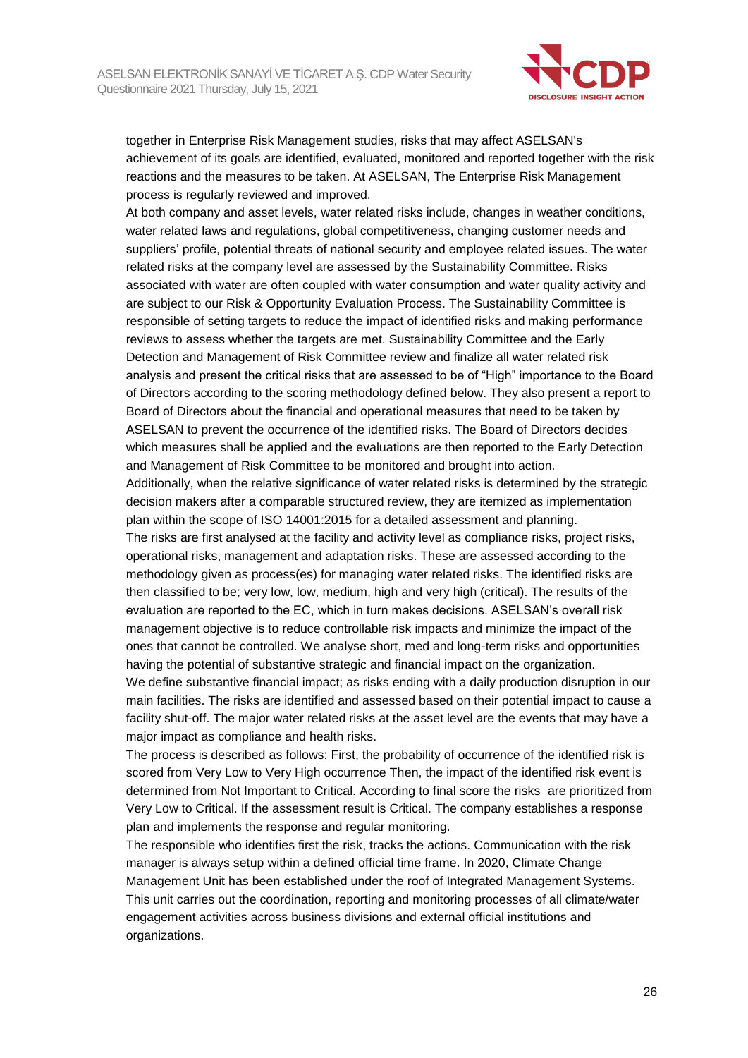together in Enterprise Risk Management studies, risks that may affect ASELSAN's achievement of its goals are identified, evaluated, monitored and reported together with the risk reactions and the measures to be taken. At ASELSAN, The Enterprise Risk Management process is regularly reviewed and improved.

At both company and asset levels, water related risks include, changes in weather conditions, water related laws and regulations, global competitiveness, changing customer needs and suppliers' profile, potential threats of national security and employee related issues. The water related risks at the company level are assessed by the Sustainability Committee. Risks associated with water are often coupled with water consumption and water quality activity and are subject to our Risk & Opportunity Evaluation Process. The Sustainability Committee is responsible of setting targets to reduce the impact of identified risks and making performance reviews to assess whether the targets are met. Sustainability Committee and the Early Detection and Management of Risk Committee review and finalize all water related risk analysis and present the critical risks that are assessed to be of "High" importance to the Board of Directors according to the scoring methodology defined below. They also present a report to Board of Directors about the financial and operational measures that need to be taken by ASELSAN to prevent the occurrence of the identified risks. The Board of Directors decides which measures shall be applied and the evaluations are then reported to the Early Detection and Management of Risk Committee to be monitored and brought into action.

Additionally, when the relative significance of water related risks is determined by the strategic decision makers after a comparable structured review, they are itemized as implementation plan within the scope of ISO 14001:2015 for a detailed assessment and planning.

The risks are first analysed at the facility and activity level as compliance risks, project risks, operational risks, management and adaptation risks. These are assessed according to the methodology given as process(es) for managing water related risks. The identified risks are then classified to be; very low, low, medium, high and very high (critical). The results of the evaluation are reported to the EC, which in turn makes decisions. ASELSAN's overall risk management objective is to reduce controllable risk impacts and minimize the impact of the ones that cannot be controlled. We analyse short, med and long-term risks and opportunities having the potential of substantive strategic and financial impact on the organization.

We define substantive financial impact; as risks ending with a daily production disruption in our main facilities. The risks are identified and assessed based on their potential impact to cause a facility shut-off. The major water related risks at the asset level are the events that may have a major impact as compliance and health risks.

The process is described as follows: First, the probability of occurrence of the identified risk is scored from Very Low to Very High occurrence Then, the impact of the identified risk event is determined from Not Important to Critical. According to final score the risks are prioritized from Very Low to Critical. If the assessment result is Critical. The company establishes a response plan and implements the response and regular monitoring.

The responsible who identifies first the risk, tracks the actions. Communication with the risk manager is always setup within a defined official time frame. In 2020, Climate Change Management Unit has been established under the roof of Integrated Management Systems. This unit carries out the coordination, reporting and monitoring processes of all climate/water engagement activities across business divisions and external official institutions and organizations.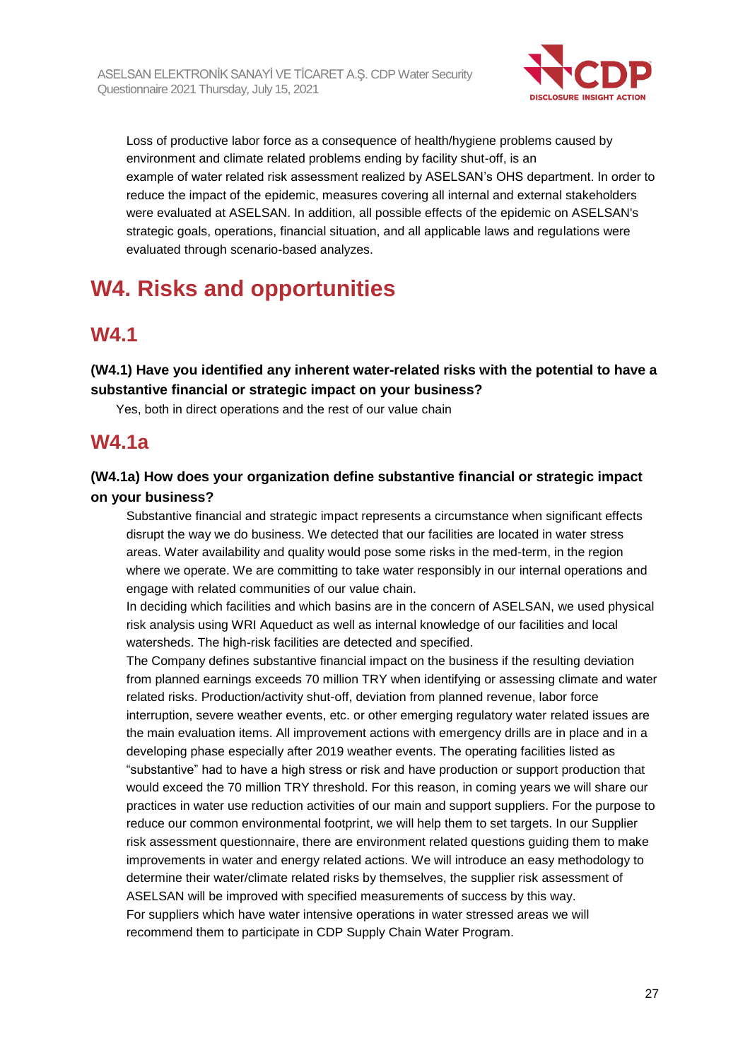Loss of productive labor force as a consequence of health/hygiene problems caused by environment and climate related problems ending by facility shut-off, is an example of water related risk assessment realized by ASELSAN's OHS department. In order to reduce the impact of the epidemic, measures covering all internal and external stakeholders were evaluated at ASELSAN. In addition, all possible effects of the epidemic on ASELSAN's strategic goals, operations, financial situation, and all applicable laws and regulations were evaluated through scenario-based analyzes.

# W4. Risks and opportunities

## W4.1

### (W4.1) Have you identified any inherent water-related risks with the potential to have a substantive financial or strategic impact on your business?

Yes, both in direct operations and the rest of our value chain

## W4.1a

### (W4.1a) How does your organization define substantive financial or strategic impact on your business?

Substantive financial and strategic impact represents a circumstance when significant effects disrupt the way we do business. We detected that our facilities are located in water stress areas. Water availability and quality would pose some risks in the med-term, in the region where we operate. We are committing to take water responsibly in our internal operations and engage with related communities of our value chain.

In deciding which facilities and which basins are in the concern of ASELSAN, we used physical risk analysis using WRI Aqueduct as well as internal knowledge of our facilities and local watersheds. The high-risk facilities are detected and specified.

The Company defines substantive financial impact on the business if the resulting deviation from planned earnings exceeds 70 million TRY when identifying or assessing climate and water related risks. Production/activity shut-off, deviation from planned revenue, labor force interruption, severe weather events, etc. or other emerging regulatory water related issues are the main evaluation items. All improvement actions with emergency drills are in place and in a developing phase especially after 2019 weather events. The operating facilities listed as "substantive" had to have a high stress or risk and have production or support production that would exceed the 70 million TRY threshold. For this reason, in coming years we will share our practices in water use reduction activities of our main and support suppliers. For the purpose to reduce our common environmental footprint, we will help them to set targets. In our Supplier risk assessment questionnaire, there are environment related questions guiding them to make improvements in water and energy related actions. We will introduce an easy methodology to determine their water/climate related risks by themselves, the supplier risk assessment of ASELSAN will be improved with specified measurements of success by this way.

For suppliers which have water intensive operations in water stressed areas we will recommend them to participate in CDP Supply Chain Water Program.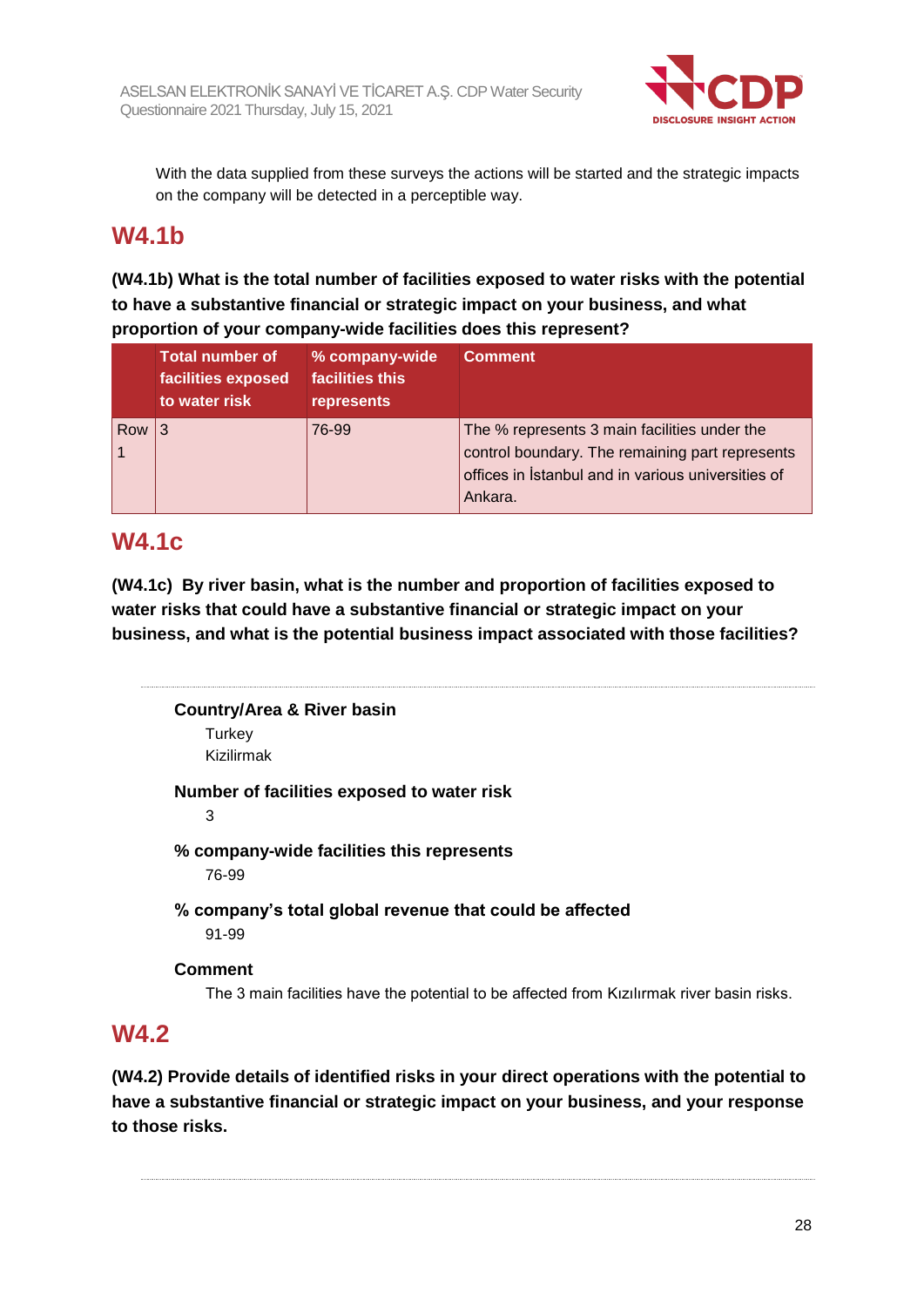With the data supplied from these surveys the actions will be started and the strategic impacts on the company will be detected in a perceptible way.

## W4.1b

**(W4.1b) What is the total number of facilities exposed to water risks with the potential to have a substantive financial or strategic impact on your business, and what proportion of your company-wide facilities does this represent?**

| | Total number of facilities exposed to water risk | % company-wide facilities this represents | Comment |
|---|---|---|---|
| Row 1 | 3 | 76-99 | The % represents 3 main facilities under the control boundary. The remaining part represents offices in İstanbul and in various universities of Ankara. |

## W4.1c

**(W4.1c) By river basin, what is the number and proportion of facilities exposed to water risks that could have a substantive financial or strategic impact on your business, and what is the potential business impact associated with those facilities?**

**Country/Area & River basin**

Turkey

Kizilirmak

**Number of facilities exposed to water risk**

3

**% company-wide facilities this represents**

76-99

**% company's total global revenue that could be affected**

91-99

**Comment**

The 3 main facilities have the potential to be affected from Kızılırmak river basin risks.

## W4.2

**(W4.2) Provide details of identified risks in your direct operations with the potential to have a substantive financial or strategic impact on your business, and your response to those risks.**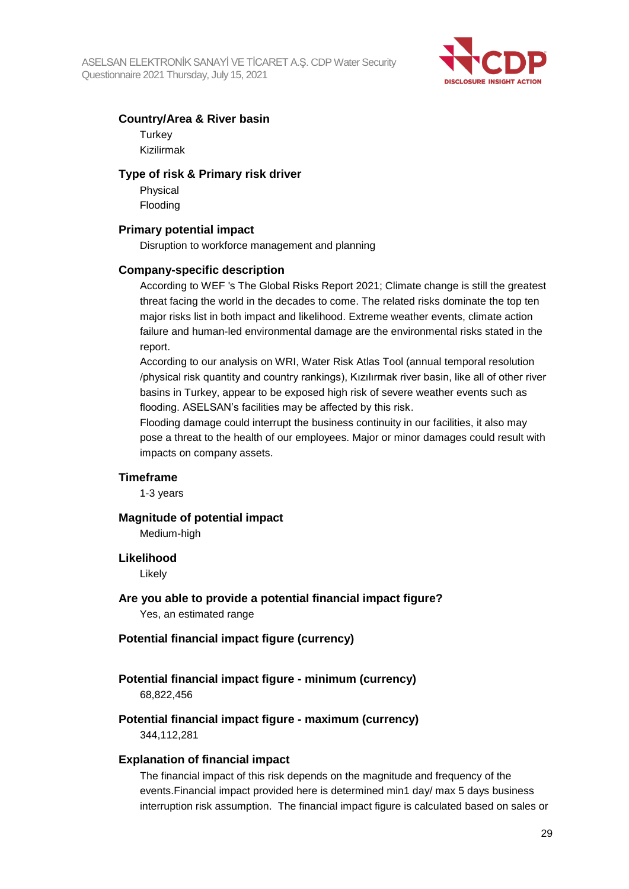### Country/Area & River basin

Turkey

Kizilirmak

### Type of risk & Primary risk driver

Physical

Flooding

### Primary potential impact

Disruption to workforce management and planning

### Company-specific description

According to WEF 's The Global Risks Report 2021; Climate change is still the greatest threat facing the world in the decades to come. The related risks dominate the top ten major risks list in both impact and likelihood. Extreme weather events, climate action failure and human-led environmental damage are the environmental risks stated in the report.

According to our analysis on WRI, Water Risk Atlas Tool (annual temporal resolution /physical risk quantity and country rankings), Kızılırmak river basin, like all of other river basins in Turkey, appear to be exposed high risk of severe weather events such as flooding. ASELSAN's facilities may be affected by this risk.

Flooding damage could interrupt the business continuity in our facilities, it also may pose a threat to the health of our employees. Major or minor damages could result with impacts on company assets.

### Timeframe

1-3 years

### Magnitude of potential impact

Medium-high

### Likelihood

Likely

### Are you able to provide a potential financial impact figure?

Yes, an estimated range

### Potential financial impact figure (currency)

### Potential financial impact figure - minimum (currency)

68,822,456

### Potential financial impact figure - maximum (currency)

344,112,281

### Explanation of financial impact

The financial impact of this risk depends on the magnitude and frequency of the events.Financial impact provided here is determined min1 day/ max 5 days business interruption risk assumption. The financial impact figure is calculated based on sales or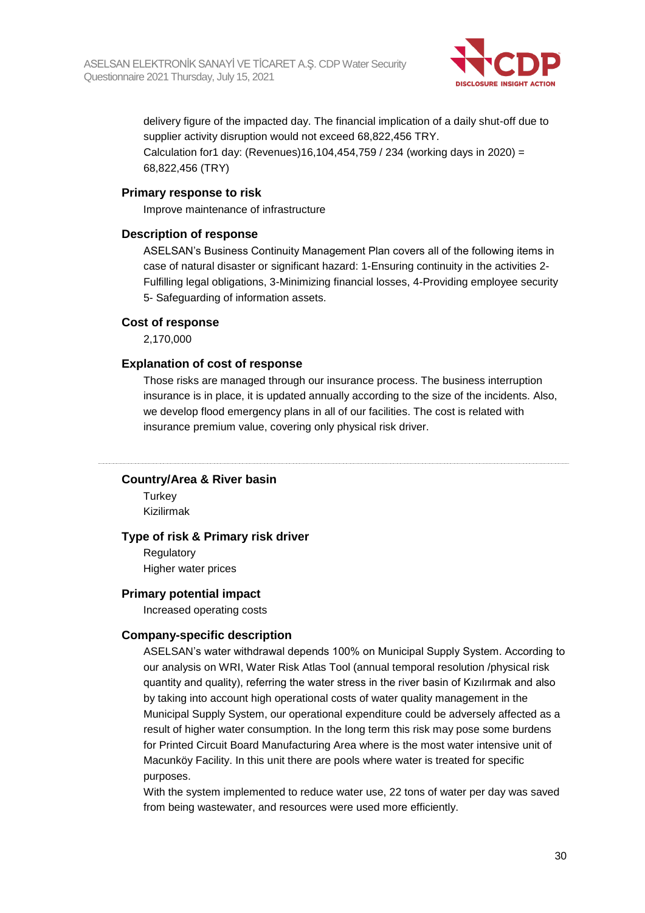delivery figure of the impacted day. The financial implication of a daily shut-off due to supplier activity disruption would not exceed 68,822,456 TRY.
Calculation for1 day: (Revenues)16,104,454,759 / 234 (working days in 2020) = 68,822,456 (TRY)

### Primary response to risk

Improve maintenance of infrastructure

### Description of response

ASELSAN's Business Continuity Management Plan covers all of the following items in case of natural disaster or significant hazard: 1-Ensuring continuity in the activities 2-Fulfilling legal obligations, 3-Minimizing financial losses, 4-Providing employee security 5- Safeguarding of information assets.

### Cost of response

2,170,000

### Explanation of cost of response

Those risks are managed through our insurance process. The business interruption insurance is in place, it is updated annually according to the size of the incidents. Also, we develop flood emergency plans in all of our facilities. The cost is related with insurance premium value, covering only physical risk driver.

---

### Country/Area & River basin

Turkey
Kizilirmak

### Type of risk & Primary risk driver

Regulatory
Higher water prices

### Primary potential impact

Increased operating costs

### Company-specific description

ASELSAN's water withdrawal depends 100% on Municipal Supply System. According to our analysis on WRI, Water Risk Atlas Tool (annual temporal resolution /physical risk quantity and quality), referring the water stress in the river basin of Kızılırmak and also by taking into account high operational costs of water quality management in the Municipal Supply System, our operational expenditure could be adversely affected as a result of higher water consumption. In the long term this risk may pose some burdens for Printed Circuit Board Manufacturing Area where is the most water intensive unit of Macunköy Facility. In this unit there are pools where water is treated for specific purposes.
With the system implemented to reduce water use, 22 tons of water per day was saved from being wastewater, and resources were used more efficiently.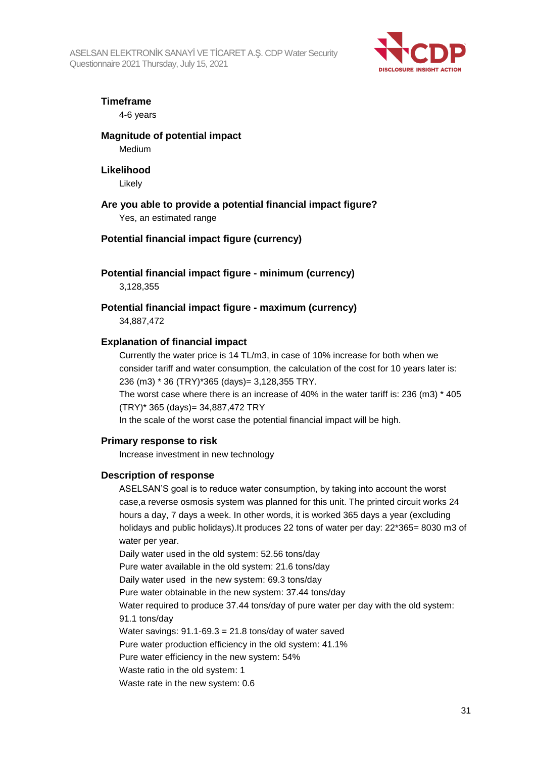**Timeframe**

4-6 years

**Magnitude of potential impact**

Medium

**Likelihood**

Likely

**Are you able to provide a potential financial impact figure?**

Yes, an estimated range

**Potential financial impact figure (currency)**

**Potential financial impact figure - minimum (currency)**

3,128,355

**Potential financial impact figure - maximum (currency)**

34,887,472

**Explanation of financial impact**

Currently the water price is 14 TL/m3, in case of 10% increase for both when we consider tariff and water consumption, the calculation of the cost for 10 years later is: 236 (m3) * 36 (TRY)*365 (days)= 3,128,355 TRY.
The worst case where there is an increase of 40% in the water tariff is: 236 (m3) * 405 (TRY)* 365 (days)= 34,887,472 TRY
In the scale of the worst case the potential financial impact will be high.

**Primary response to risk**

Increase investment in new technology

**Description of response**

ASELSAN'S goal is to reduce water consumption, by taking into account the worst case,a reverse osmosis system was planned for this unit. The printed circuit works 24 hours a day, 7 days a week. In other words, it is worked 365 days a year (excluding holidays and public holidays).It produces 22 tons of water per day: 22*365= 8030 m3 of water per year.
Daily water used in the old system: 52.56 tons/day
Pure water available in the old system: 21.6 tons/day
Daily water used in the new system: 69.3 tons/day
Pure water obtainable in the new system: 37.44 tons/day
Water required to produce 37.44 tons/day of pure water per day with the old system: 91.1 tons/day
Water savings: 91.1-69.3 = 21.8 tons/day of water saved
Pure water production efficiency in the old system: 41.1%
Pure water efficiency in the new system: 54%
Waste ratio in the old system: 1
Waste rate in the new system: 0.6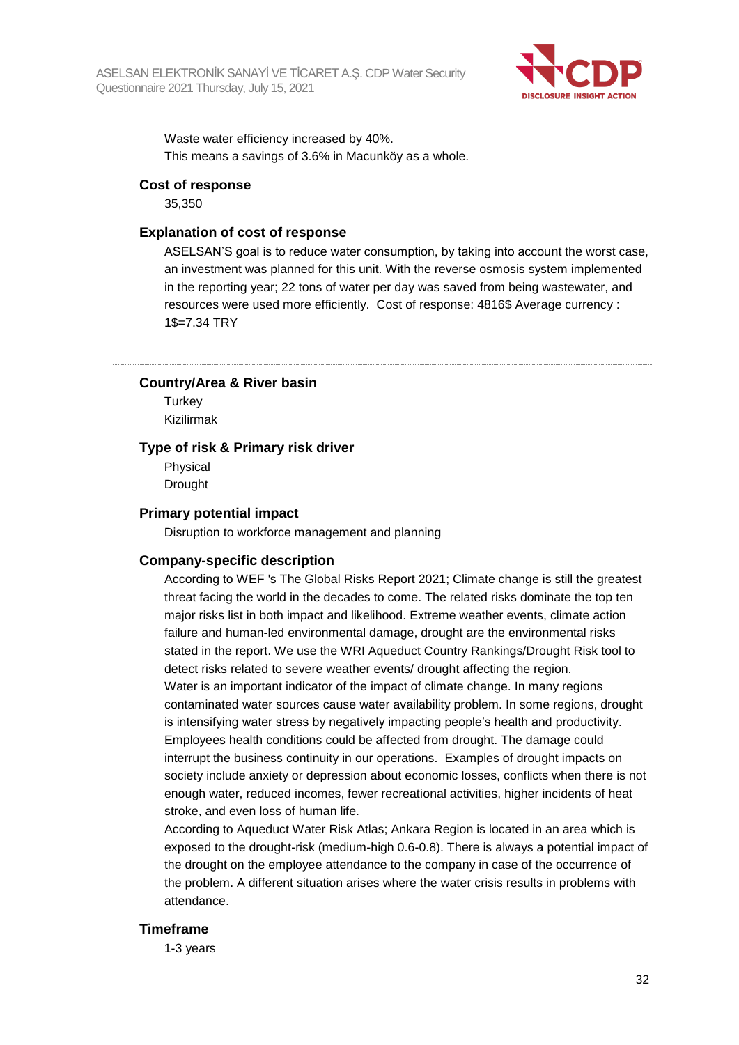Waste water efficiency increased by 40%.
This means a savings of 3.6% in Macunköy as a whole.

### Cost of response

35,350

### Explanation of cost of response

ASELSAN'S goal is to reduce water consumption, by taking into account the worst case, an investment was planned for this unit. With the reverse osmosis system implemented in the reporting year; 22 tons of water per day was saved from being wastewater, and resources were used more efficiently. Cost of response: 4816$ Average currency : 1$=7.34 TRY

---

### Country/Area & River basin

Turkey
Kizilirmak

### Type of risk & Primary risk driver

Physical
Drought

### Primary potential impact

Disruption to workforce management and planning

### Company-specific description

According to WEF 's The Global Risks Report 2021; Climate change is still the greatest threat facing the world in the decades to come. The related risks dominate the top ten major risks list in both impact and likelihood. Extreme weather events, climate action failure and human-led environmental damage, drought are the environmental risks stated in the report. We use the WRI Aqueduct Country Rankings/Drought Risk tool to detect risks related to severe weather events/ drought affecting the region.
Water is an important indicator of the impact of climate change. In many regions contaminated water sources cause water availability problem. In some regions, drought is intensifying water stress by negatively impacting people's health and productivity. Employees health conditions could be affected from drought. The damage could interrupt the business continuity in our operations. Examples of drought impacts on society include anxiety or depression about economic losses, conflicts when there is not enough water, reduced incomes, fewer recreational activities, higher incidents of heat stroke, and even loss of human life.
According to Aqueduct Water Risk Atlas; Ankara Region is located in an area which is exposed to the drought-risk (medium-high 0.6-0.8). There is always a potential impact of the drought on the employee attendance to the company in case of the occurrence of the problem. A different situation arises where the water crisis results in problems with attendance.

### Timeframe

1-3 years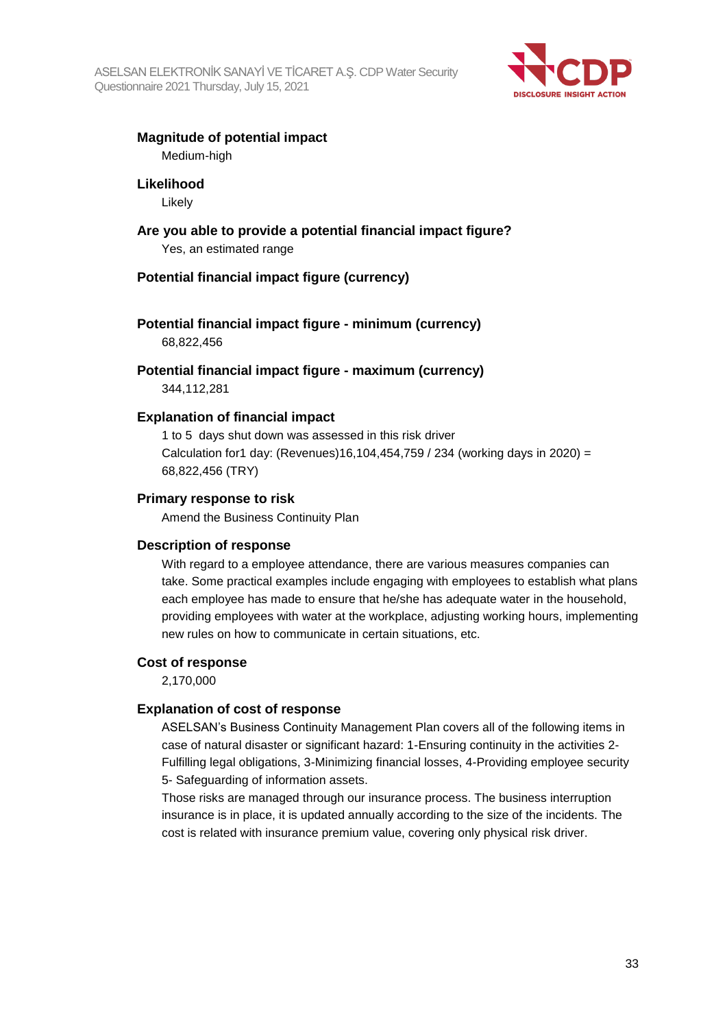**Magnitude of potential impact**

Medium-high

**Likelihood**

Likely

**Are you able to provide a potential financial impact figure?**

Yes, an estimated range

**Potential financial impact figure (currency)**

**Potential financial impact figure - minimum (currency)**

68,822,456

**Potential financial impact figure - maximum (currency)**

344,112,281

**Explanation of financial impact**

1 to 5 days shut down was assessed in this risk driver
Calculation for1 day: (Revenues)16,104,454,759 / 234 (working days in 2020) = 68,822,456 (TRY)

**Primary response to risk**

Amend the Business Continuity Plan

**Description of response**

With regard to a employee attendance, there are various measures companies can take. Some practical examples include engaging with employees to establish what plans each employee has made to ensure that he/she has adequate water in the household, providing employees with water at the workplace, adjusting working hours, implementing new rules on how to communicate in certain situations, etc.

**Cost of response**

2,170,000

**Explanation of cost of response**

ASELSAN's Business Continuity Management Plan covers all of the following items in case of natural disaster or significant hazard: 1-Ensuring continuity in the activities 2-Fulfilling legal obligations, 3-Minimizing financial losses, 4-Providing employee security 5- Safeguarding of information assets.
Those risks are managed through our insurance process. The business interruption insurance is in place, it is updated annually according to the size of the incidents. The cost is related with insurance premium value, covering only physical risk driver.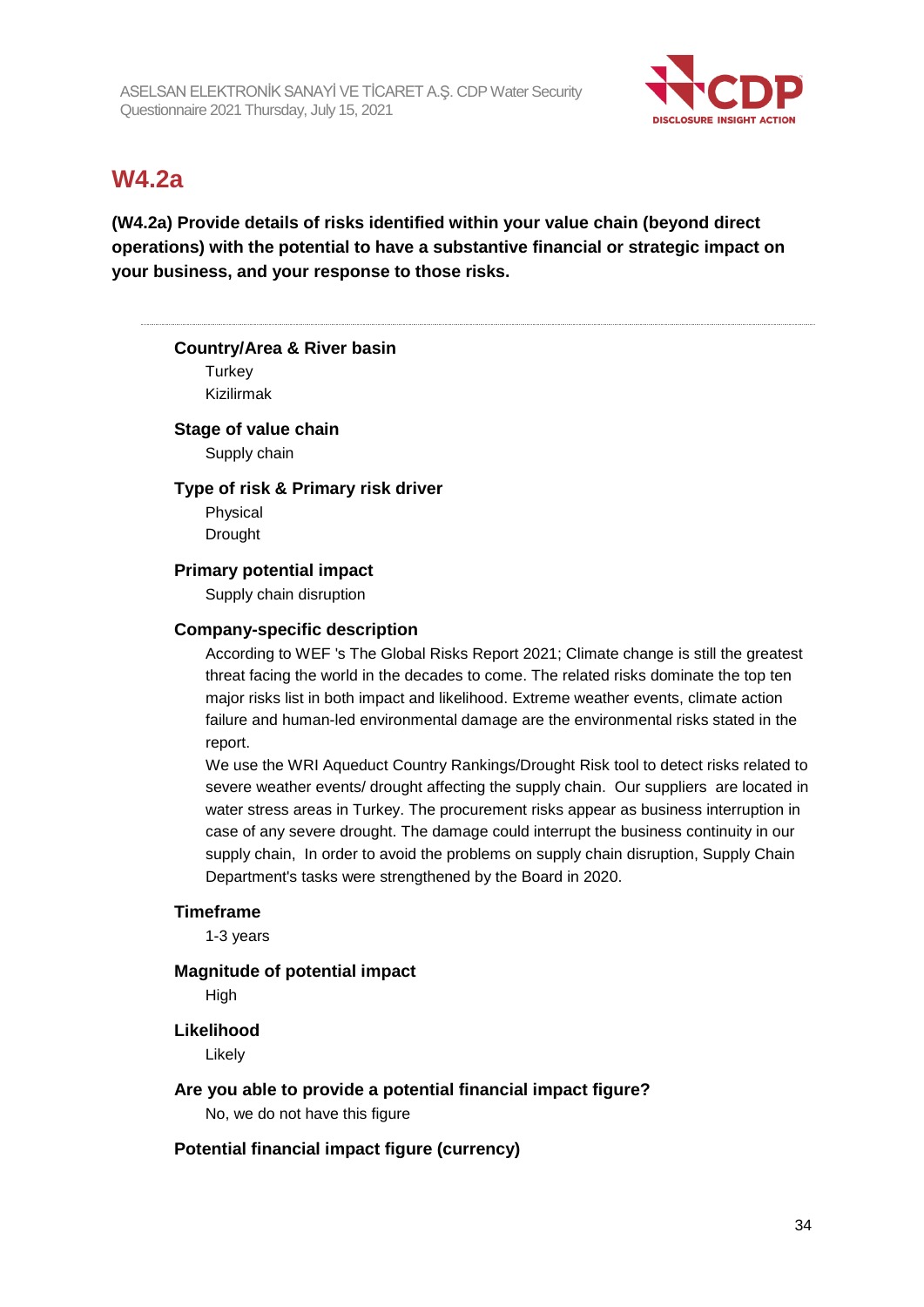## W4.2a

**(W4.2a) Provide details of risks identified within your value chain (beyond direct operations) with the potential to have a substantive financial or strategic impact on your business, and your response to those risks.**

---

**Country/Area & River basin**

Turkey

Kizilirmak

**Stage of value chain**

Supply chain

**Type of risk & Primary risk driver**

Physical

Drought

**Primary potential impact**

Supply chain disruption

**Company-specific description**

According to WEF 's The Global Risks Report 2021; Climate change is still the greatest threat facing the world in the decades to come. The related risks dominate the top ten major risks list in both impact and likelihood. Extreme weather events, climate action failure and human-led environmental damage are the environmental risks stated in the report.

We use the WRI Aqueduct Country Rankings/Drought Risk tool to detect risks related to severe weather events/ drought affecting the supply chain. Our suppliers are located in water stress areas in Turkey. The procurement risks appear as business interruption in case of any severe drought. The damage could interrupt the business continuity in our supply chain, In order to avoid the problems on supply chain disruption, Supply Chain Department's tasks were strengthened by the Board in 2020.

**Timeframe**

1-3 years

**Magnitude of potential impact**

High

**Likelihood**

Likely

**Are you able to provide a potential financial impact figure?**

No, we do not have this figure

**Potential financial impact figure (currency)**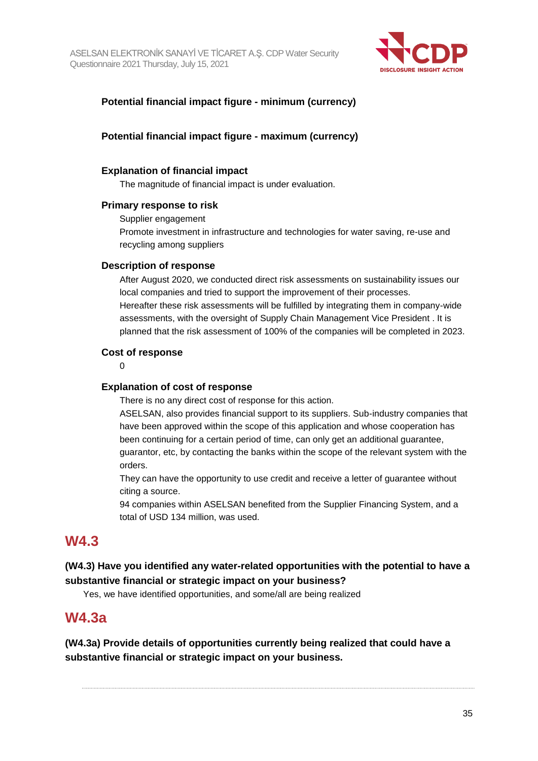#### Potential financial impact figure - minimum (currency)

#### Potential financial impact figure - maximum (currency)

#### Explanation of financial impact

The magnitude of financial impact is under evaluation.

#### Primary response to risk

Supplier engagement

Promote investment in infrastructure and technologies for water saving, re-use and recycling among suppliers

#### Description of response

After August 2020, we conducted direct risk assessments on sustainability issues our local companies and tried to support the improvement of their processes.

Hereafter these risk assessments will be fulfilled by integrating them in company-wide assessments, with the oversight of Supply Chain Management Vice President . It is planned that the risk assessment of 100% of the companies will be completed in 2023.

#### Cost of response

0

#### Explanation of cost of response

There is no any direct cost of response for this action.

ASELSAN, also provides financial support to its suppliers. Sub-industry companies that have been approved within the scope of this application and whose cooperation has been continuing for a certain period of time, can only get an additional guarantee, guarantor, etc, by contacting the banks within the scope of the relevant system with the orders.

They can have the opportunity to use credit and receive a letter of guarantee without citing a source.

94 companies within ASELSAN benefited from the Supplier Financing System, and a total of USD 134 million, was used.

## W4.3

**(W4.3) Have you identified any water-related opportunities with the potential to have a substantive financial or strategic impact on your business?**

Yes, we have identified opportunities, and some/all are being realized

## W4.3a

**(W4.3a) Provide details of opportunities currently being realized that could have a substantive financial or strategic impact on your business.**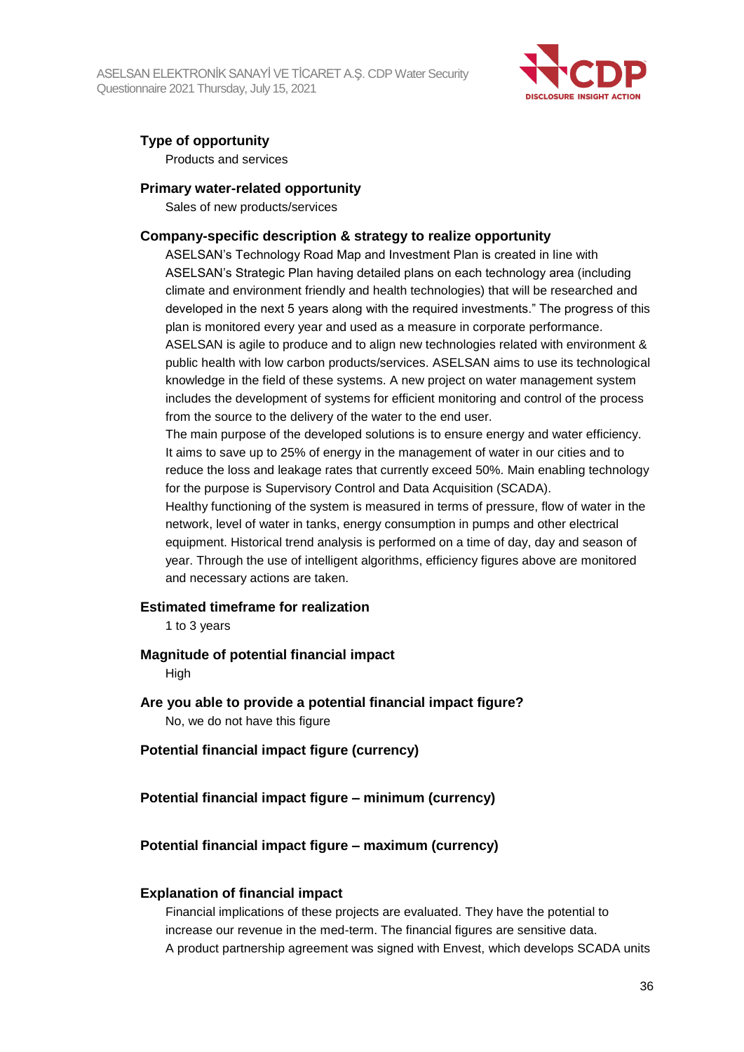### Type of opportunity

Products and services

### Primary water-related opportunity

Sales of new products/services

### Company-specific description & strategy to realize opportunity

ASELSAN's Technology Road Map and Investment Plan is created in line with ASELSAN's Strategic Plan having detailed plans on each technology area (including climate and environment friendly and health technologies) that will be researched and developed in the next 5 years along with the required investments." The progress of this plan is monitored every year and used as a measure in corporate performance.
ASELSAN is agile to produce and to align new technologies related with environment & public health with low carbon products/services. ASELSAN aims to use its technological knowledge in the field of these systems. A new project on water management system includes the development of systems for efficient monitoring and control of the process from the source to the delivery of the water to the end user.
The main purpose of the developed solutions is to ensure energy and water efficiency. It aims to save up to 25% of energy in the management of water in our cities and to reduce the loss and leakage rates that currently exceed 50%. Main enabling technology for the purpose is Supervisory Control and Data Acquisition (SCADA).
Healthy functioning of the system is measured in terms of pressure, flow of water in the network, level of water in tanks, energy consumption in pumps and other electrical equipment. Historical trend analysis is performed on a time of day, day and season of year. Through the use of intelligent algorithms, efficiency figures above are monitored and necessary actions are taken.

### Estimated timeframe for realization

1 to 3 years

### Magnitude of potential financial impact

High

### Are you able to provide a potential financial impact figure?

No, we do not have this figure

### Potential financial impact figure (currency)

### Potential financial impact figure – minimum (currency)

### Potential financial impact figure – maximum (currency)

### Explanation of financial impact

Financial implications of these projects are evaluated. They have the potential to increase our revenue in the med-term. The financial figures are sensitive data.
A product partnership agreement was signed with Envest, which develops SCADA units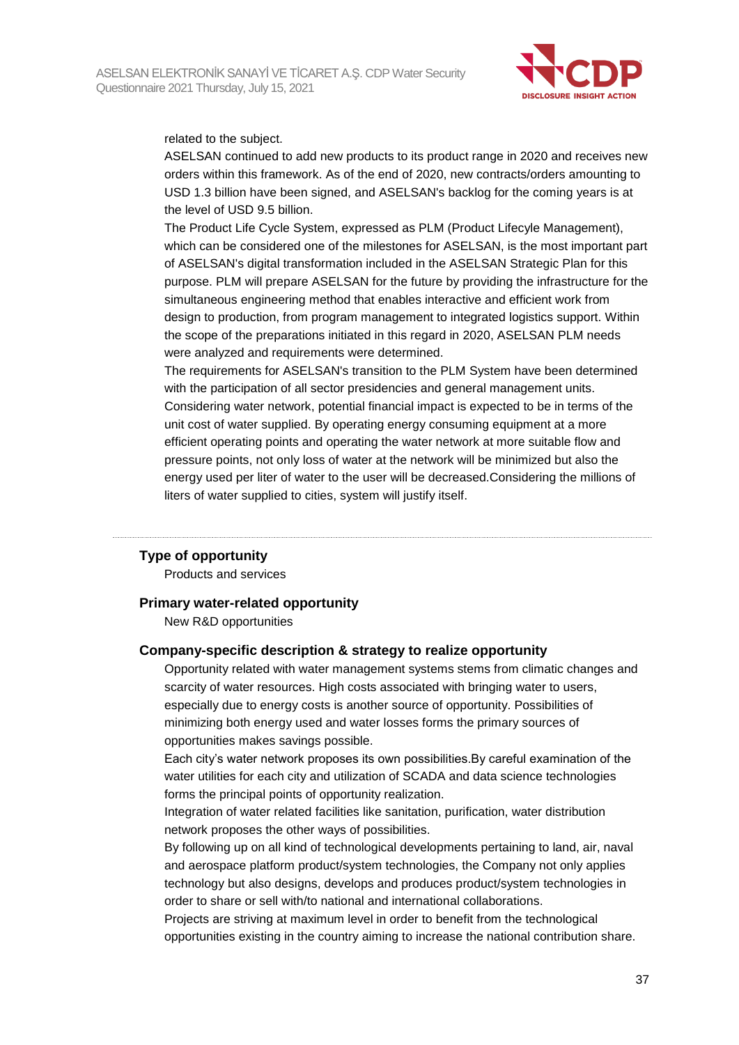related to the subject.

ASELSAN continued to add new products to its product range in 2020 and receives new orders within this framework. As of the end of 2020, new contracts/orders amounting to USD 1.3 billion have been signed, and ASELSAN's backlog for the coming years is at the level of USD 9.5 billion.

The Product Life Cycle System, expressed as PLM (Product Lifecyle Management), which can be considered one of the milestones for ASELSAN, is the most important part of ASELSAN's digital transformation included in the ASELSAN Strategic Plan for this purpose. PLM will prepare ASELSAN for the future by providing the infrastructure for the simultaneous engineering method that enables interactive and efficient work from design to production, from program management to integrated logistics support. Within the scope of the preparations initiated in this regard in 2020, ASELSAN PLM needs were analyzed and requirements were determined.

The requirements for ASELSAN's transition to the PLM System have been determined with the participation of all sector presidencies and general management units.

Considering water network, potential financial impact is expected to be in terms of the unit cost of water supplied. By operating energy consuming equipment at a more efficient operating points and operating the water network at more suitable flow and pressure points, not only loss of water at the network will be minimized but also the energy used per liter of water to the user will be decreased.Considering the millions of liters of water supplied to cities, system will justify itself.

---

### Type of opportunity

Products and services

### Primary water-related opportunity

New R&D opportunities

### Company-specific description & strategy to realize opportunity

Opportunity related with water management systems stems from climatic changes and scarcity of water resources. High costs associated with bringing water to users, especially due to energy costs is another source of opportunity. Possibilities of minimizing both energy used and water losses forms the primary sources of opportunities makes savings possible.

Each city's water network proposes its own possibilities.By careful examination of the water utilities for each city and utilization of SCADA and data science technologies forms the principal points of opportunity realization.

Integration of water related facilities like sanitation, purification, water distribution network proposes the other ways of possibilities.

By following up on all kind of technological developments pertaining to land, air, naval and aerospace platform product/system technologies, the Company not only applies technology but also designs, develops and produces product/system technologies in order to share or sell with/to national and international collaborations.

Projects are striving at maximum level in order to benefit from the technological opportunities existing in the country aiming to increase the national contribution share.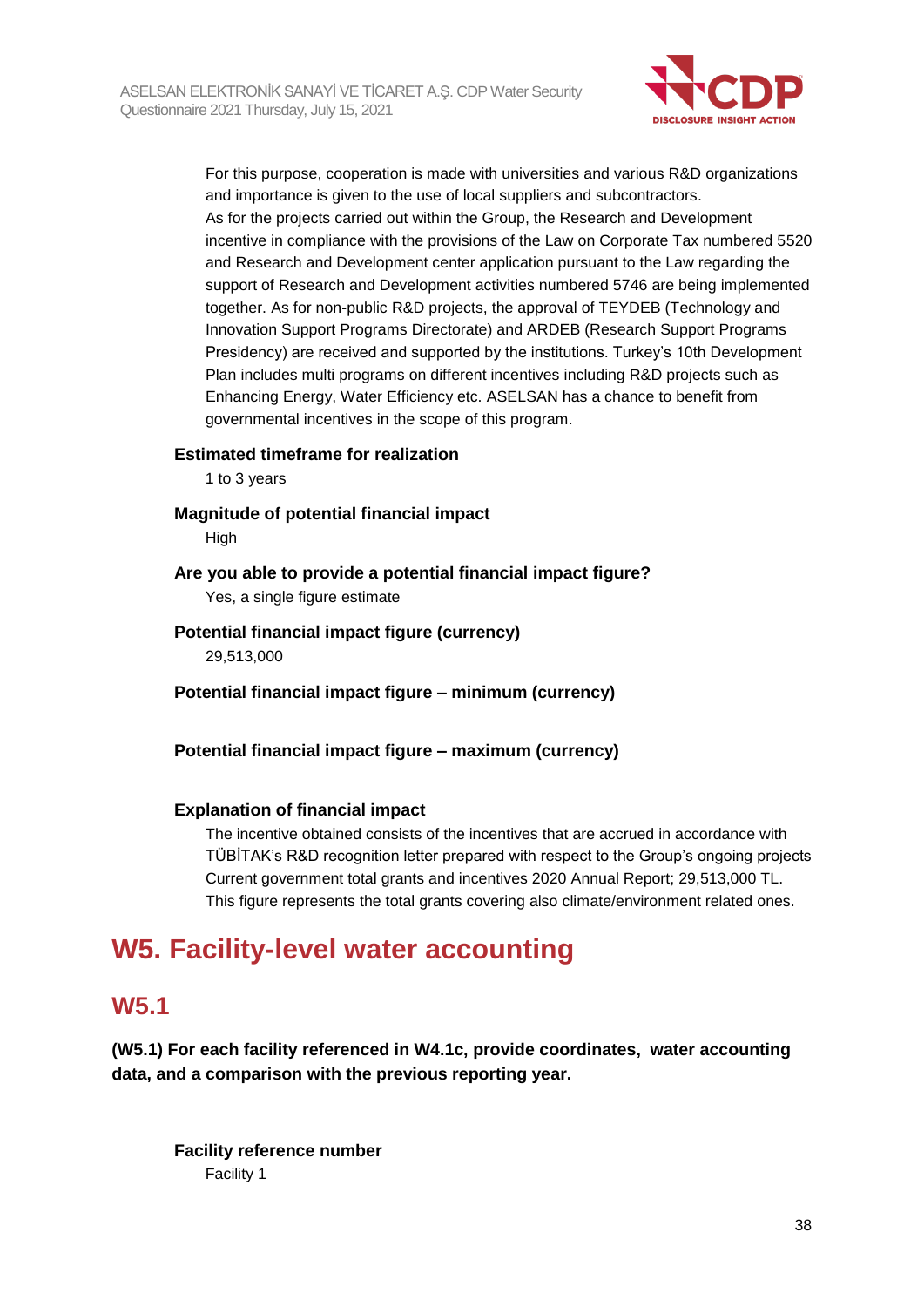For this purpose, cooperation is made with universities and various R&D organizations and importance is given to the use of local suppliers and subcontractors.
As for the projects carried out within the Group, the Research and Development incentive in compliance with the provisions of the Law on Corporate Tax numbered 5520 and Research and Development center application pursuant to the Law regarding the support of Research and Development activities numbered 5746 are being implemented together. As for non-public R&D projects, the approval of TEYDEB (Technology and Innovation Support Programs Directorate) and ARDEB (Research Support Programs Presidency) are received and supported by the institutions. Turkey's 10th Development Plan includes multi programs on different incentives including R&D projects such as Enhancing Energy, Water Efficiency etc. ASELSAN has a chance to benefit from governmental incentives in the scope of this program.

**Estimated timeframe for realization**

1 to 3 years

**Magnitude of potential financial impact**

High

**Are you able to provide a potential financial impact figure?**

Yes, a single figure estimate

**Potential financial impact figure (currency)**

29,513,000

**Potential financial impact figure – minimum (currency)**

**Potential financial impact figure – maximum (currency)**

**Explanation of financial impact**

The incentive obtained consists of the incentives that are accrued in accordance with TÜBİTAK's R&D recognition letter prepared with respect to the Group's ongoing projects Current government total grants and incentives 2020 Annual Report; 29,513,000 TL. This figure represents the total grants covering also climate/environment related ones.

# W5. Facility-level water accounting

## W5.1

**(W5.1) For each facility referenced in W4.1c, provide coordinates, water accounting data, and a comparison with the previous reporting year.**

**Facility reference number**

Facility 1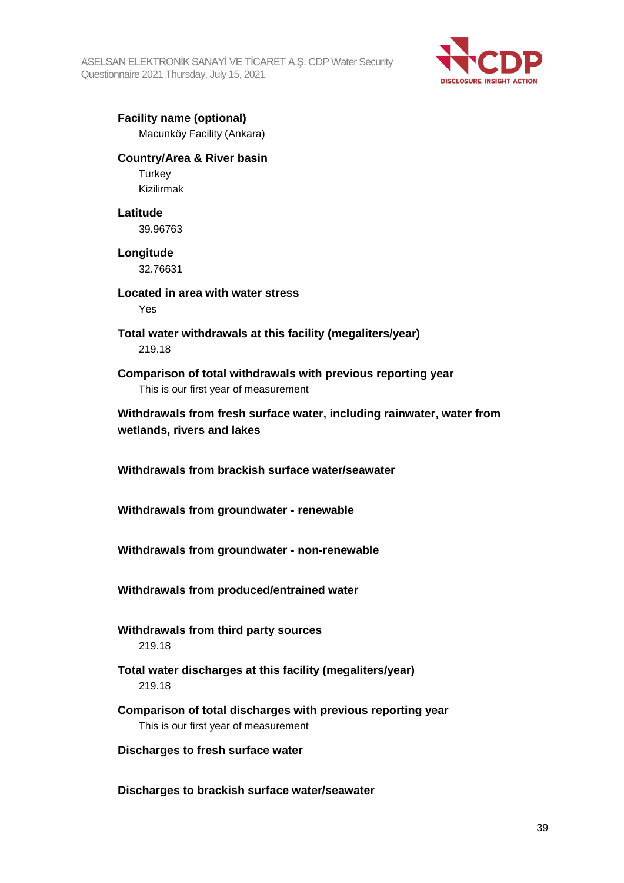**Facility name (optional)**

Macunköy Facility (Ankara)

**Country/Area & River basin**

Turkey

Kizilirmak

**Latitude**

39.96763

**Longitude**

32.76631

**Located in area with water stress**

Yes

**Total water withdrawals at this facility (megaliters/year)**

219.18

**Comparison of total withdrawals with previous reporting year**

This is our first year of measurement

**Withdrawals from fresh surface water, including rainwater, water from wetlands, rivers and lakes**

**Withdrawals from brackish surface water/seawater**

**Withdrawals from groundwater - renewable**

**Withdrawals from groundwater - non-renewable**

**Withdrawals from produced/entrained water**

**Withdrawals from third party sources**

219.18

**Total water discharges at this facility (megaliters/year)**

219.18

**Comparison of total discharges with previous reporting year**

This is our first year of measurement

**Discharges to fresh surface water**

**Discharges to brackish surface water/seawater**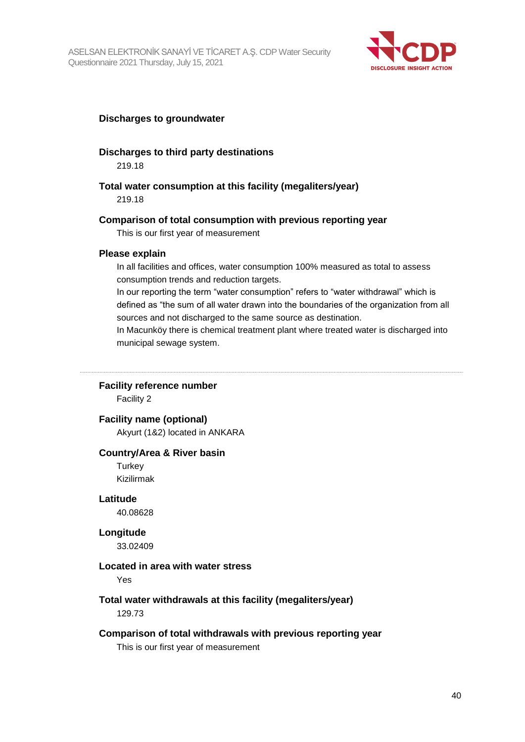**Discharges to groundwater**

**Discharges to third party destinations**

219.18

**Total water consumption at this facility (megaliters/year)**

219.18

**Comparison of total consumption with previous reporting year**

This is our first year of measurement

**Please explain**

In all facilities and offices, water consumption 100% measured as total to assess consumption trends and reduction targets.
In our reporting the term “water consumption” refers to “water withdrawal” which is defined as “the sum of all water drawn into the boundaries of the organization from all sources and not discharged to the same source as destination.
In Macunköy there is chemical treatment plant where treated water is discharged into municipal sewage system.

---

**Facility reference number**

Facility 2

**Facility name (optional)**

Akyurt (1&2) located in ANKARA

**Country/Area & River basin**

Turkey
Kizilirmak

**Latitude**

40.08628

**Longitude**

33.02409

**Located in area with water stress**

Yes

**Total water withdrawals at this facility (megaliters/year)**

129.73

**Comparison of total withdrawals with previous reporting year**

This is our first year of measurement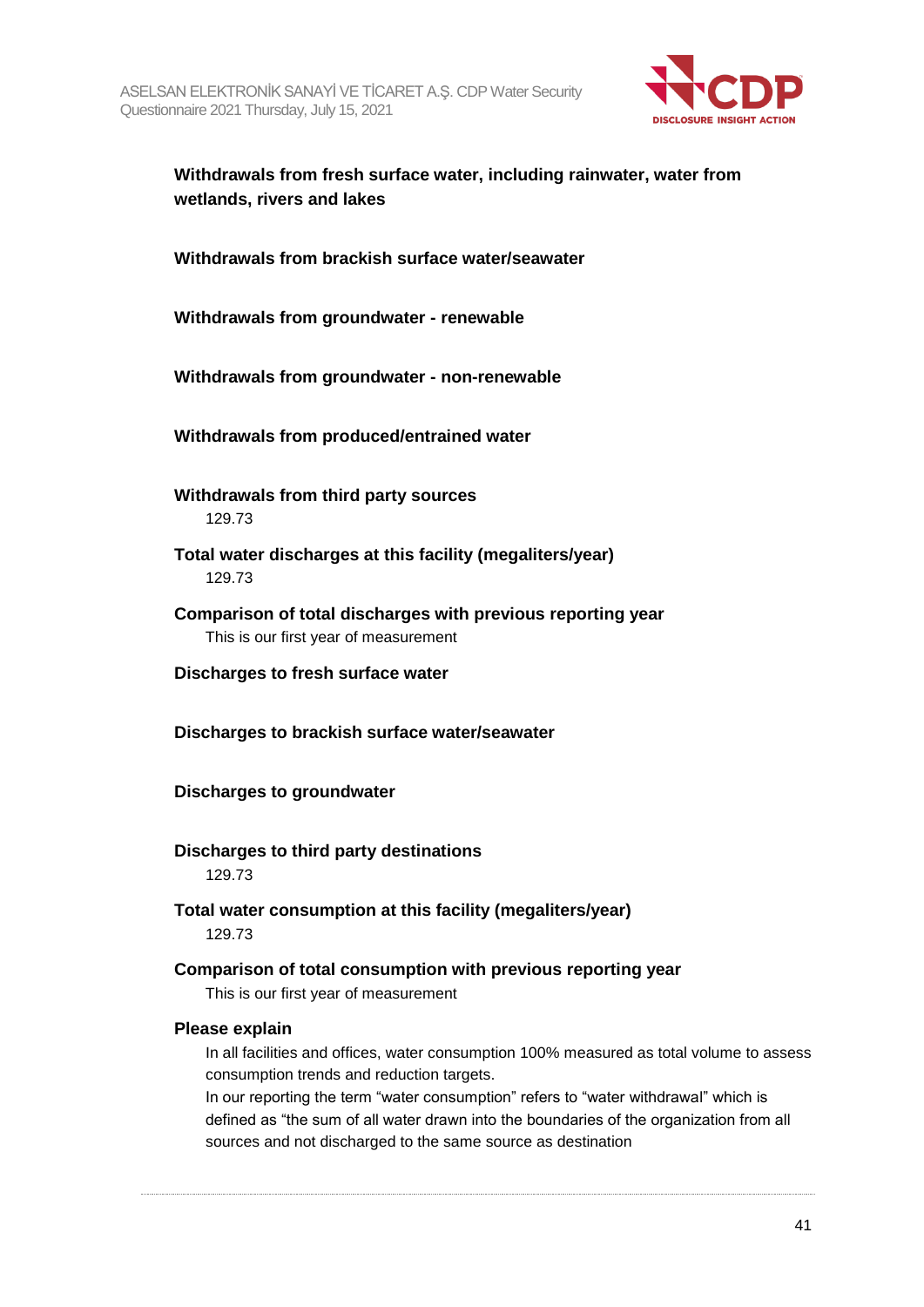**Withdrawals from fresh surface water, including rainwater, water from wetlands, rivers and lakes**

**Withdrawals from brackish surface water/seawater**

**Withdrawals from groundwater - renewable**

**Withdrawals from groundwater - non-renewable**

**Withdrawals from produced/entrained water**

**Withdrawals from third party sources**

129.73

**Total water discharges at this facility (megaliters/year)**

129.73

**Comparison of total discharges with previous reporting year**

This is our first year of measurement

**Discharges to fresh surface water**

**Discharges to brackish surface water/seawater**

**Discharges to groundwater**

**Discharges to third party destinations**

129.73

**Total water consumption at this facility (megaliters/year)**

129.73

**Comparison of total consumption with previous reporting year**

This is our first year of measurement

**Please explain**

In all facilities and offices, water consumption 100% measured as total volume to assess consumption trends and reduction targets.
In our reporting the term "water consumption" refers to "water withdrawal" which is defined as "the sum of all water drawn into the boundaries of the organization from all sources and not discharged to the same source as destination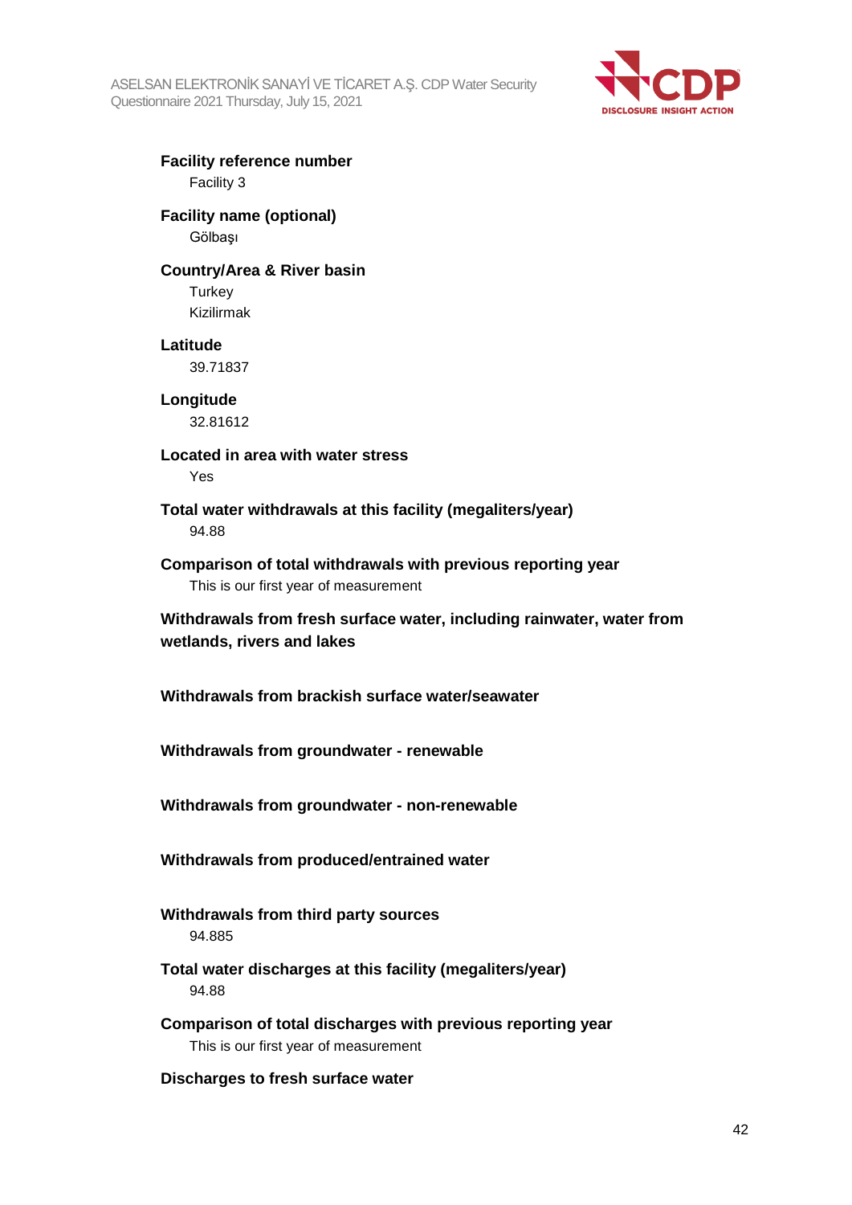**Facility reference number**

Facility 3

**Facility name (optional)**

Gölbaşı

**Country/Area & River basin**

Turkey

Kizilirmak

**Latitude**

39.71837

**Longitude**

32.81612

**Located in area with water stress**

Yes

**Total water withdrawals at this facility (megaliters/year)**

94.88

**Comparison of total withdrawals with previous reporting year**

This is our first year of measurement

**Withdrawals from fresh surface water, including rainwater, water from wetlands, rivers and lakes**

**Withdrawals from brackish surface water/seawater**

**Withdrawals from groundwater - renewable**

**Withdrawals from groundwater - non-renewable**

**Withdrawals from produced/entrained water**

**Withdrawals from third party sources**

94.885

**Total water discharges at this facility (megaliters/year)**

94.88

**Comparison of total discharges with previous reporting year**

This is our first year of measurement

**Discharges to fresh surface water**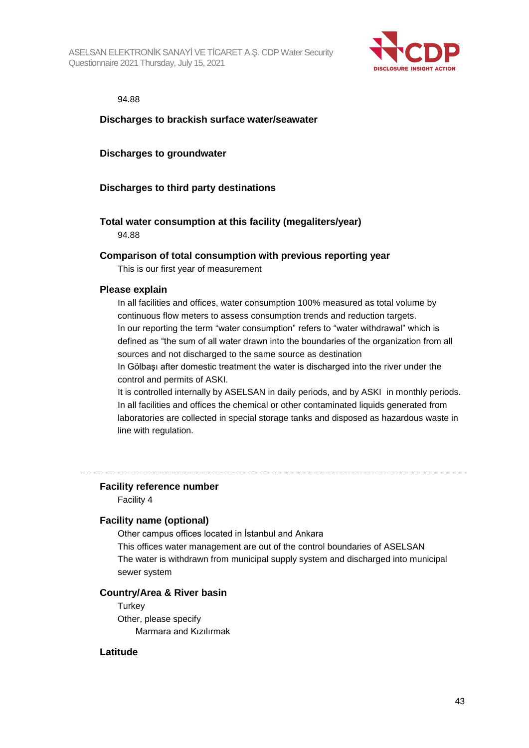94.88

**Discharges to brackish surface water/seawater**

**Discharges to groundwater**

**Discharges to third party destinations**

**Total water consumption at this facility (megaliters/year)**

94.88

**Comparison of total consumption with previous reporting year**

This is our first year of measurement

**Please explain**

In all facilities and offices, water consumption 100% measured as total volume by continuous flow meters to assess consumption trends and reduction targets.
In our reporting the term "water consumption" refers to "water withdrawal" which is defined as "the sum of all water drawn into the boundaries of the organization from all sources and not discharged to the same source as destination
In Gölbaşı after domestic treatment the water is discharged into the river under the control and permits of ASKI.
It is controlled internally by ASELSAN in daily periods, and by ASKI in monthly periods.
In all facilities and offices the chemical or other contaminated liquids generated from laboratories are collected in special storage tanks and disposed as hazardous waste in line with regulation.

---

**Facility reference number**

Facility 4

**Facility name (optional)**

Other campus offices located in İstanbul and Ankara
This offices water management are out of the control boundaries of ASELSAN
The water is withdrawn from municipal supply system and discharged into municipal sewer system

**Country/Area & River basin**

Turkey
Other, please specify
Marmara and Kızılırmak

**Latitude**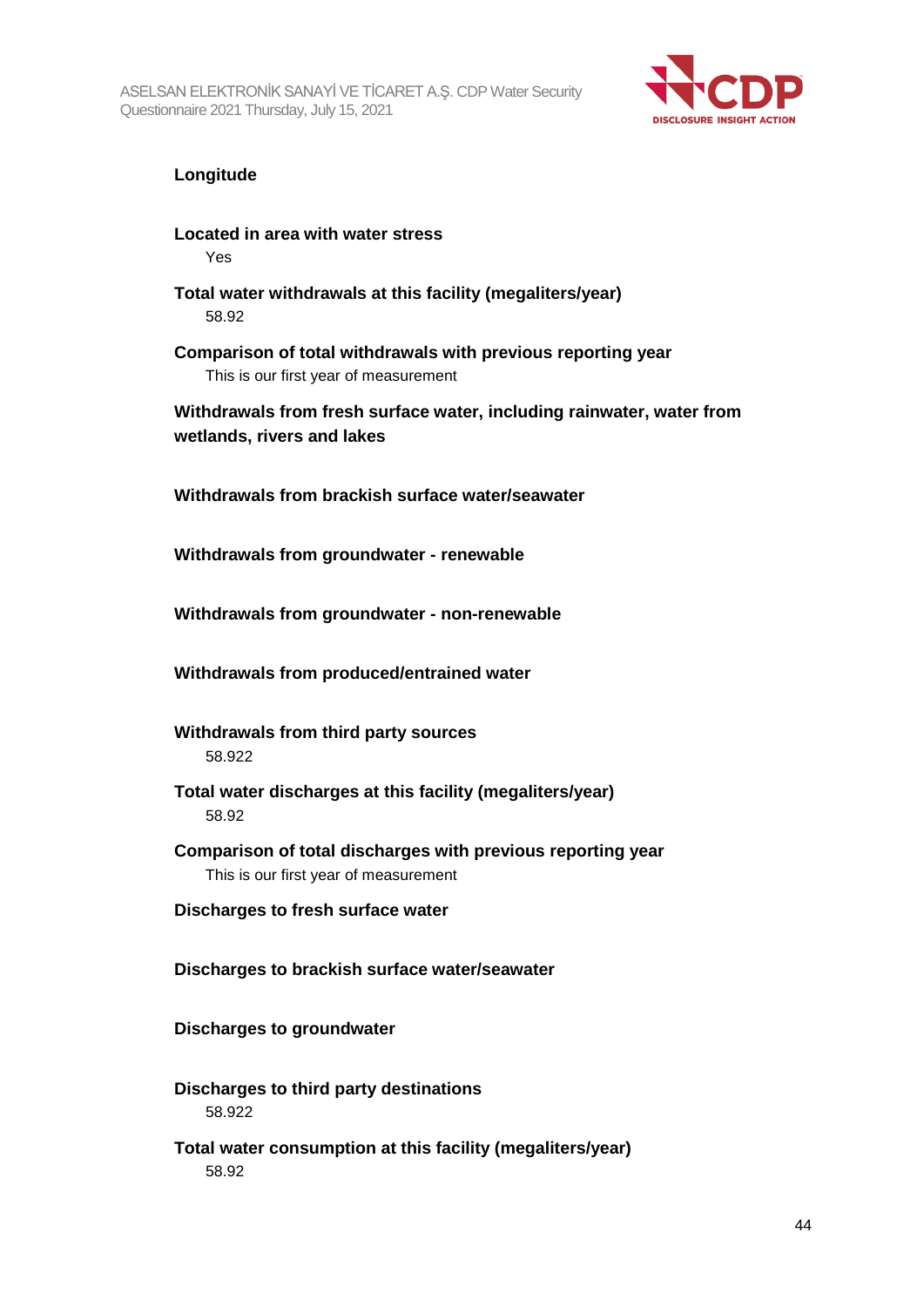**Longitude**

**Located in area with water stress**

Yes

**Total water withdrawals at this facility (megaliters/year)**

58.92

**Comparison of total withdrawals with previous reporting year**

This is our first year of measurement

**Withdrawals from fresh surface water, including rainwater, water from wetlands, rivers and lakes**

**Withdrawals from brackish surface water/seawater**

**Withdrawals from groundwater - renewable**

**Withdrawals from groundwater - non-renewable**

**Withdrawals from produced/entrained water**

**Withdrawals from third party sources**

58.922

**Total water discharges at this facility (megaliters/year)**

58.92

**Comparison of total discharges with previous reporting year**

This is our first year of measurement

**Discharges to fresh surface water**

**Discharges to brackish surface water/seawater**

**Discharges to groundwater**

**Discharges to third party destinations**

58.922

**Total water consumption at this facility (megaliters/year)**

58.92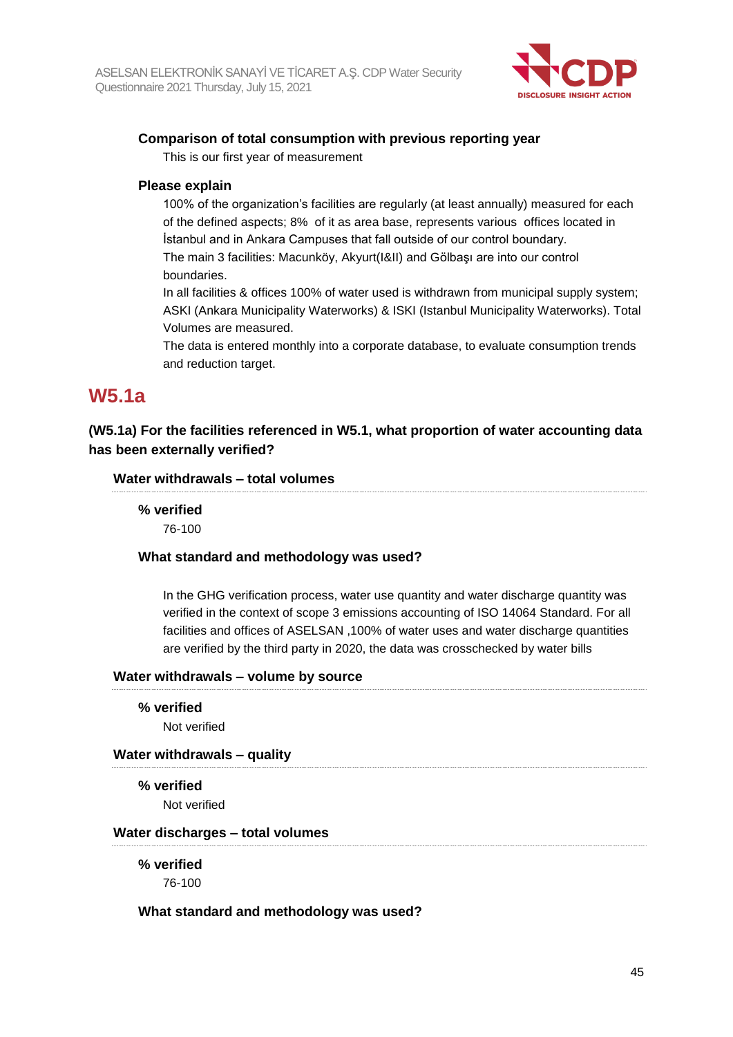**Comparison of total consumption with previous reporting year**

This is our first year of measurement

**Please explain**

100% of the organization's facilities are regularly (at least annually) measured for each of the defined aspects; 8% of it as area base, represents various offices located in İstanbul and in Ankara Campuses that fall outside of our control boundary.
The main 3 facilities: Macunköy, Akyurt(I&II) and Gölbaşı are into our control boundaries.
In all facilities & offices 100% of water used is withdrawn from municipal supply system; ASKI (Ankara Municipality Waterworks) & ISKI (Istanbul Municipality Waterworks). Total Volumes are measured.
The data is entered monthly into a corporate database, to evaluate consumption trends and reduction target.

## W5.1a

### (W5.1a) For the facilities referenced in W5.1, what proportion of water accounting data has been externally verified?

#### Water withdrawals – total volumes

**% verified**

76-100

**What standard and methodology was used?**

In the GHG verification process, water use quantity and water discharge quantity was verified in the context of scope 3 emissions accounting of ISO 14064 Standard. For all facilities and offices of ASELSAN ,100% of water uses and water discharge quantities are verified by the third party in 2020, the data was crosschecked by water bills

#### Water withdrawals – volume by source

**% verified**

Not verified

#### Water withdrawals – quality

**% verified**

Not verified

#### Water discharges – total volumes

**% verified**

76-100

**What standard and methodology was used?**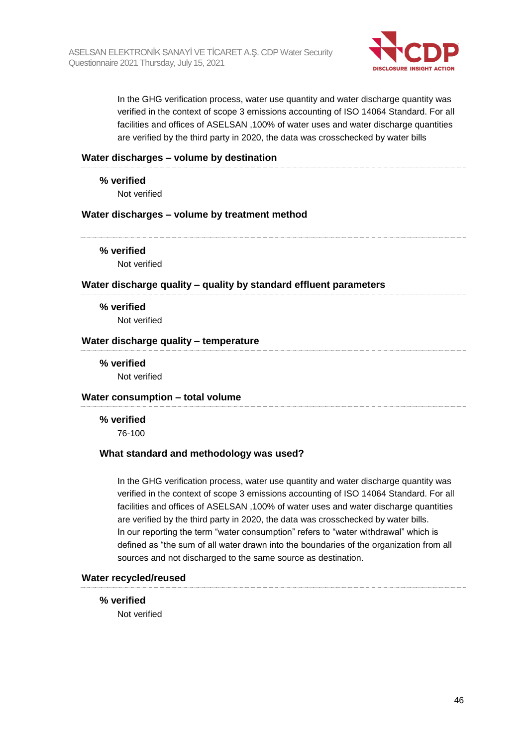In the GHG verification process, water use quantity and water discharge quantity was verified in the context of scope 3 emissions accounting of ISO 14064 Standard. For all facilities and offices of ASELSAN ,100% of water uses and water discharge quantities are verified by the third party in 2020, the data was crosschecked by water bills

### Water discharges – volume by destination

**% verified**

Not verified

### Water discharges – volume by treatment method

**% verified**

Not verified

### Water discharge quality – quality by standard effluent parameters

**% verified**

Not verified

### Water discharge quality – temperature

**% verified**

Not verified

### Water consumption – total volume

**% verified**

76-100

**What standard and methodology was used?**

In the GHG verification process, water use quantity and water discharge quantity was verified in the context of scope 3 emissions accounting of ISO 14064 Standard. For all facilities and offices of ASELSAN ,100% of water uses and water discharge quantities are verified by the third party in 2020, the data was crosschecked by water bills.
In our reporting the term “water consumption” refers to “water withdrawal” which is defined as “the sum of all water drawn into the boundaries of the organization from all sources and not discharged to the same source as destination.

### Water recycled/reused

**% verified**

Not verified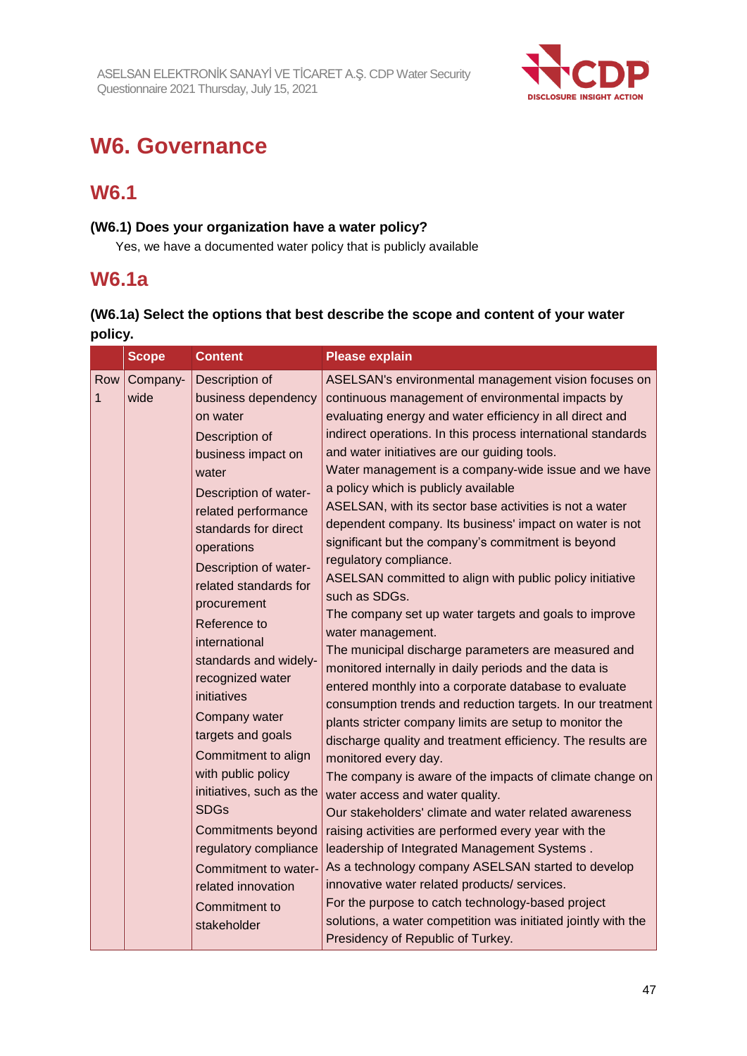# W6. Governance

## W6.1

**(W6.1) Does your organization have a water policy?**

Yes, we have a documented water policy that is publicly available

## W6.1a

**(W6.1a) Select the options that best describe the scope and content of your water policy.**

| | Scope | Content | Please explain |
|---|---|---|---|
| Row 1 | Company-wide | Description of business dependency on water<br>Description of business impact on water<br>Description of water-related performance standards for direct operations<br>Description of water-related standards for procurement<br>Reference to international standards and widely-recognized water initiatives<br>Company water targets and goals<br>Commitment to align with public policy initiatives, such as the SDGs<br>Commitments beyond regulatory compliance<br>Commitment to water-related innovation<br>Commitment to stakeholder | ASELSAN's environmental management vision focuses on continuous management of environmental impacts by evaluating energy and water efficiency in all direct and indirect operations. In this process international standards and water initiatives are our guiding tools.<br>Water management is a company-wide issue and we have a policy which is publicly available<br>ASELSAN, with its sector base activities is not a water dependent company. Its business' impact on water is not significant but the company's commitment is beyond regulatory compliance.<br>ASELSAN committed to align with public policy initiative such as SDGs.<br>The company set up water targets and goals to improve water management.<br>The municipal discharge parameters are measured and monitored internally in daily periods and the data is entered monthly into a corporate database to evaluate consumption trends and reduction targets. In our treatment plants stricter company limits are setup to monitor the discharge quality and treatment efficiency. The results are monitored every day.<br>The company is aware of the impacts of climate change on water access and water quality.<br>Our stakeholders' climate and water related awareness raising activities are performed every year with the leadership of Integrated Management Systems .<br>As a technology company ASELSAN started to develop innovative water related products/ services.<br>For the purpose to catch technology-based project solutions, a water competition was initiated jointly with the Presidency of Republic of Turkey. |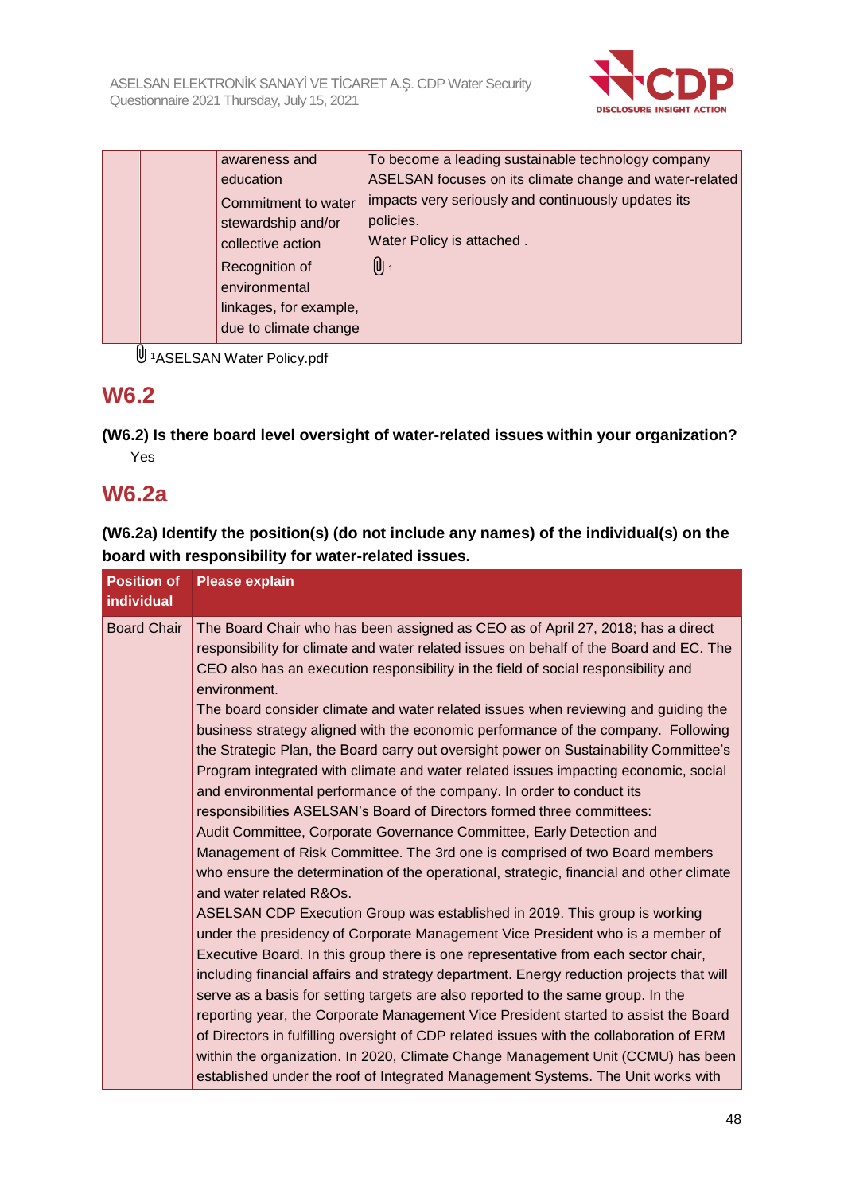| | | awareness and education<br>Commitment to water stewardship and/or collective action<br>Recognition of environmental linkages, for example, due to climate change | To become a leading sustainable technology company ASELSAN focuses on its climate change and water-related impacts very seriously and continuously updates its policies.<br>Water Policy is attached .<br>1 |
|---|---|---|---|

[1] ASELSAN Water Policy.pdf

## W6.2

**(W6.2) Is there board level oversight of water-related issues within your organization?**

Yes

## W6.2a

**(W6.2a) Identify the position(s) (do not include any names) of the individual(s) on the board with responsibility for water-related issues.**

| Position of individual | Please explain |
|---|---|
| Board Chair | The Board Chair who has been assigned as CEO as of April 27, 2018; has a direct responsibility for climate and water related issues on behalf of the Board and EC. The CEO also has an execution responsibility in the field of social responsibility and environment.<br>The board consider climate and water related issues when reviewing and guiding the business strategy aligned with the economic performance of the company. Following the Strategic Plan, the Board carry out oversight power on Sustainability Committee's Program integrated with climate and water related issues impacting economic, social and environmental performance of the company. In order to conduct its responsibilities ASELSAN's Board of Directors formed three committees: Audit Committee, Corporate Governance Committee, Early Detection and Management of Risk Committee. The 3rd one is comprised of two Board members who ensure the determination of the operational, strategic, financial and other climate and water related R&Os.<br>ASELSAN CDP Execution Group was established in 2019. This group is working under the presidency of Corporate Management Vice President who is a member of Executive Board. In this group there is one representative from each sector chair, including financial affairs and strategy department. Energy reduction projects that will serve as a basis for setting targets are also reported to the same group. In the reporting year, the Corporate Management Vice President started to assist the Board of Directors in fulfilling oversight of CDP related issues with the collaboration of ERM within the organization. In 2020, Climate Change Management Unit (CCMU) has been established under the roof of Integrated Management Systems. The Unit works with |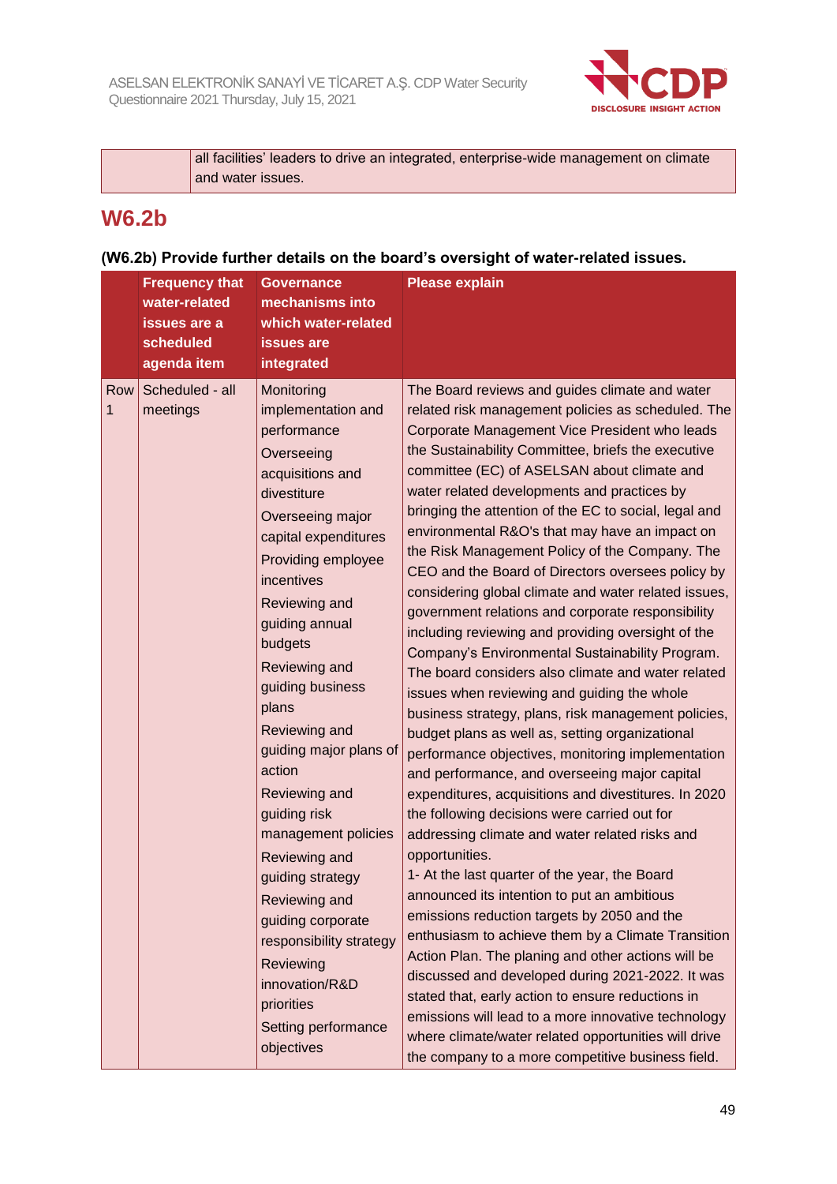| | all facilities' leaders to drive an integrated, enterprise-wide management on climate and water issues. |
|---|---|

## W6.2b

**(W6.2b) Provide further details on the board's oversight of water-related issues.**

| | Frequency that water-related issues are a scheduled agenda item | Governance mechanisms into which water-related issues are integrated | Please explain |
|---|---|---|---|
| Row 1 | Scheduled - all meetings | Monitoring implementation and performance<br>Overseeing acquisitions and divestiture<br>Overseeing major capital expenditures<br>Providing employee incentives<br>Reviewing and guiding annual budgets<br>Reviewing and guiding business plans<br>Reviewing and guiding major plans of action<br>Reviewing and guiding risk management policies<br>Reviewing and guiding strategy<br>Reviewing and guiding corporate responsibility strategy<br>Reviewing innovation/R&D priorities<br>Setting performance objectives | The Board reviews and guides climate and water related risk management policies as scheduled. The Corporate Management Vice President who leads the Sustainability Committee, briefs the executive committee (EC) of ASELSAN about climate and water related developments and practices by bringing the attention of the EC to social, legal and environmental R&O's that may have an impact on the Risk Management Policy of the Company. The CEO and the Board of Directors oversees policy by considering global climate and water related issues, government relations and corporate responsibility including reviewing and providing oversight of the Company's Environmental Sustainability Program. The board considers also climate and water related issues when reviewing and guiding the whole business strategy, plans, risk management policies, budget plans as well as, setting organizational performance objectives, monitoring implementation and performance, and overseeing major capital expenditures, acquisitions and divestitures. In 2020 the following decisions were carried out for addressing climate and water related risks and opportunities.<br>1- At the last quarter of the year, the Board announced its intention to put an ambitious emissions reduction targets by 2050 and the enthusiasm to achieve them by a Climate Transition Action Plan. The planing and other actions will be discussed and developed during 2021-2022. It was stated that, early action to ensure reductions in emissions will lead to a more innovative technology where climate/water related opportunities will drive the company to a more competitive business field. |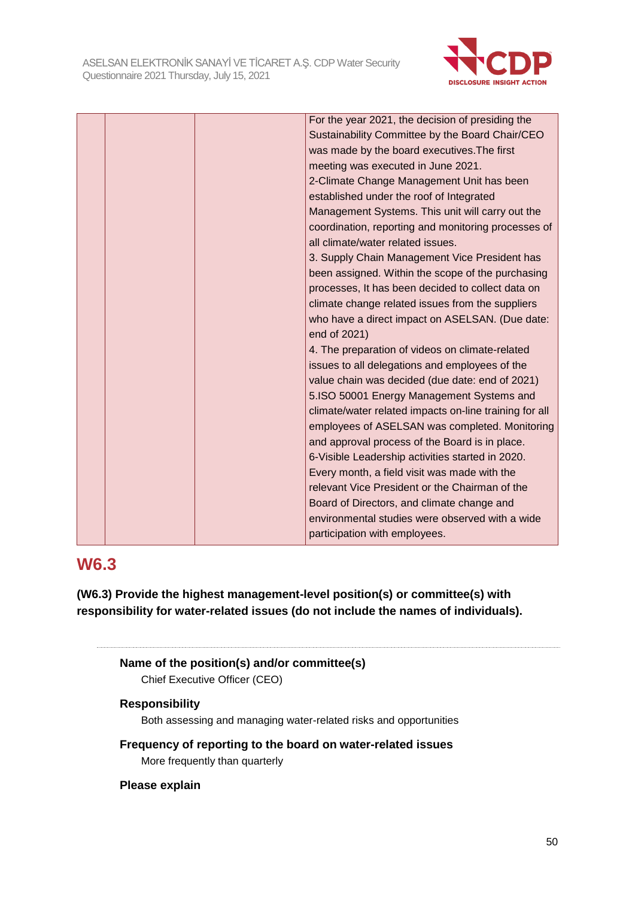| | | | |
|---|---|---|---|
| | | | For the year 2021, the decision of presiding the Sustainability Committee by the Board Chair/CEO was made by the board executives.The first meeting was executed in June 2021.<br>2-Climate Change Management Unit has been established under the roof of Integrated Management Systems. This unit will carry out the coordination, reporting and monitoring processes of all climate/water related issues.<br>3. Supply Chain Management Vice President has been assigned. Within the scope of the purchasing processes, It has been decided to collect data on climate change related issues from the suppliers who have a direct impact on ASELSAN. (Due date: end of 2021)<br>4. The preparation of videos on climate-related issues to all delegations and employees of the value chain was decided (due date: end of 2021)<br>5.ISO 50001 Energy Management Systems and climate/water related impacts on-line training for all employees of ASELSAN was completed. Monitoring and approval process of the Board is in place.<br>6-Visible Leadership activities started in 2020. Every month, a field visit was made with the relevant Vice President or the Chairman of the Board of Directors, and climate change and environmental studies were observed with a wide participation with employees. |

## W6.3

**(W6.3) Provide the highest management-level position(s) or committee(s) with responsibility for water-related issues (do not include the names of individuals).**

---

**Name of the position(s) and/or committee(s)**
Chief Executive Officer (CEO)

**Responsibility**
Both assessing and managing water-related risks and opportunities

**Frequency of reporting to the board on water-related issues**
More frequently than quarterly

**Please explain**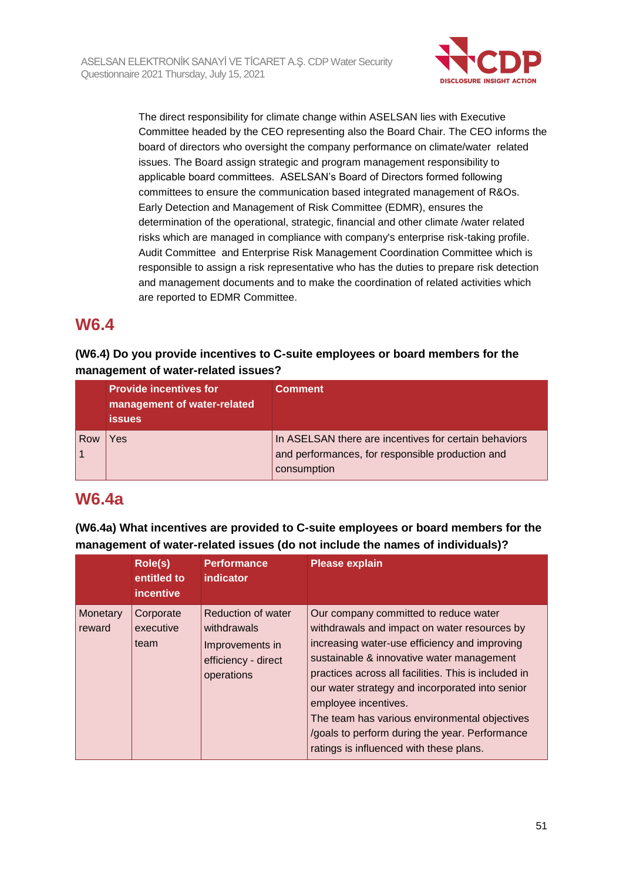The direct responsibility for climate change within ASELSAN lies with Executive Committee headed by the CEO representing also the Board Chair. The CEO informs the board of directors who oversight the company performance on climate/water related issues. The Board assign strategic and program management responsibility to applicable board committees. ASELSAN's Board of Directors formed following committees to ensure the communication based integrated management of R&Os. Early Detection and Management of Risk Committee (EDMR), ensures the determination of the operational, strategic, financial and other climate /water related risks which are managed in compliance with company's enterprise risk-taking profile. Audit Committee and Enterprise Risk Management Coordination Committee which is responsible to assign a risk representative who has the duties to prepare risk detection and management documents and to make the coordination of related activities which are reported to EDMR Committee.

## W6.4

**(W6.4) Do you provide incentives to C-suite employees or board members for the management of water-related issues?**

| | Provide incentives for management of water-related issues | Comment |
|---|---|---|
| Row 1 | Yes | In ASELSAN there are incentives for certain behaviors and performances, for responsible production and consumption |

## W6.4a

**(W6.4a) What incentives are provided to C-suite employees or board members for the management of water-related issues (do not include the names of individuals)?**

| | Role(s) entitled to incentive | Performance indicator | Please explain |
|---|---|---|---|
| Monetary reward | Corporate executive team | Reduction of water withdrawals<br>Improvements in efficiency - direct operations | Our company committed to reduce water withdrawals and impact on water resources by increasing water-use efficiency and improving sustainable & innovative water management practices across all facilities. This is included in our water strategy and incorporated into senior employee incentives.<br>The team has various environmental objectives /goals to perform during the year. Performance ratings is influenced with these plans. |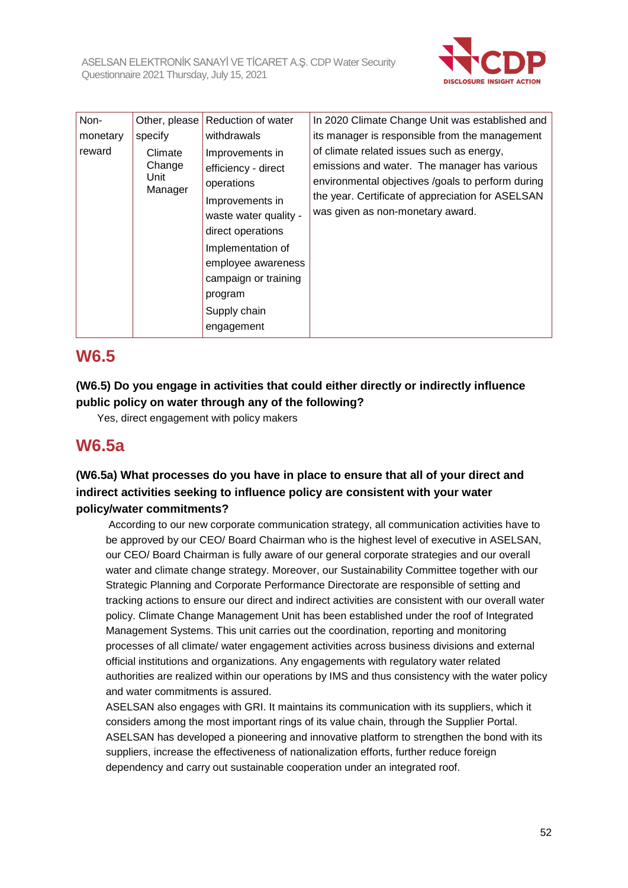| Non-monetary reward | Other, please specify Climate Change Unit Manager | Reduction of water withdrawals Improvements in efficiency - direct operations Improvements in waste water quality - direct operations Implementation of employee awareness campaign or training program Supply chain engagement | In 2020 Climate Change Unit was established and its manager is responsible from the management of climate related issues such as energy, emissions and water. The manager has various environmental objectives /goals to perform during the year. Certificate of appreciation for ASELSAN was given as non-monetary award. |
|---|---|---|---|

## W6.5

**(W6.5) Do you engage in activities that could either directly or indirectly influence public policy on water through any of the following?**

Yes, direct engagement with policy makers

## W6.5a

**(W6.5a) What processes do you have in place to ensure that all of your direct and indirect activities seeking to influence policy are consistent with your water policy/water commitments?**

According to our new corporate communication strategy, all communication activities have to be approved by our CEO/ Board Chairman who is the highest level of executive in ASELSAN, our CEO/ Board Chairman is fully aware of our general corporate strategies and our overall water and climate change strategy. Moreover, our Sustainability Committee together with our Strategic Planning and Corporate Performance Directorate are responsible of setting and tracking actions to ensure our direct and indirect activities are consistent with our overall water policy. Climate Change Management Unit has been established under the roof of Integrated Management Systems. This unit carries out the coordination, reporting and monitoring processes of all climate/ water engagement activities across business divisions and external official institutions and organizations. Any engagements with regulatory water related authorities are realized within our operations by IMS and thus consistency with the water policy and water commitments is assured.

ASELSAN also engages with GRI. It maintains its communication with its suppliers, which it considers among the most important rings of its value chain, through the Supplier Portal. ASELSAN has developed a pioneering and innovative platform to strengthen the bond with its suppliers, increase the effectiveness of nationalization efforts, further reduce foreign dependency and carry out sustainable cooperation under an integrated roof.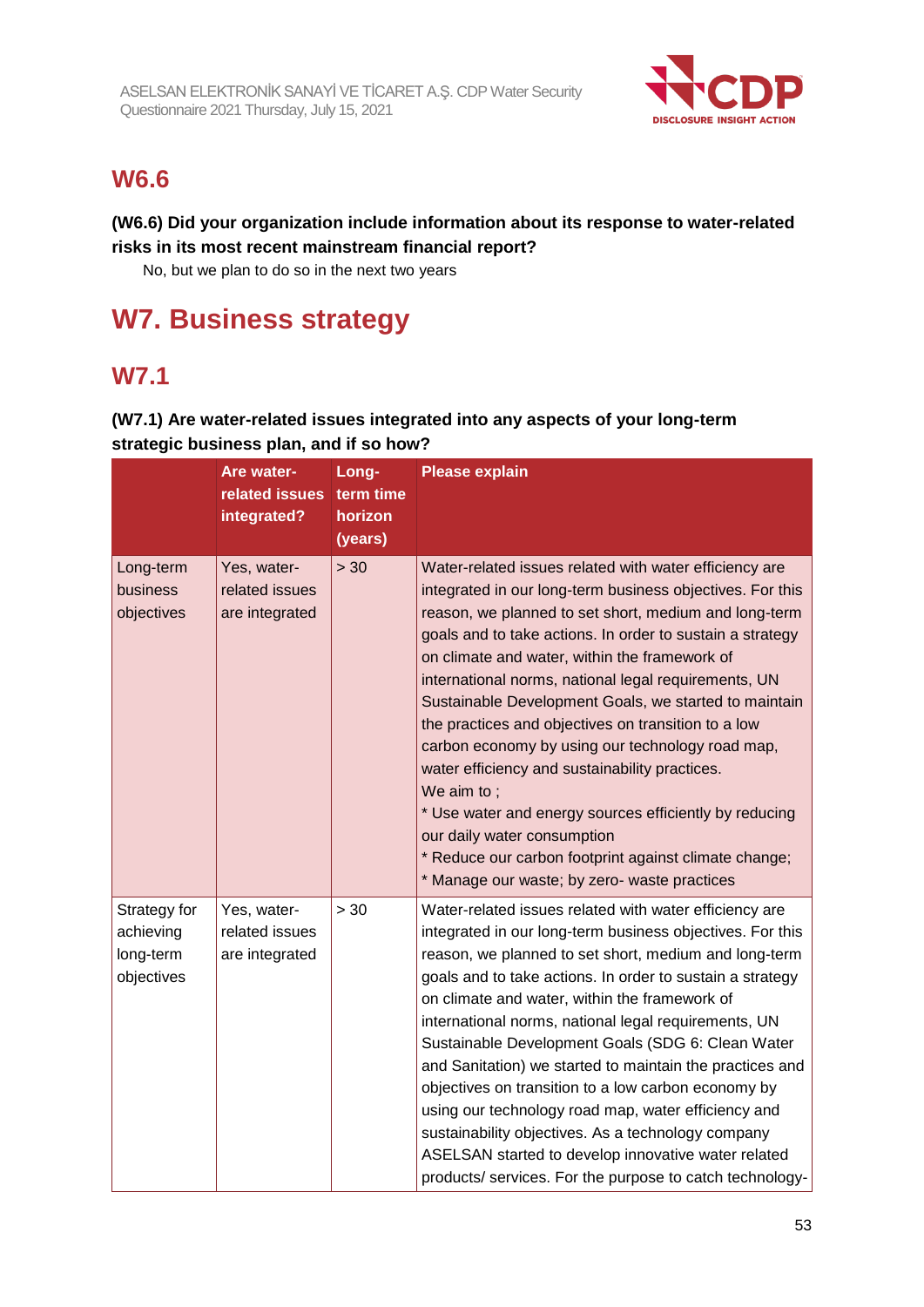## W6.6

**(W6.6) Did your organization include information about its response to water-related risks in its most recent mainstream financial report?**

No, but we plan to do so in the next two years

# W7. Business strategy

## W7.1

**(W7.1) Are water-related issues integrated into any aspects of your long-term strategic business plan, and if so how?**

| | Are water-related issues integrated? | Long-term time horizon (years) | Please explain |
|---|---|---|---|
| Long-term business objectives | Yes, water-related issues are integrated | > 30 | Water-related issues related with water efficiency are integrated in our long-term business objectives. For this reason, we planned to set short, medium and long-term goals and to take actions. In order to sustain a strategy on climate and water, within the framework of international norms, national legal requirements, UN Sustainable Development Goals, we started to maintain the practices and objectives on transition to a low carbon economy by using our technology road map, water efficiency and sustainability practices.<br>We aim to ;<br>* Use water and energy sources efficiently by reducing our daily water consumption<br>* Reduce our carbon footprint against climate change;<br>* Manage our waste; by zero- waste practices |
| Strategy for achieving long-term objectives | Yes, water-related issues are integrated | > 30 | Water-related issues related with water efficiency are integrated in our long-term business objectives. For this reason, we planned to set short, medium and long-term goals and to take actions. In order to sustain a strategy on climate and water, within the framework of international norms, national legal requirements, UN Sustainable Development Goals (SDG 6: Clean Water and Sanitation) we started to maintain the practices and objectives on transition to a low carbon economy by using our technology road map, water efficiency and sustainability objectives. As a technology company ASELSAN started to develop innovative water related products/ services. For the purpose to catch technology- |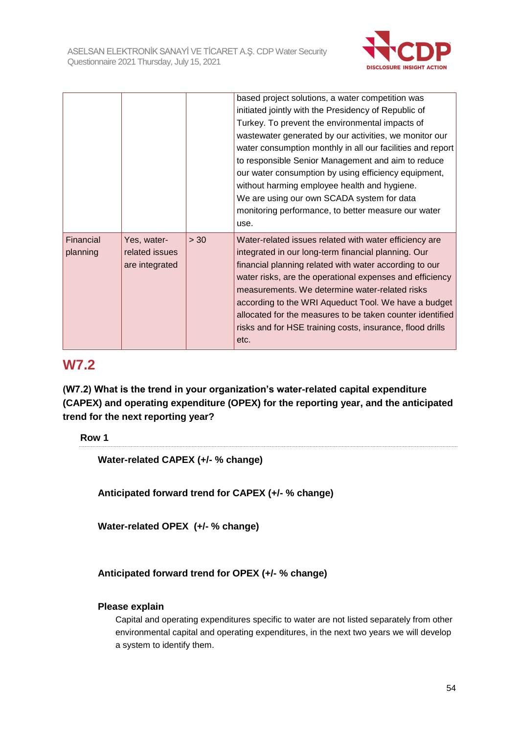| | | | |
|---|---|---|---|
| | | | based project solutions, a water competition was initiated jointly with the Presidency of Republic of Turkey. To prevent the environmental impacts of wastewater generated by our activities, we monitor our water consumption monthly in all our facilities and report to responsible Senior Management and aim to reduce our water consumption by using efficiency equipment, without harming employee health and hygiene.<br>We are using our own SCADA system for data monitoring performance, to better measure our water use. |
| Financial planning | Yes, water-related issues are integrated | > 30 | Water-related issues related with water efficiency are integrated in our long-term financial planning. Our financial planning related with water according to our water risks, are the operational expenses and efficiency measurements. We determine water-related risks according to the WRI Aqueduct Tool. We have a budget allocated for the measures to be taken counter identified risks and for HSE training costs, insurance, flood drills etc. |

## W7.2

**(W7.2) What is the trend in your organization's water-related capital expenditure (CAPEX) and operating expenditure (OPEX) for the reporting year, and the anticipated trend for the next reporting year?**

**Row 1**

**Water-related CAPEX (+/- % change)**

**Anticipated forward trend for CAPEX (+/- % change)**

**Water-related OPEX (+/- % change)**

**Anticipated forward trend for OPEX (+/- % change)**

**Please explain**

Capital and operating expenditures specific to water are not listed separately from other environmental capital and operating expenditures, in the next two years we will develop a system to identify them.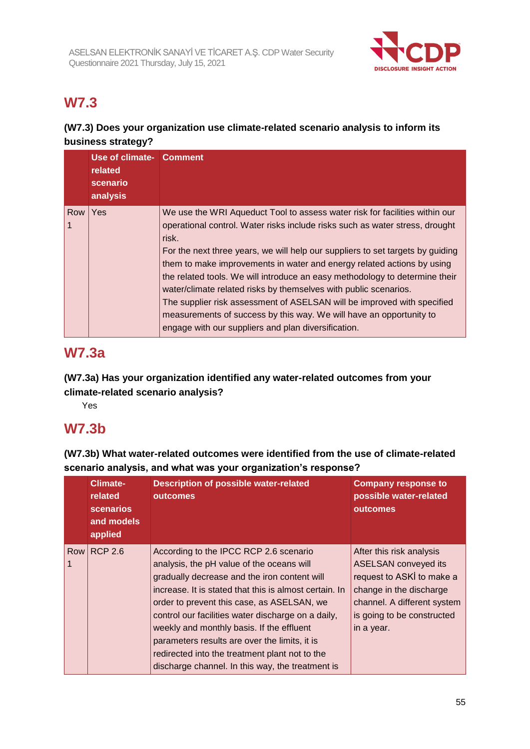## W7.3

**(W7.3) Does your organization use climate-related scenario analysis to inform its business strategy?**

| | Use of climate-related scenario analysis | Comment |
|---|---|---|
| Row 1 | Yes | We use the WRI Aqueduct Tool to assess water risk for facilities within our operational control. Water risks include risks such as water stress, drought risk.<br>For the next three years, we will help our suppliers to set targets by guiding them to make improvements in water and energy related actions by using the related tools. We will introduce an easy methodology to determine their water/climate related risks by themselves with public scenarios.<br>The supplier risk assessment of ASELSAN will be improved with specified measurements of success by this way. We will have an opportunity to engage with our suppliers and plan diversification. |

## W7.3a

**(W7.3a) Has your organization identified any water-related outcomes from your climate-related scenario analysis?**

Yes

## W7.3b

**(W7.3b) What water-related outcomes were identified from the use of climate-related scenario analysis, and what was your organization's response?**

| | Climate-related scenarios and models applied | Description of possible water-related outcomes | Company response to possible water-related outcomes |
|---|---|---|---|
| Row 1 | RCP 2.6 | According to the IPCC RCP 2.6 scenario analysis, the pH value of the oceans will gradually decrease and the iron content will increase. It is stated that this is almost certain. In order to prevent this case, as ASELSAN, we control our facilities water discharge on a daily, weekly and monthly basis. If the effluent parameters results are over the limits, it is redirected into the treatment plant not to the discharge channel. In this way, the treatment is | After this risk analysis ASELSAN conveyed its request to ASKİ to make a change in the discharge channel. A different system is going to be constructed in a year. |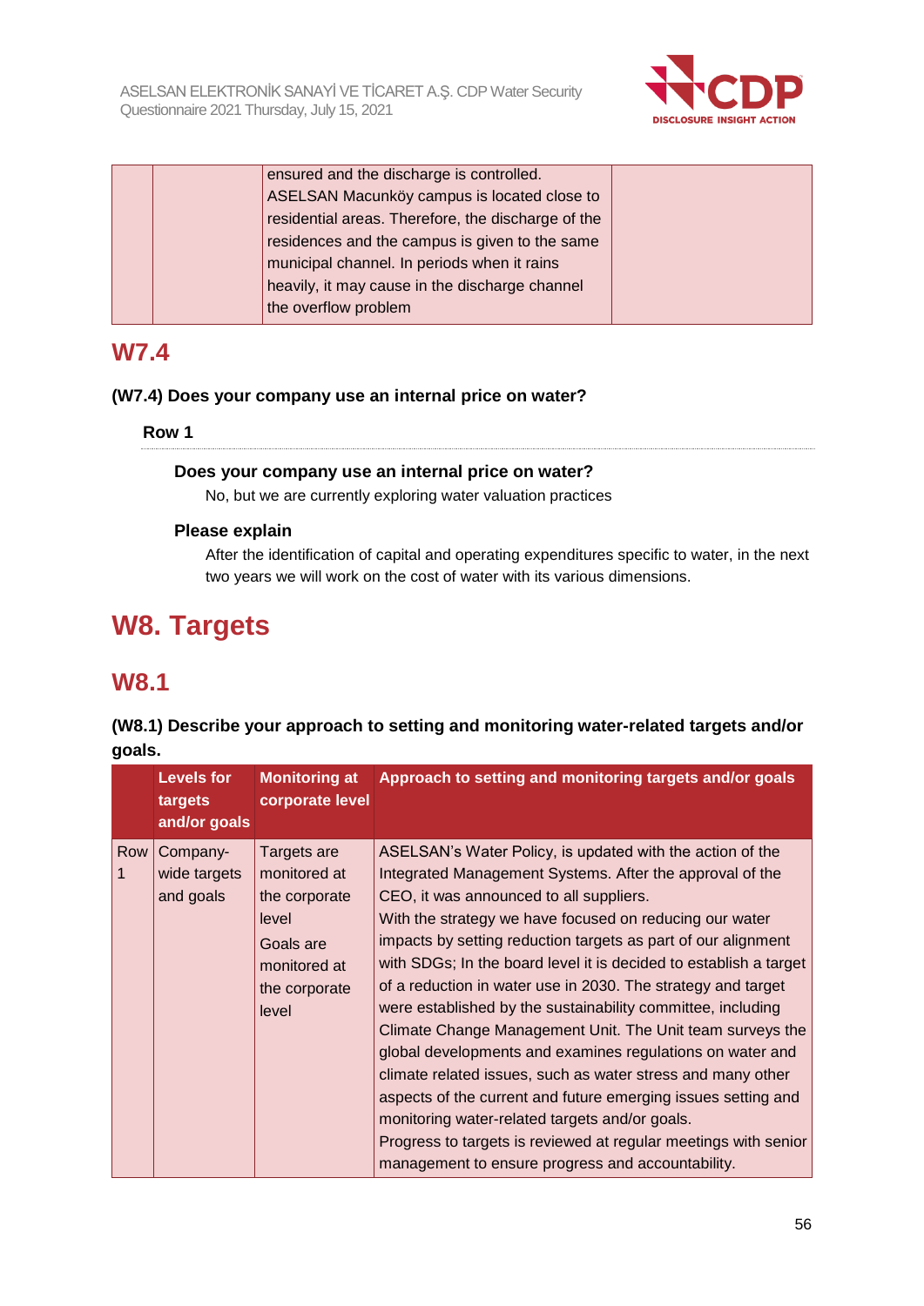| | | ensured and the discharge is controlled.<br>ASELSAN Macunköy campus is located close to residential areas. Therefore, the discharge of the residences and the campus is given to the same municipal channel. In periods when it rains heavily, it may cause in the discharge channel the overflow problem | |
|---|---|---|---|

## W7.4

**(W7.4) Does your company use an internal price on water?**

**Row 1**

**Does your company use an internal price on water?**

No, but we are currently exploring water valuation practices

**Please explain**

After the identification of capital and operating expenditures specific to water, in the next two years we will work on the cost of water with its various dimensions.

# W8. Targets

## W8.1

**(W8.1) Describe your approach to setting and monitoring water-related targets and/or goals.**

| | Levels for targets and/or goals | Monitoring at corporate level | Approach to setting and monitoring targets and/or goals |
|---|---|---|---|
| Row 1 | Company-wide targets and goals | Targets are monitored at the corporate level<br>Goals are monitored at the corporate level | ASELSAN's Water Policy, is updated with the action of the Integrated Management Systems. After the approval of the CEO, it was announced to all suppliers.<br>With the strategy we have focused on reducing our water impacts by setting reduction targets as part of our alignment with SDGs; In the board level it is decided to establish a target of a reduction in water use in 2030. The strategy and target were established by the sustainability committee, including Climate Change Management Unit. The Unit team surveys the global developments and examines regulations on water and climate related issues, such as water stress and many other aspects of the current and future emerging issues setting and monitoring water-related targets and/or goals.<br>Progress to targets is reviewed at regular meetings with senior management to ensure progress and accountability. |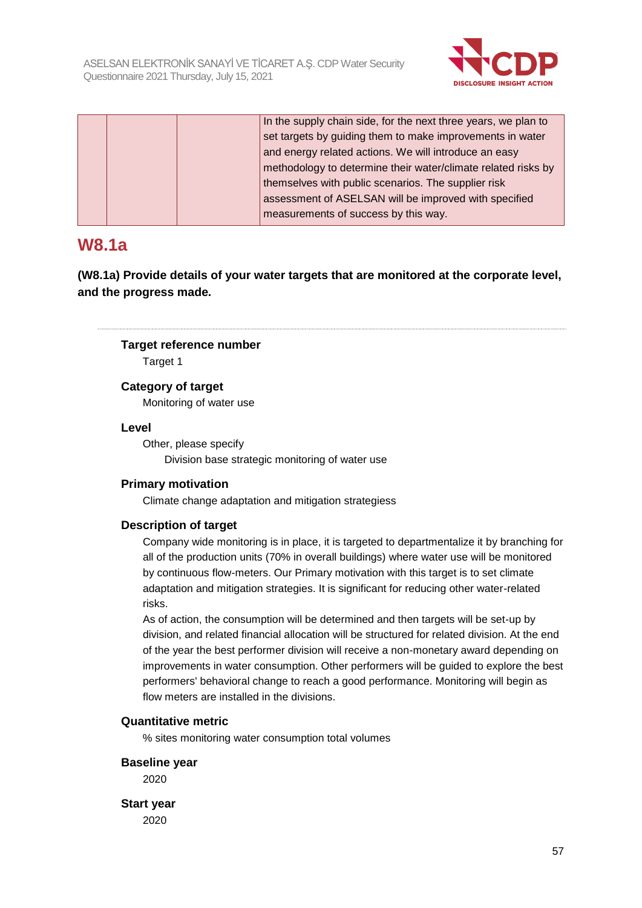|  |  |  | In the supply chain side, for the next three years, we plan to set targets by guiding them to make improvements in water and energy related actions. We will introduce an easy methodology to determine their water/climate related risks by themselves with public scenarios. The supplier risk assessment of ASELSAN will be improved with specified measurements of success by this way. |
|---|---|---|---|

## W8.1a

**(W8.1a) Provide details of your water targets that are monitored at the corporate level, and the progress made.**

**Target reference number**

Target 1

**Category of target**

Monitoring of water use

**Level**

Other, please specify

Division base strategic monitoring of water use

**Primary motivation**

Climate change adaptation and mitigation strategiess

**Description of target**

Company wide monitoring is in place, it is targeted to departmentalize it by branching for all of the production units (70% in overall buildings) where water use will be monitored by continuous flow-meters. Our Primary motivation with this target is to set climate adaptation and mitigation strategies. It is significant for reducing other water-related risks.

As of action, the consumption will be determined and then targets will be set-up by division, and related financial allocation will be structured for related division. At the end of the year the best performer division will receive a non-monetary award depending on improvements in water consumption. Other performers will be guided to explore the best performers' behavioral change to reach a good performance. Monitoring will begin as flow meters are installed in the divisions.

**Quantitative metric**

% sites monitoring water consumption total volumes

**Baseline year**

2020

**Start year**

2020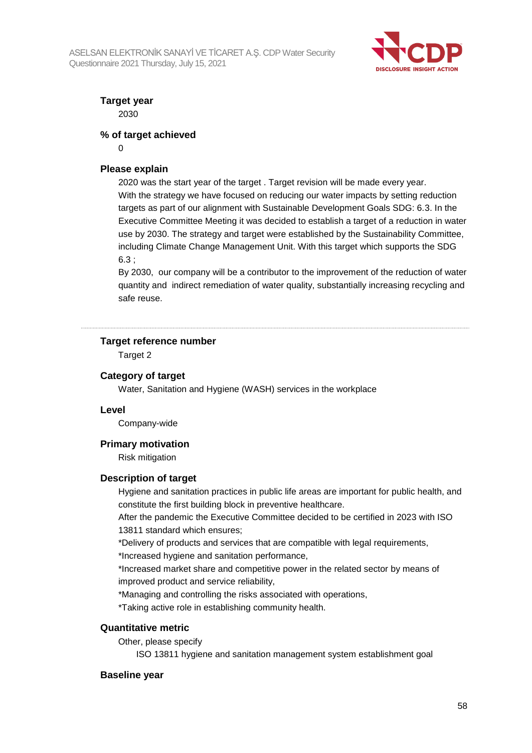**Target year**

2030

**% of target achieved**

0

**Please explain**

2020 was the start year of the target . Target revision will be made every year.
With the strategy we have focused on reducing our water impacts by setting reduction targets as part of our alignment with Sustainable Development Goals SDG: 6.3. In the Executive Committee Meeting it was decided to establish a target of a reduction in water use by 2030. The strategy and target were established by the Sustainability Committee, including Climate Change Management Unit. With this target which supports the SDG 6.3 ;
By 2030, our company will be a contributor to the improvement of the reduction of water quantity and indirect remediation of water quality, substantially increasing recycling and safe reuse.

---

**Target reference number**

Target 2

**Category of target**

Water, Sanitation and Hygiene (WASH) services in the workplace

**Level**

Company-wide

**Primary motivation**

Risk mitigation

**Description of target**

Hygiene and sanitation practices in public life areas are important for public health, and constitute the first building block in preventive healthcare.
After the pandemic the Executive Committee decided to be certified in 2023 with ISO 13811 standard which ensures;
*Delivery of products and services that are compatible with legal requirements,
*Increased hygiene and sanitation performance,
*Increased market share and competitive power in the related sector by means of improved product and service reliability,
*Managing and controlling the risks associated with operations,
*Taking active role in establishing community health.

**Quantitative metric**

Other, please specify

ISO 13811 hygiene and sanitation management system establishment goal

**Baseline year**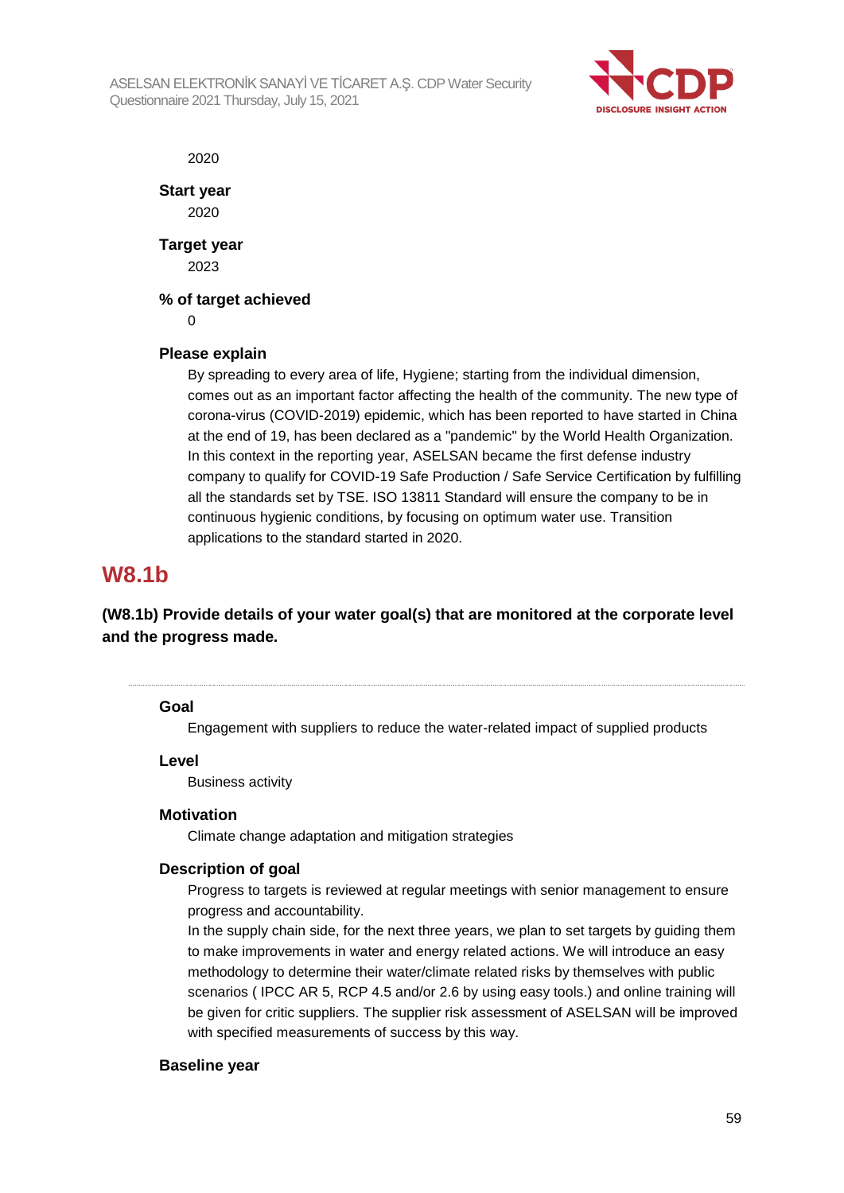2020

**Start year**

2020

**Target year**

2023

**% of target achieved**

0

**Please explain**

By spreading to every area of life, Hygiene; starting from the individual dimension, comes out as an important factor affecting the health of the community. The new type of corona-virus (COVID-2019) epidemic, which has been reported to have started in China at the end of 19, has been declared as a "pandemic" by the World Health Organization. In this context in the reporting year, ASELSAN became the first defense industry company to qualify for COVID-19 Safe Production / Safe Service Certification by fulfilling all the standards set by TSE. ISO 13811 Standard will ensure the company to be in continuous hygienic conditions, by focusing on optimum water use. Transition applications to the standard started in 2020.

## W8.1b

**(W8.1b) Provide details of your water goal(s) that are monitored at the corporate level and the progress made.**

---

**Goal**

Engagement with suppliers to reduce the water-related impact of supplied products

**Level**

Business activity

**Motivation**

Climate change adaptation and mitigation strategies

**Description of goal**

Progress to targets is reviewed at regular meetings with senior management to ensure progress and accountability.

In the supply chain side, for the next three years, we plan to set targets by guiding them to make improvements in water and energy related actions. We will introduce an easy methodology to determine their water/climate related risks by themselves with public scenarios ( IPCC AR 5, RCP 4.5 and/or 2.6 by using easy tools.) and online training will be given for critic suppliers. The supplier risk assessment of ASELSAN will be improved with specified measurements of success by this way.

**Baseline year**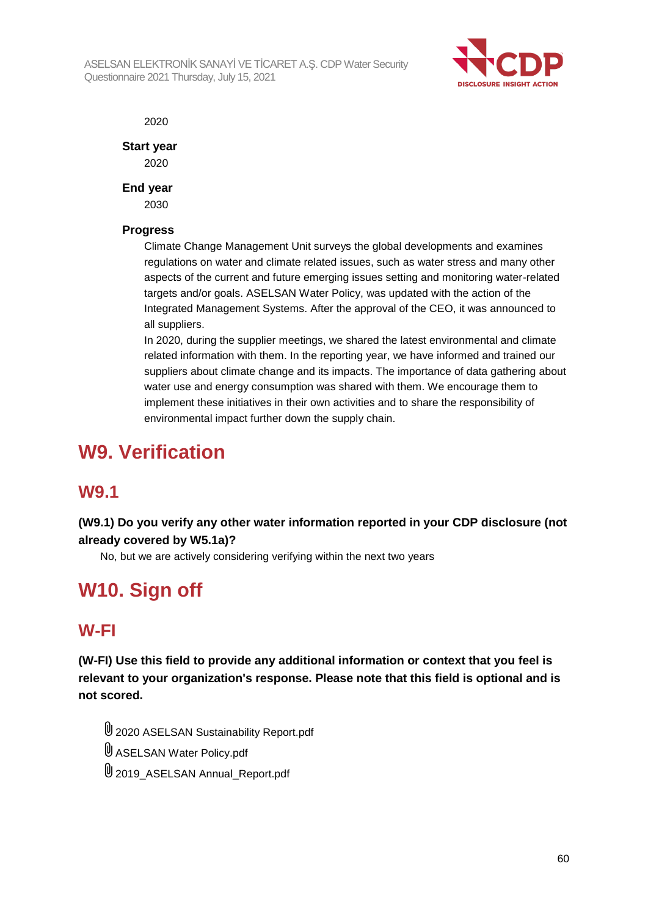2020

**Start year**

2020

**End year**

2030

**Progress**

Climate Change Management Unit surveys the global developments and examines regulations on water and climate related issues, such as water stress and many other aspects of the current and future emerging issues setting and monitoring water-related targets and/or goals. ASELSAN Water Policy, was updated with the action of the Integrated Management Systems. After the approval of the CEO, it was announced to all suppliers.

In 2020, during the supplier meetings, we shared the latest environmental and climate related information with them. In the reporting year, we have informed and trained our suppliers about climate change and its impacts. The importance of data gathering about water use and energy consumption was shared with them. We encourage them to implement these initiatives in their own activities and to share the responsibility of environmental impact further down the supply chain.

# W9. Verification

## W9.1

**(W9.1) Do you verify any other water information reported in your CDP disclosure (not already covered by W5.1a)?**

No, but we are actively considering verifying within the next two years

# W10. Sign off

## W-FI

**(W-FI) Use this field to provide any additional information or context that you feel is relevant to your organization's response. Please note that this field is optional and is not scored.**

2020 ASELSAN Sustainability Report.pdf

ASELSAN Water Policy.pdf

2019_ASELSAN Annual_Report.pdf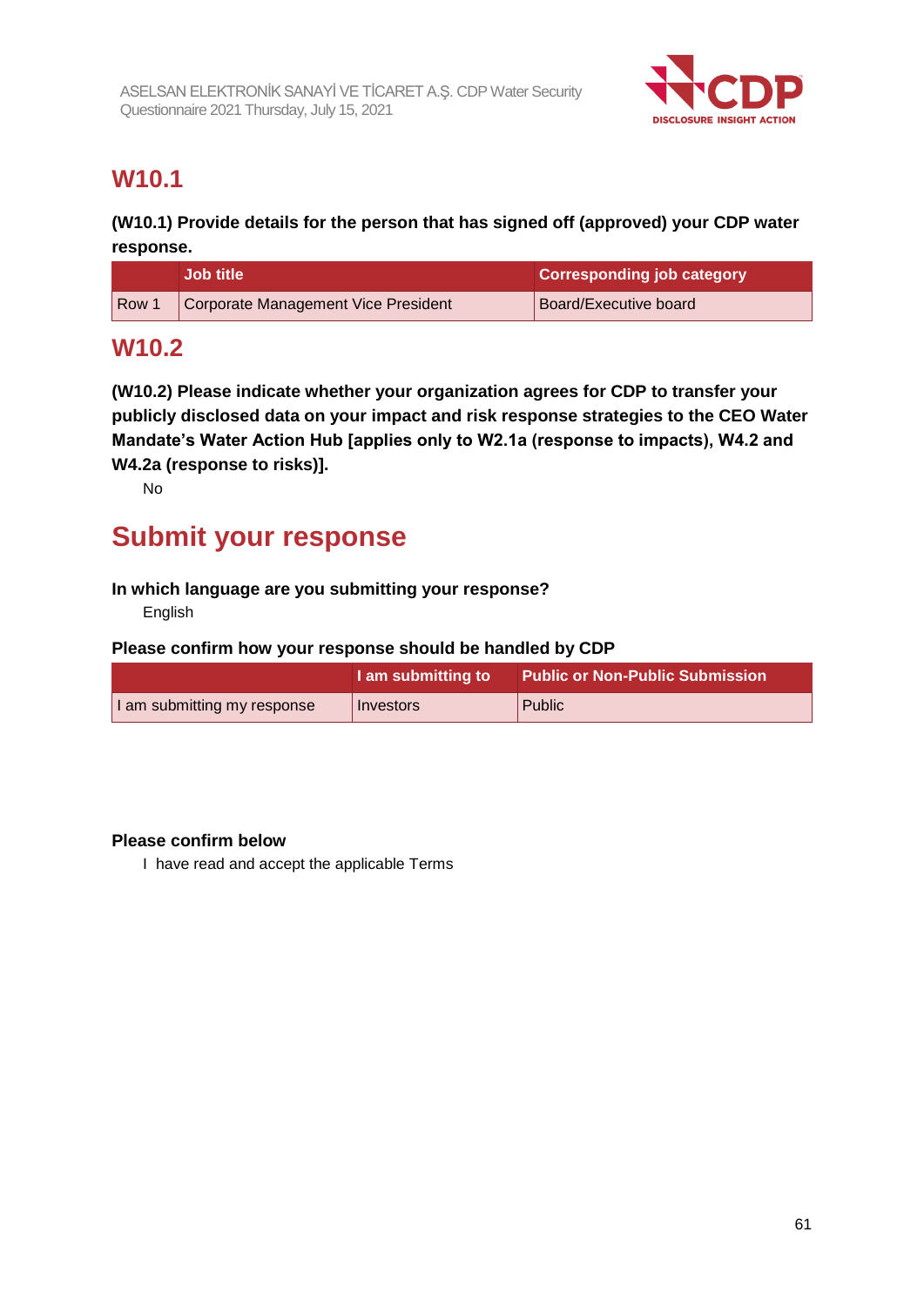## W10.1

**(W10.1) Provide details for the person that has signed off (approved) your CDP water response.**

| | Job title | Corresponding job category |
|---|---|---|
| Row 1 | Corporate Management Vice President | Board/Executive board |

## W10.2

**(W10.2) Please indicate whether your organization agrees for CDP to transfer your publicly disclosed data on your impact and risk response strategies to the CEO Water Mandate's Water Action Hub [applies only to W2.1a (response to impacts), W4.2 and W4.2a (response to risks)].**

No

# Submit your response

**In which language are you submitting your response?**

English

**Please confirm how your response should be handled by CDP**

| | I am submitting to | Public or Non-Public Submission |
|---|---|---|
| I am submitting my response | Investors | Public |

**Please confirm below**

I have read and accept the applicable Terms